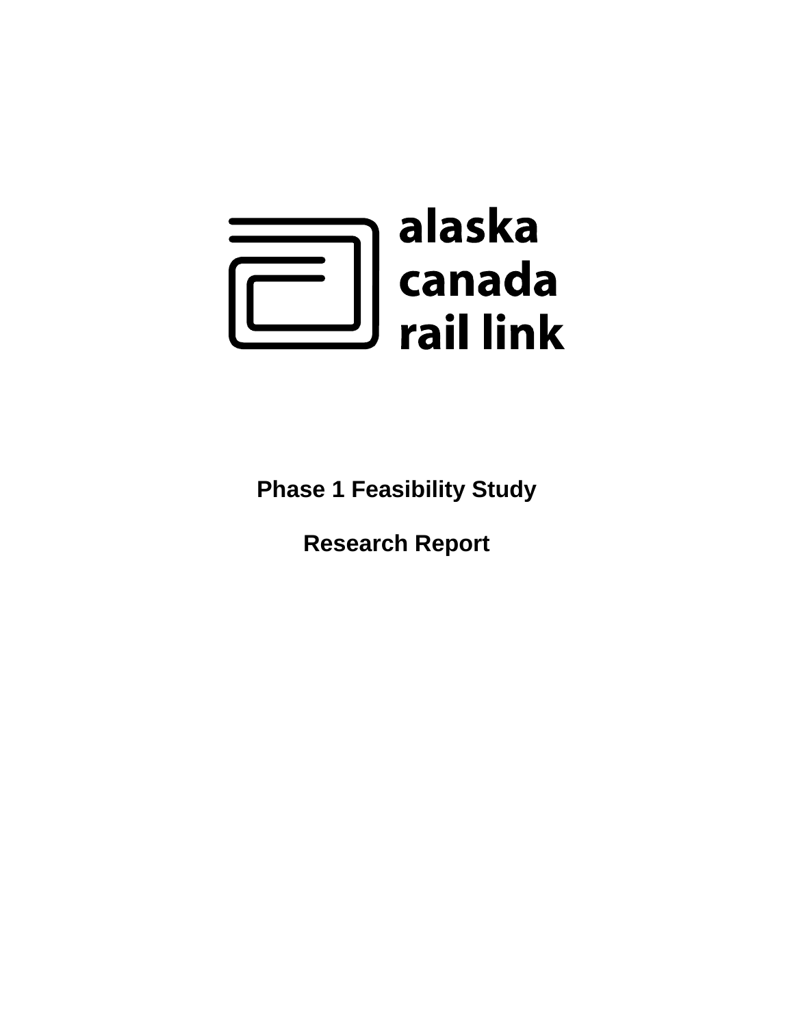alaska
canada
rail link

# Phase 1 Feasibility Study

## Research Report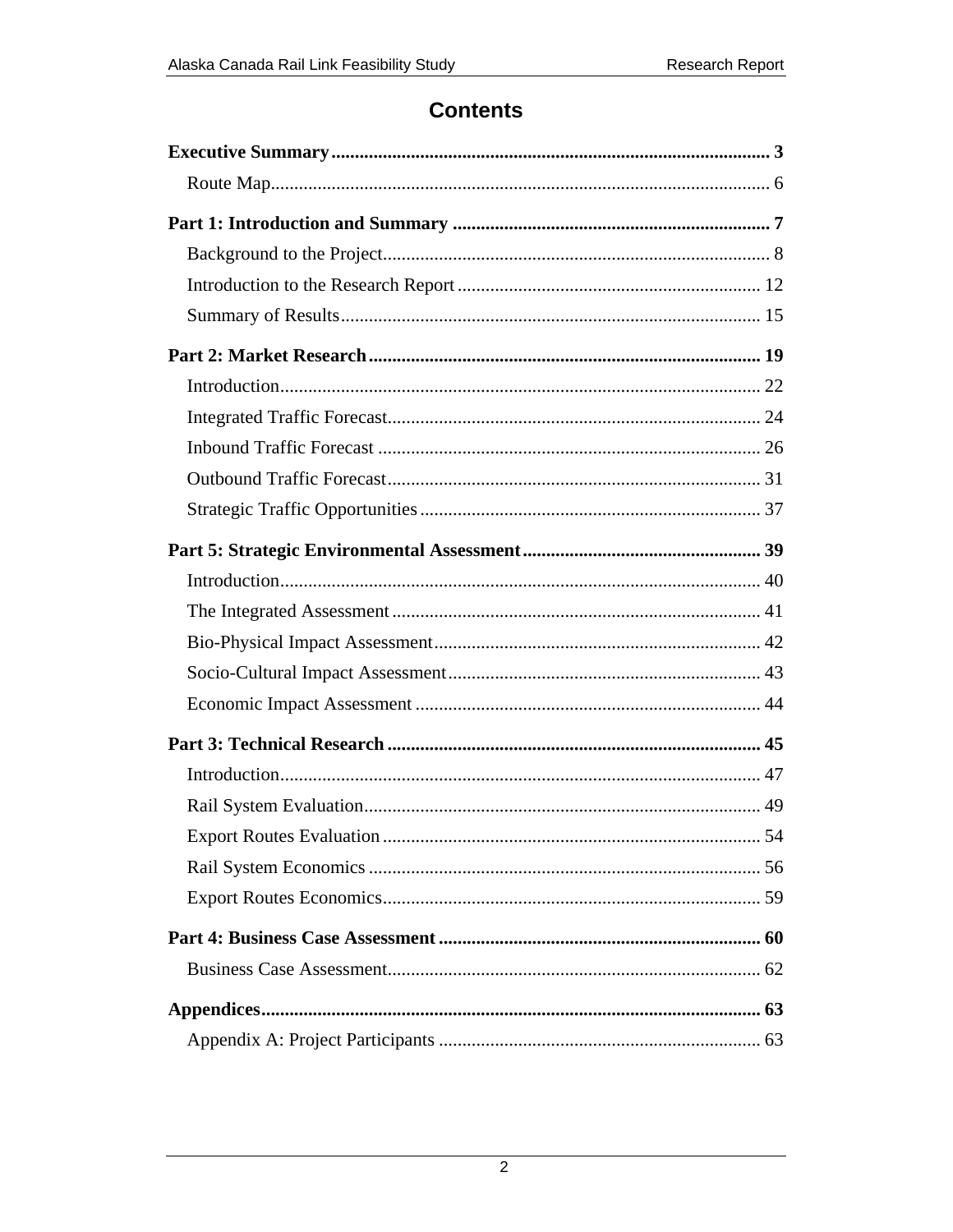# Contents

**Executive Summary** ... **3**

Route Map ... 6

**Part 1: Introduction and Summary** ... **7**

Background to the Project ... 8

Introduction to the Research Report ... 12

Summary of Results ... 15

**Part 2: Market Research** ... **19**

Introduction ... 22

Integrated Traffic Forecast ... 24

Inbound Traffic Forecast ... 26

Outbound Traffic Forecast ... 31

Strategic Traffic Opportunities ... 37

**Part 5: Strategic Environmental Assessment** ... **39**

Introduction ... 40

The Integrated Assessment ... 41

Bio-Physical Impact Assessment ... 42

Socio-Cultural Impact Assessment ... 43

Economic Impact Assessment ... 44

**Part 3: Technical Research** ... **45**

Introduction ... 47

Rail System Evaluation ... 49

Export Routes Evaluation ... 54

Rail System Economics ... 56

Export Routes Economics ... 59

**Part 4: Business Case Assessment** ... **60**

Business Case Assessment ... 62

**Appendices** ... **63**

Appendix A: Project Participants ... 63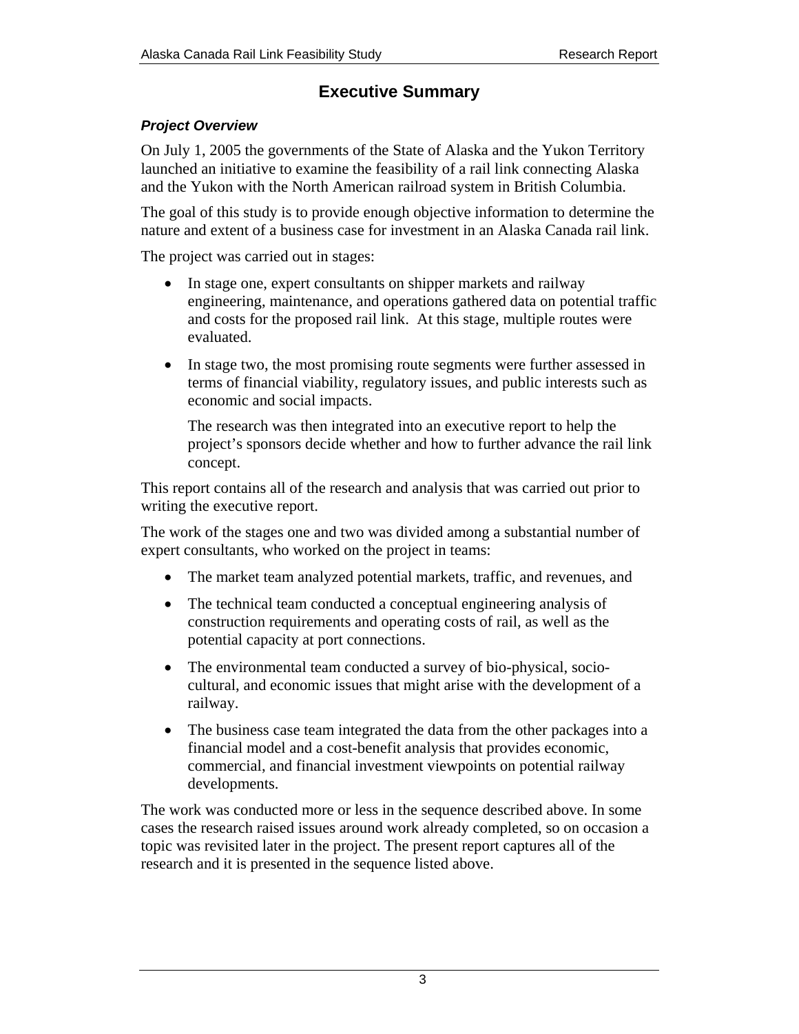# Executive Summary

### *Project Overview*

On July 1, 2005 the governments of the State of Alaska and the Yukon Territory launched an initiative to examine the feasibility of a rail link connecting Alaska and the Yukon with the North American railroad system in British Columbia.

The goal of this study is to provide enough objective information to determine the nature and extent of a business case for investment in an Alaska Canada rail link.

The project was carried out in stages:

- In stage one, expert consultants on shipper markets and railway engineering, maintenance, and operations gathered data on potential traffic and costs for the proposed rail link. At this stage, multiple routes were evaluated.
- In stage two, the most promising route segments were further assessed in terms of financial viability, regulatory issues, and public interests such as economic and social impacts.

  The research was then integrated into an executive report to help the project's sponsors decide whether and how to further advance the rail link concept.

This report contains all of the research and analysis that was carried out prior to writing the executive report.

The work of the stages one and two was divided among a substantial number of expert consultants, who worked on the project in teams:

- The market team analyzed potential markets, traffic, and revenues, and
- The technical team conducted a conceptual engineering analysis of construction requirements and operating costs of rail, as well as the potential capacity at port connections.
- The environmental team conducted a survey of bio-physical, socio-cultural, and economic issues that might arise with the development of a railway.
- The business case team integrated the data from the other packages into a financial model and a cost-benefit analysis that provides economic, commercial, and financial investment viewpoints on potential railway developments.

The work was conducted more or less in the sequence described above. In some cases the research raised issues around work already completed, so on occasion a topic was revisited later in the project. The present report captures all of the research and it is presented in the sequence listed above.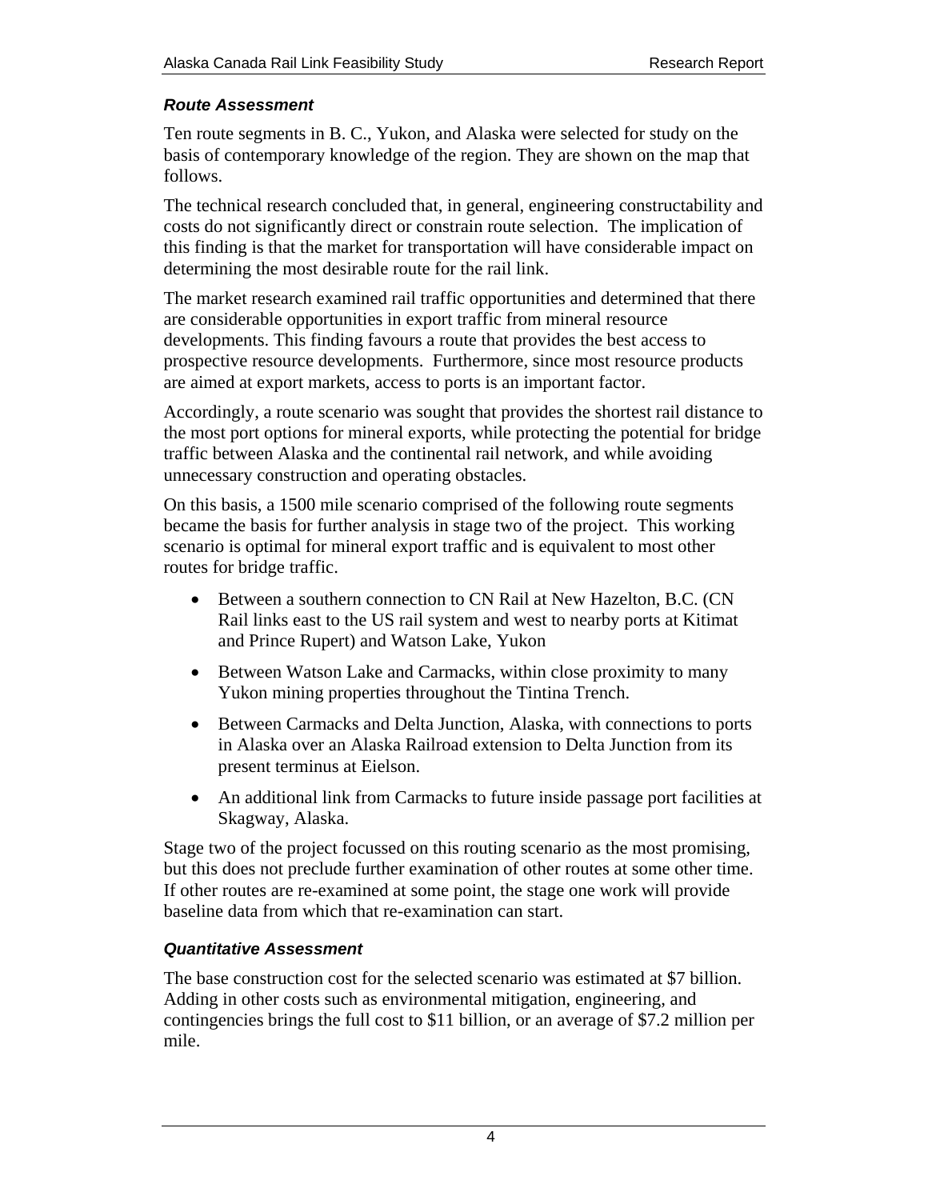### *Route Assessment*

Ten route segments in B. C., Yukon, and Alaska were selected for study on the basis of contemporary knowledge of the region. They are shown on the map that follows.

The technical research concluded that, in general, engineering constructability and costs do not significantly direct or constrain route selection. The implication of this finding is that the market for transportation will have considerable impact on determining the most desirable route for the rail link.

The market research examined rail traffic opportunities and determined that there are considerable opportunities in export traffic from mineral resource developments. This finding favours a route that provides the best access to prospective resource developments. Furthermore, since most resource products are aimed at export markets, access to ports is an important factor.

Accordingly, a route scenario was sought that provides the shortest rail distance to the most port options for mineral exports, while protecting the potential for bridge traffic between Alaska and the continental rail network, and while avoiding unnecessary construction and operating obstacles.

On this basis, a 1500 mile scenario comprised of the following route segments became the basis for further analysis in stage two of the project. This working scenario is optimal for mineral export traffic and is equivalent to most other routes for bridge traffic.

- Between a southern connection to CN Rail at New Hazelton, B.C. (CN Rail links east to the US rail system and west to nearby ports at Kitimat and Prince Rupert) and Watson Lake, Yukon
- Between Watson Lake and Carmacks, within close proximity to many Yukon mining properties throughout the Tintina Trench.
- Between Carmacks and Delta Junction, Alaska, with connections to ports in Alaska over an Alaska Railroad extension to Delta Junction from its present terminus at Eielson.
- An additional link from Carmacks to future inside passage port facilities at Skagway, Alaska.

Stage two of the project focussed on this routing scenario as the most promising, but this does not preclude further examination of other routes at some other time. If other routes are re-examined at some point, the stage one work will provide baseline data from which that re-examination can start.

### *Quantitative Assessment*

The base construction cost for the selected scenario was estimated at $7 billion. Adding in other costs such as environmental mitigation, engineering, and contingencies brings the full cost to $11 billion, or an average of $7.2 million per mile.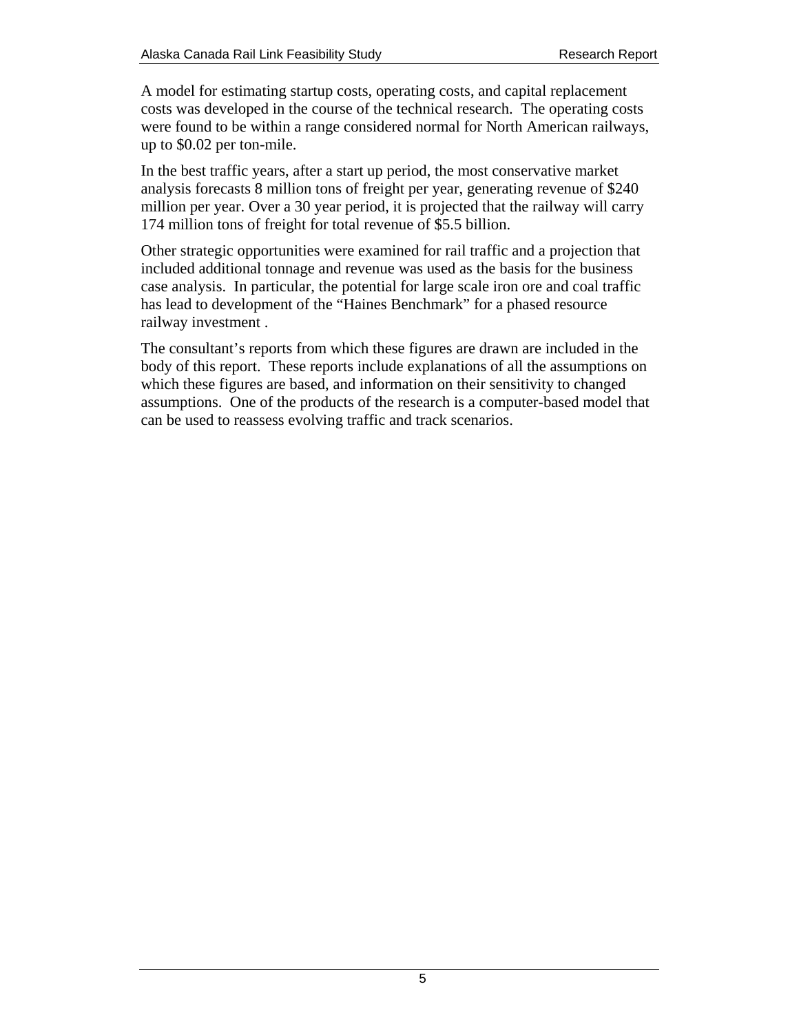A model for estimating startup costs, operating costs, and capital replacement costs was developed in the course of the technical research. The operating costs were found to be within a range considered normal for North American railways, up to $0.02 per ton-mile.

In the best traffic years, after a start up period, the most conservative market analysis forecasts 8 million tons of freight per year, generating revenue of $240 million per year. Over a 30 year period, it is projected that the railway will carry 174 million tons of freight for total revenue of $5.5 billion.

Other strategic opportunities were examined for rail traffic and a projection that included additional tonnage and revenue was used as the basis for the business case analysis. In particular, the potential for large scale iron ore and coal traffic has lead to development of the "Haines Benchmark" for a phased resource railway investment .

The consultant's reports from which these figures are drawn are included in the body of this report. These reports include explanations of all the assumptions on which these figures are based, and information on their sensitivity to changed assumptions. One of the products of the research is a computer-based model that can be used to reassess evolving traffic and track scenarios.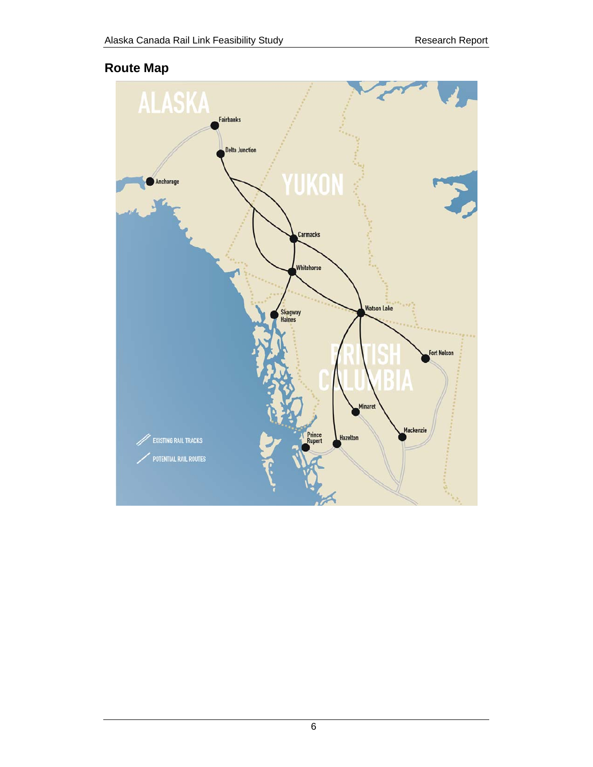## Route Map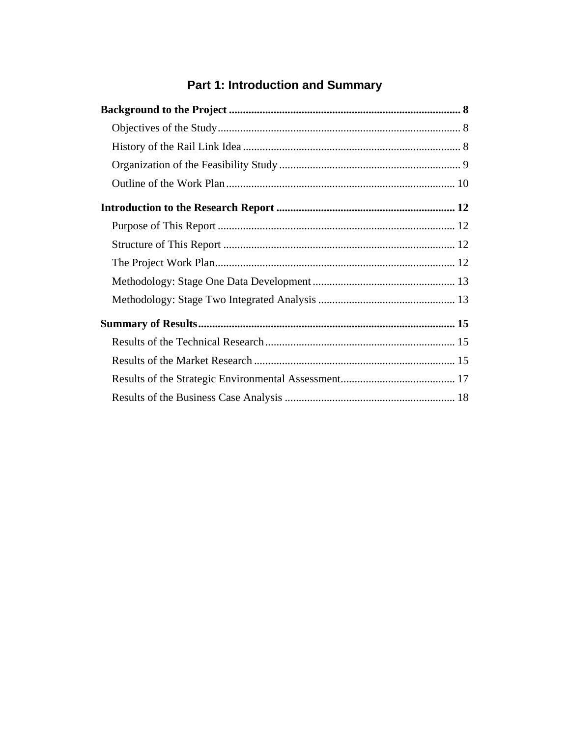# Part 1: Introduction and Summary

**Background to the Project** .................................................................................. **8**

- Objectives of the Study ....................................................................................... 8
- History of the Rail Link Idea ............................................................................. 8
- Organization of the Feasibility Study ................................................................. 9
- Outline of the Work Plan .................................................................................. 10

**Introduction to the Research Report** ................................................................ **12**

- Purpose of This Report .................................................................................... 12
- Structure of This Report ................................................................................... 12
- The Project Work Plan ...................................................................................... 12
- Methodology: Stage One Data Development ................................................... 13
- Methodology: Stage Two Integrated Analysis ................................................. 13

**Summary of Results** ........................................................................................... **15**

- Results of the Technical Research .................................................................... 15
- Results of the Market Research ........................................................................ 15
- Results of the Strategic Environmental Assessment ......................................... 17
- Results of the Business Case Analysis ............................................................. 18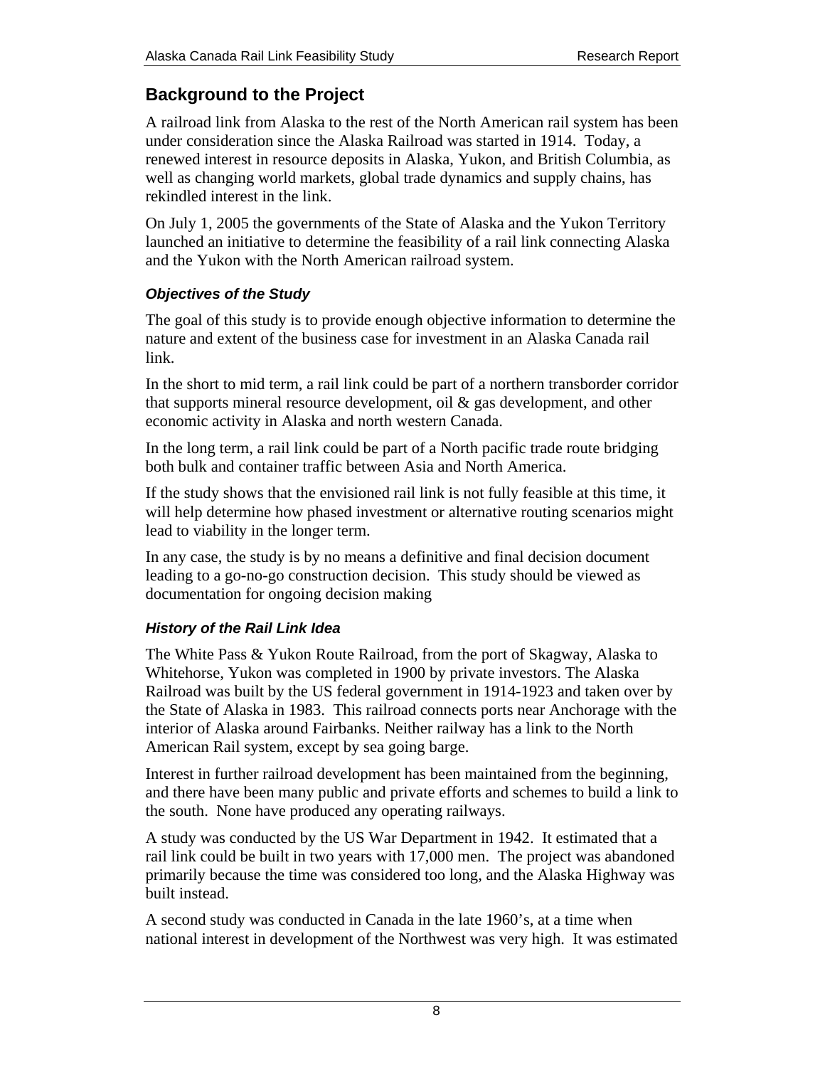## Background to the Project

A railroad link from Alaska to the rest of the North American rail system has been under consideration since the Alaska Railroad was started in 1914. Today, a renewed interest in resource deposits in Alaska, Yukon, and British Columbia, as well as changing world markets, global trade dynamics and supply chains, has rekindled interest in the link.

On July 1, 2005 the governments of the State of Alaska and the Yukon Territory launched an initiative to determine the feasibility of a rail link connecting Alaska and the Yukon with the North American railroad system.

### *Objectives of the Study*

The goal of this study is to provide enough objective information to determine the nature and extent of the business case for investment in an Alaska Canada rail link.

In the short to mid term, a rail link could be part of a northern transborder corridor that supports mineral resource development, oil & gas development, and other economic activity in Alaska and north western Canada.

In the long term, a rail link could be part of a North pacific trade route bridging both bulk and container traffic between Asia and North America.

If the study shows that the envisioned rail link is not fully feasible at this time, it will help determine how phased investment or alternative routing scenarios might lead to viability in the longer term.

In any case, the study is by no means a definitive and final decision document leading to a go-no-go construction decision. This study should be viewed as documentation for ongoing decision making

### *History of the Rail Link Idea*

The White Pass & Yukon Route Railroad, from the port of Skagway, Alaska to Whitehorse, Yukon was completed in 1900 by private investors. The Alaska Railroad was built by the US federal government in 1914-1923 and taken over by the State of Alaska in 1983. This railroad connects ports near Anchorage with the interior of Alaska around Fairbanks. Neither railway has a link to the North American Rail system, except by sea going barge.

Interest in further railroad development has been maintained from the beginning, and there have been many public and private efforts and schemes to build a link to the south. None have produced any operating railways.

A study was conducted by the US War Department in 1942. It estimated that a rail link could be built in two years with 17,000 men. The project was abandoned primarily because the time was considered too long, and the Alaska Highway was built instead.

A second study was conducted in Canada in the late 1960's, at a time when national interest in development of the Northwest was very high. It was estimated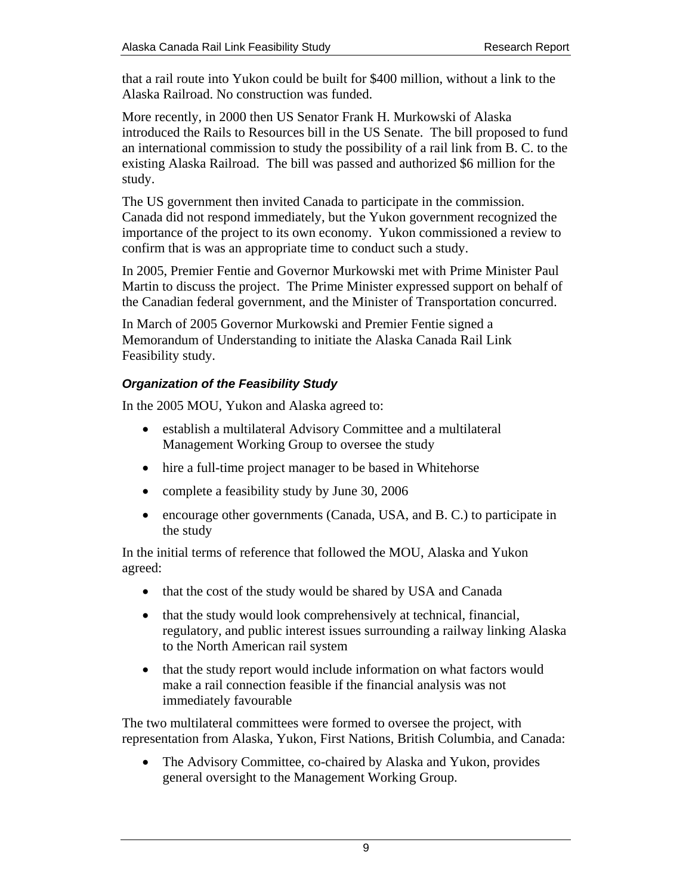that a rail route into Yukon could be built for $400 million, without a link to the Alaska Railroad. No construction was funded.

More recently, in 2000 then US Senator Frank H. Murkowski of Alaska introduced the Rails to Resources bill in the US Senate. The bill proposed to fund an international commission to study the possibility of a rail link from B. C. to the existing Alaska Railroad. The bill was passed and authorized $6 million for the study.

The US government then invited Canada to participate in the commission. Canada did not respond immediately, but the Yukon government recognized the importance of the project to its own economy. Yukon commissioned a review to confirm that is was an appropriate time to conduct such a study.

In 2005, Premier Fentie and Governor Murkowski met with Prime Minister Paul Martin to discuss the project. The Prime Minister expressed support on behalf of the Canadian federal government, and the Minister of Transportation concurred.

In March of 2005 Governor Murkowski and Premier Fentie signed a Memorandum of Understanding to initiate the Alaska Canada Rail Link Feasibility study.

### *Organization of the Feasibility Study*

In the 2005 MOU, Yukon and Alaska agreed to:

- establish a multilateral Advisory Committee and a multilateral Management Working Group to oversee the study
- hire a full-time project manager to be based in Whitehorse
- complete a feasibility study by June 30, 2006
- encourage other governments (Canada, USA, and B. C.) to participate in the study

In the initial terms of reference that followed the MOU, Alaska and Yukon agreed:

- that the cost of the study would be shared by USA and Canada
- that the study would look comprehensively at technical, financial, regulatory, and public interest issues surrounding a railway linking Alaska to the North American rail system
- that the study report would include information on what factors would make a rail connection feasible if the financial analysis was not immediately favourable

The two multilateral committees were formed to oversee the project, with representation from Alaska, Yukon, First Nations, British Columbia, and Canada:

- The Advisory Committee, co-chaired by Alaska and Yukon, provides general oversight to the Management Working Group.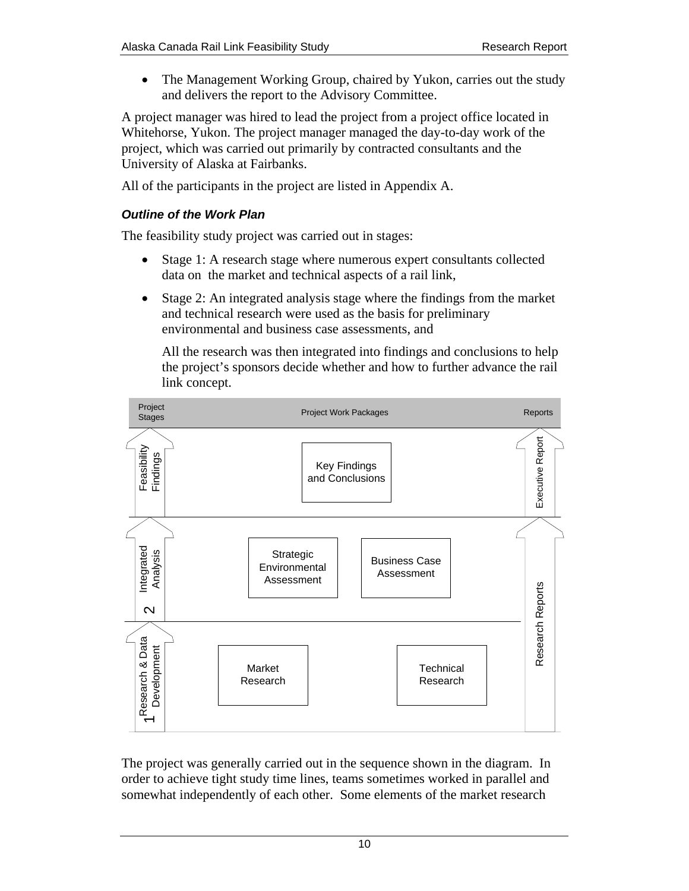- The Management Working Group, chaired by Yukon, carries out the study and delivers the report to the Advisory Committee.

A project manager was hired to lead the project from a project office located in Whitehorse, Yukon. The project manager managed the day-to-day work of the project, which was carried out primarily by contracted consultants and the University of Alaska at Fairbanks.

All of the participants in the project are listed in Appendix A.

### *Outline of the Work Plan*

The feasibility study project was carried out in stages:

- Stage 1: A research stage where numerous expert consultants collected data on the market and technical aspects of a rail link,
- Stage 2: An integrated analysis stage where the findings from the market and technical research were used as the basis for preliminary environmental and business case assessments, and

  All the research was then integrated into findings and conclusions to help the project's sponsors decide whether and how to further advance the rail link concept.

| Project Stages | Project Work Packages | | Reports |
|---|---|---|---|
| Feasibility Findings | Key Findings and Conclusions | | Executive Report |
| 2 Integrated Analysis | Strategic Environmental Assessment | Business Case Assessment | Research Reports |
| 1 Research & Data Development | Market Research | Technical Research | Research Reports |

The project was generally carried out in the sequence shown in the diagram. In order to achieve tight study time lines, teams sometimes worked in parallel and somewhat independently of each other. Some elements of the market research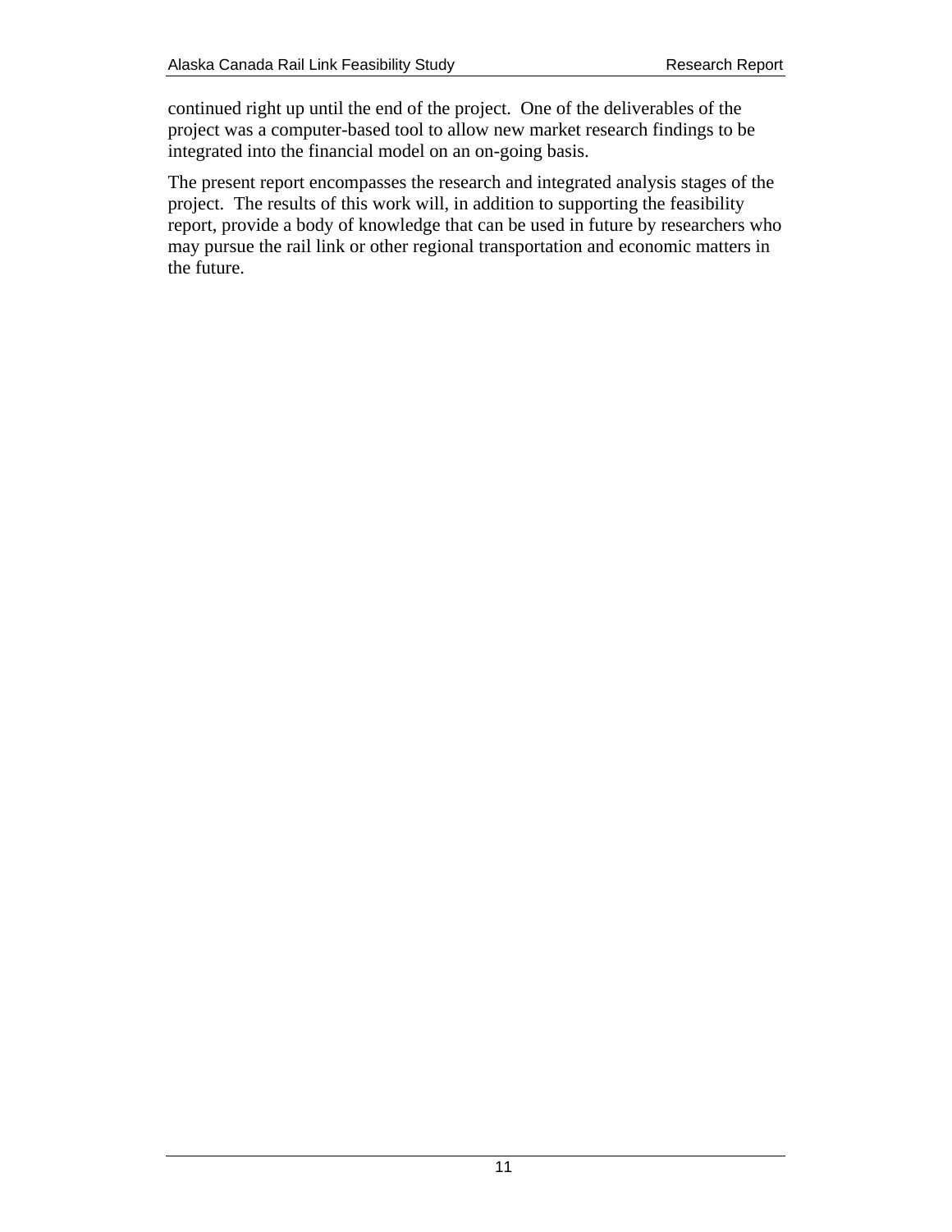continued right up until the end of the project. One of the deliverables of the project was a computer-based tool to allow new market research findings to be integrated into the financial model on an on-going basis.

The present report encompasses the research and integrated analysis stages of the project. The results of this work will, in addition to supporting the feasibility report, provide a body of knowledge that can be used in future by researchers who may pursue the rail link or other regional transportation and economic matters in the future.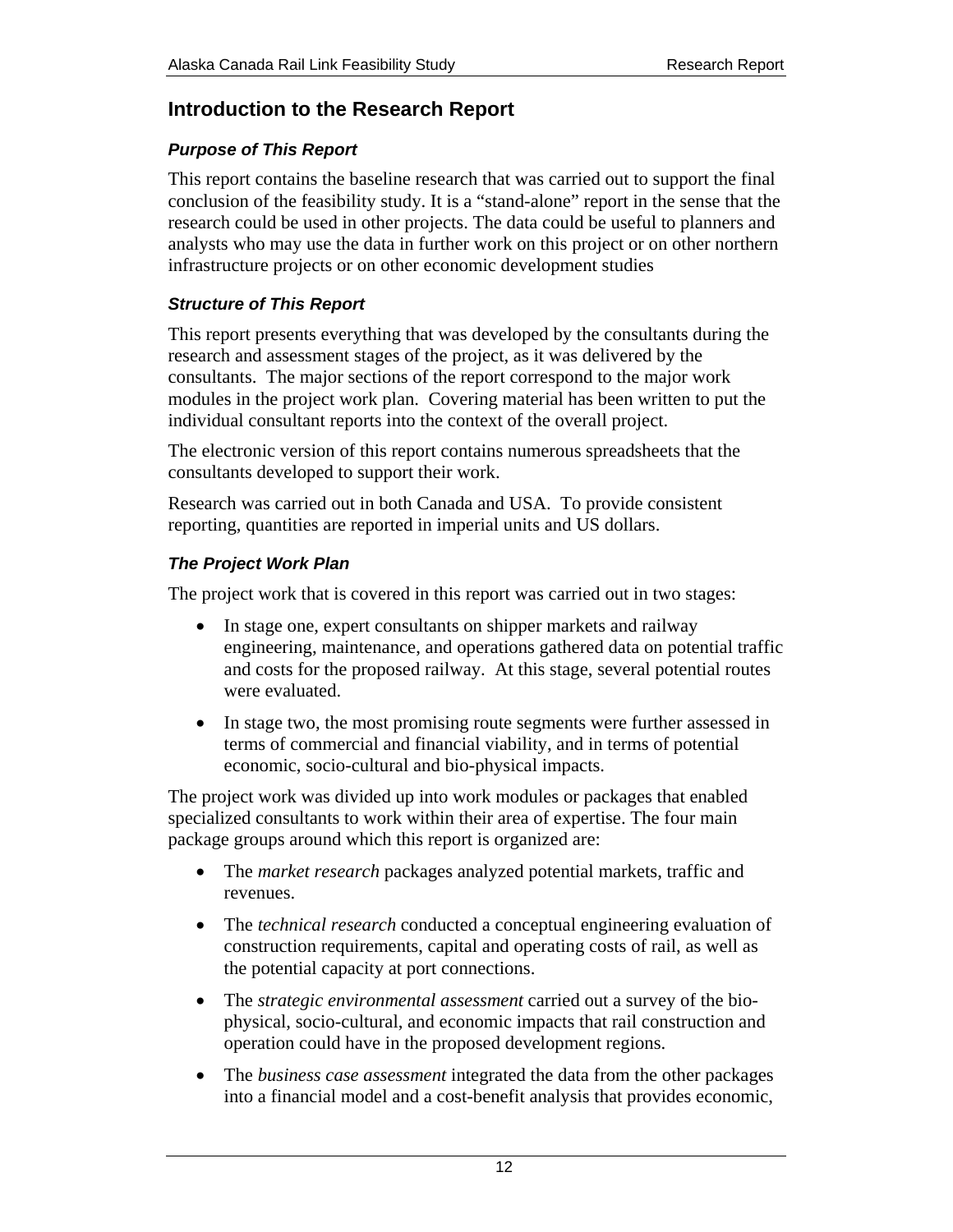## Introduction to the Research Report

### *Purpose of This Report*

This report contains the baseline research that was carried out to support the final conclusion of the feasibility study. It is a "stand-alone" report in the sense that the research could be used in other projects. The data could be useful to planners and analysts who may use the data in further work on this project or on other northern infrastructure projects or on other economic development studies

### *Structure of This Report*

This report presents everything that was developed by the consultants during the research and assessment stages of the project, as it was delivered by the consultants. The major sections of the report correspond to the major work modules in the project work plan. Covering material has been written to put the individual consultant reports into the context of the overall project.

The electronic version of this report contains numerous spreadsheets that the consultants developed to support their work.

Research was carried out in both Canada and USA. To provide consistent reporting, quantities are reported in imperial units and US dollars.

### *The Project Work Plan*

The project work that is covered in this report was carried out in two stages:

- In stage one, expert consultants on shipper markets and railway engineering, maintenance, and operations gathered data on potential traffic and costs for the proposed railway. At this stage, several potential routes were evaluated.
- In stage two, the most promising route segments were further assessed in terms of commercial and financial viability, and in terms of potential economic, socio-cultural and bio-physical impacts.

The project work was divided up into work modules or packages that enabled specialized consultants to work within their area of expertise. The four main package groups around which this report is organized are:

- The *market research* packages analyzed potential markets, traffic and revenues.
- The *technical research* conducted a conceptual engineering evaluation of construction requirements, capital and operating costs of rail, as well as the potential capacity at port connections.
- The *strategic environmental assessment* carried out a survey of the bio-physical, socio-cultural, and economic impacts that rail construction and operation could have in the proposed development regions.
- The *business case assessment* integrated the data from the other packages into a financial model and a cost-benefit analysis that provides economic,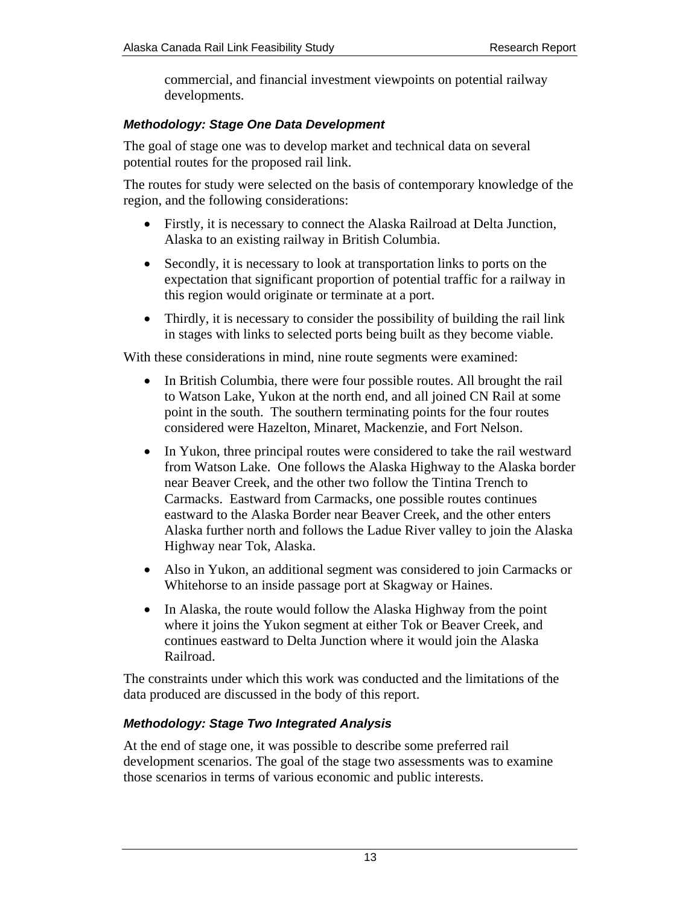commercial, and financial investment viewpoints on potential railway developments.

### *Methodology: Stage One Data Development*

The goal of stage one was to develop market and technical data on several potential routes for the proposed rail link.

The routes for study were selected on the basis of contemporary knowledge of the region, and the following considerations:

- Firstly, it is necessary to connect the Alaska Railroad at Delta Junction, Alaska to an existing railway in British Columbia.
- Secondly, it is necessary to look at transportation links to ports on the expectation that significant proportion of potential traffic for a railway in this region would originate or terminate at a port.
- Thirdly, it is necessary to consider the possibility of building the rail link in stages with links to selected ports being built as they become viable.

With these considerations in mind, nine route segments were examined:

- In British Columbia, there were four possible routes. All brought the rail to Watson Lake, Yukon at the north end, and all joined CN Rail at some point in the south. The southern terminating points for the four routes considered were Hazelton, Minaret, Mackenzie, and Fort Nelson.
- In Yukon, three principal routes were considered to take the rail westward from Watson Lake. One follows the Alaska Highway to the Alaska border near Beaver Creek, and the other two follow the Tintina Trench to Carmacks. Eastward from Carmacks, one possible routes continues eastward to the Alaska Border near Beaver Creek, and the other enters Alaska further north and follows the Ladue River valley to join the Alaska Highway near Tok, Alaska.
- Also in Yukon, an additional segment was considered to join Carmacks or Whitehorse to an inside passage port at Skagway or Haines.
- In Alaska, the route would follow the Alaska Highway from the point where it joins the Yukon segment at either Tok or Beaver Creek, and continues eastward to Delta Junction where it would join the Alaska Railroad.

The constraints under which this work was conducted and the limitations of the data produced are discussed in the body of this report.

### *Methodology: Stage Two Integrated Analysis*

At the end of stage one, it was possible to describe some preferred rail development scenarios. The goal of the stage two assessments was to examine those scenarios in terms of various economic and public interests.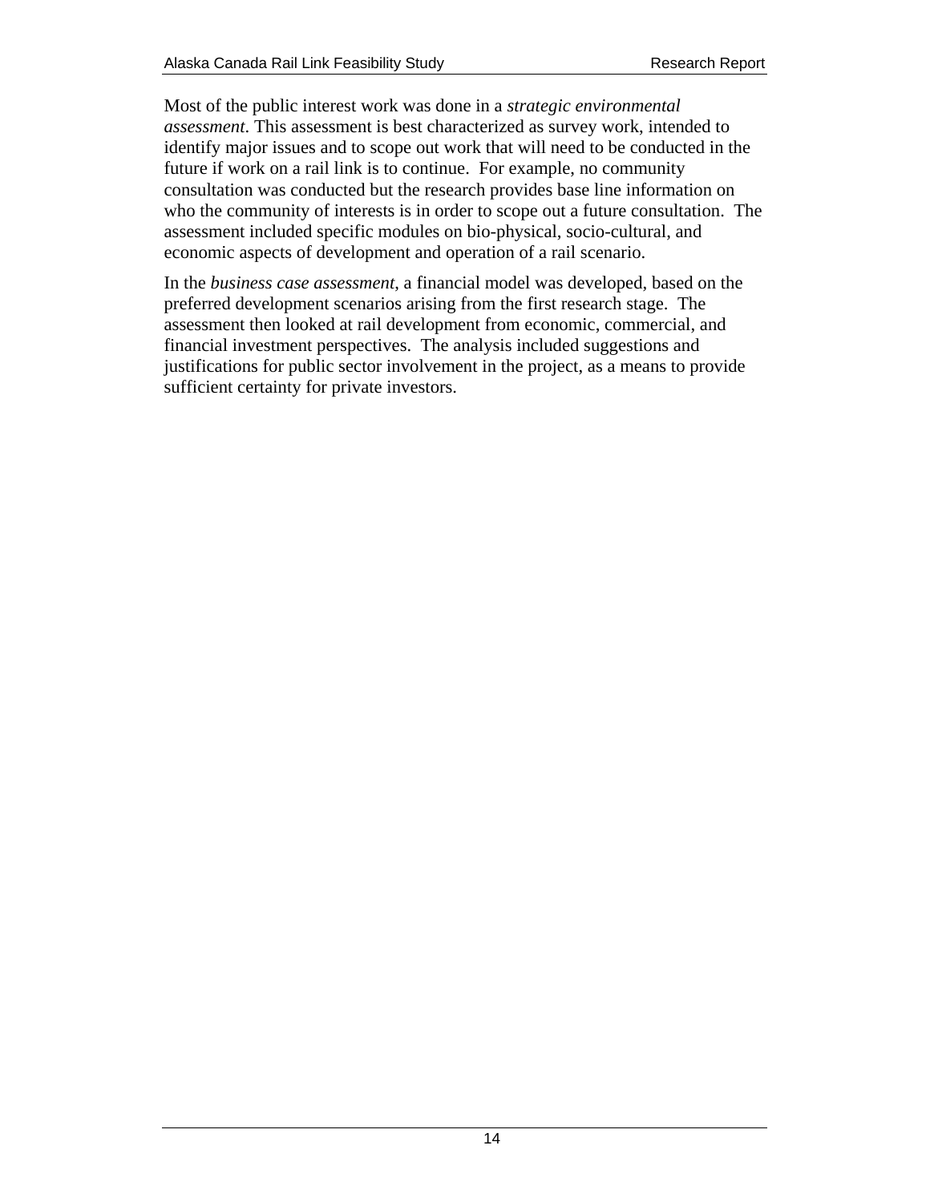Most of the public interest work was done in a *strategic environmental assessment*. This assessment is best characterized as survey work, intended to identify major issues and to scope out work that will need to be conducted in the future if work on a rail link is to continue. For example, no community consultation was conducted but the research provides base line information on who the community of interests is in order to scope out a future consultation. The assessment included specific modules on bio-physical, socio-cultural, and economic aspects of development and operation of a rail scenario.

In the *business case assessment*, a financial model was developed, based on the preferred development scenarios arising from the first research stage. The assessment then looked at rail development from economic, commercial, and financial investment perspectives. The analysis included suggestions and justifications for public sector involvement in the project, as a means to provide sufficient certainty for private investors.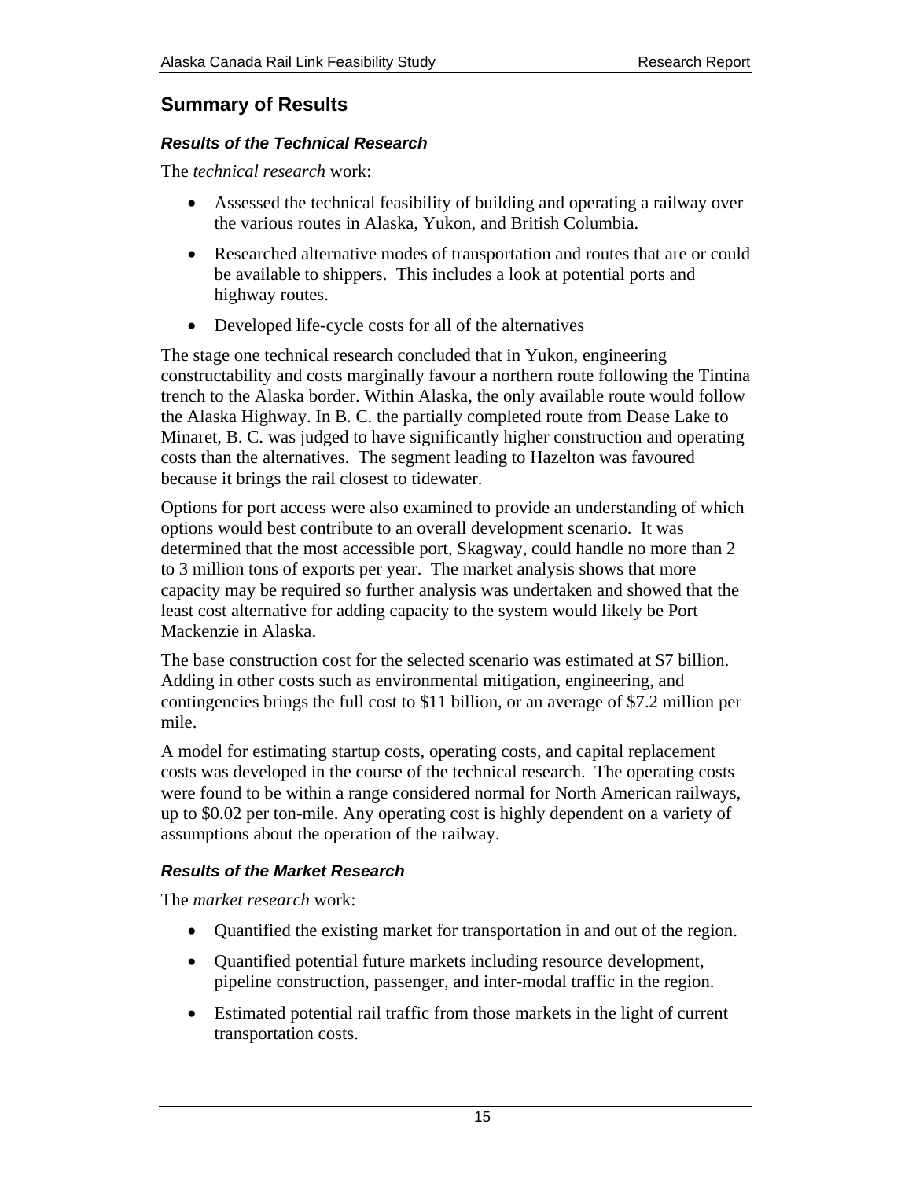## Summary of Results

### *Results of the Technical Research*

The *technical research* work:

- Assessed the technical feasibility of building and operating a railway over the various routes in Alaska, Yukon, and British Columbia.
- Researched alternative modes of transportation and routes that are or could be available to shippers. This includes a look at potential ports and highway routes.
- Developed life-cycle costs for all of the alternatives

The stage one technical research concluded that in Yukon, engineering constructability and costs marginally favour a northern route following the Tintina trench to the Alaska border. Within Alaska, the only available route would follow the Alaska Highway. In B. C. the partially completed route from Dease Lake to Minaret, B. C. was judged to have significantly higher construction and operating costs than the alternatives. The segment leading to Hazelton was favoured because it brings the rail closest to tidewater.

Options for port access were also examined to provide an understanding of which options would best contribute to an overall development scenario. It was determined that the most accessible port, Skagway, could handle no more than 2 to 3 million tons of exports per year. The market analysis shows that more capacity may be required so further analysis was undertaken and showed that the least cost alternative for adding capacity to the system would likely be Port Mackenzie in Alaska.

The base construction cost for the selected scenario was estimated at $7 billion. Adding in other costs such as environmental mitigation, engineering, and contingencies brings the full cost to $11 billion, or an average of $7.2 million per mile.

A model for estimating startup costs, operating costs, and capital replacement costs was developed in the course of the technical research. The operating costs were found to be within a range considered normal for North American railways, up to $0.02 per ton-mile. Any operating cost is highly dependent on a variety of assumptions about the operation of the railway.

### *Results of the Market Research*

The *market research* work:

- Quantified the existing market for transportation in and out of the region.
- Quantified potential future markets including resource development, pipeline construction, passenger, and inter-modal traffic in the region.
- Estimated potential rail traffic from those markets in the light of current transportation costs.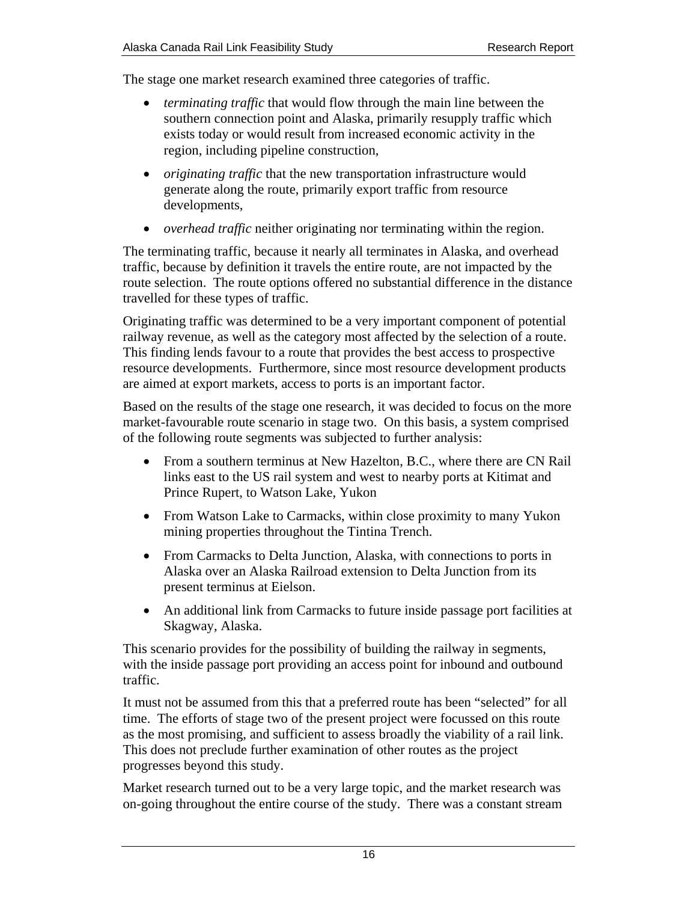The stage one market research examined three categories of traffic.

- *terminating traffic* that would flow through the main line between the southern connection point and Alaska, primarily resupply traffic which exists today or would result from increased economic activity in the region, including pipeline construction,
- *originating traffic* that the new transportation infrastructure would generate along the route, primarily export traffic from resource developments,
- *overhead traffic* neither originating nor terminating within the region.

The terminating traffic, because it nearly all terminates in Alaska, and overhead traffic, because by definition it travels the entire route, are not impacted by the route selection. The route options offered no substantial difference in the distance travelled for these types of traffic.

Originating traffic was determined to be a very important component of potential railway revenue, as well as the category most affected by the selection of a route. This finding lends favour to a route that provides the best access to prospective resource developments. Furthermore, since most resource development products are aimed at export markets, access to ports is an important factor.

Based on the results of the stage one research, it was decided to focus on the more market-favourable route scenario in stage two. On this basis, a system comprised of the following route segments was subjected to further analysis:

- From a southern terminus at New Hazelton, B.C., where there are CN Rail links east to the US rail system and west to nearby ports at Kitimat and Prince Rupert, to Watson Lake, Yukon
- From Watson Lake to Carmacks, within close proximity to many Yukon mining properties throughout the Tintina Trench.
- From Carmacks to Delta Junction, Alaska, with connections to ports in Alaska over an Alaska Railroad extension to Delta Junction from its present terminus at Eielson.
- An additional link from Carmacks to future inside passage port facilities at Skagway, Alaska.

This scenario provides for the possibility of building the railway in segments, with the inside passage port providing an access point for inbound and outbound traffic.

It must not be assumed from this that a preferred route has been "selected" for all time. The efforts of stage two of the present project were focussed on this route as the most promising, and sufficient to assess broadly the viability of a rail link. This does not preclude further examination of other routes as the project progresses beyond this study.

Market research turned out to be a very large topic, and the market research was on-going throughout the entire course of the study. There was a constant stream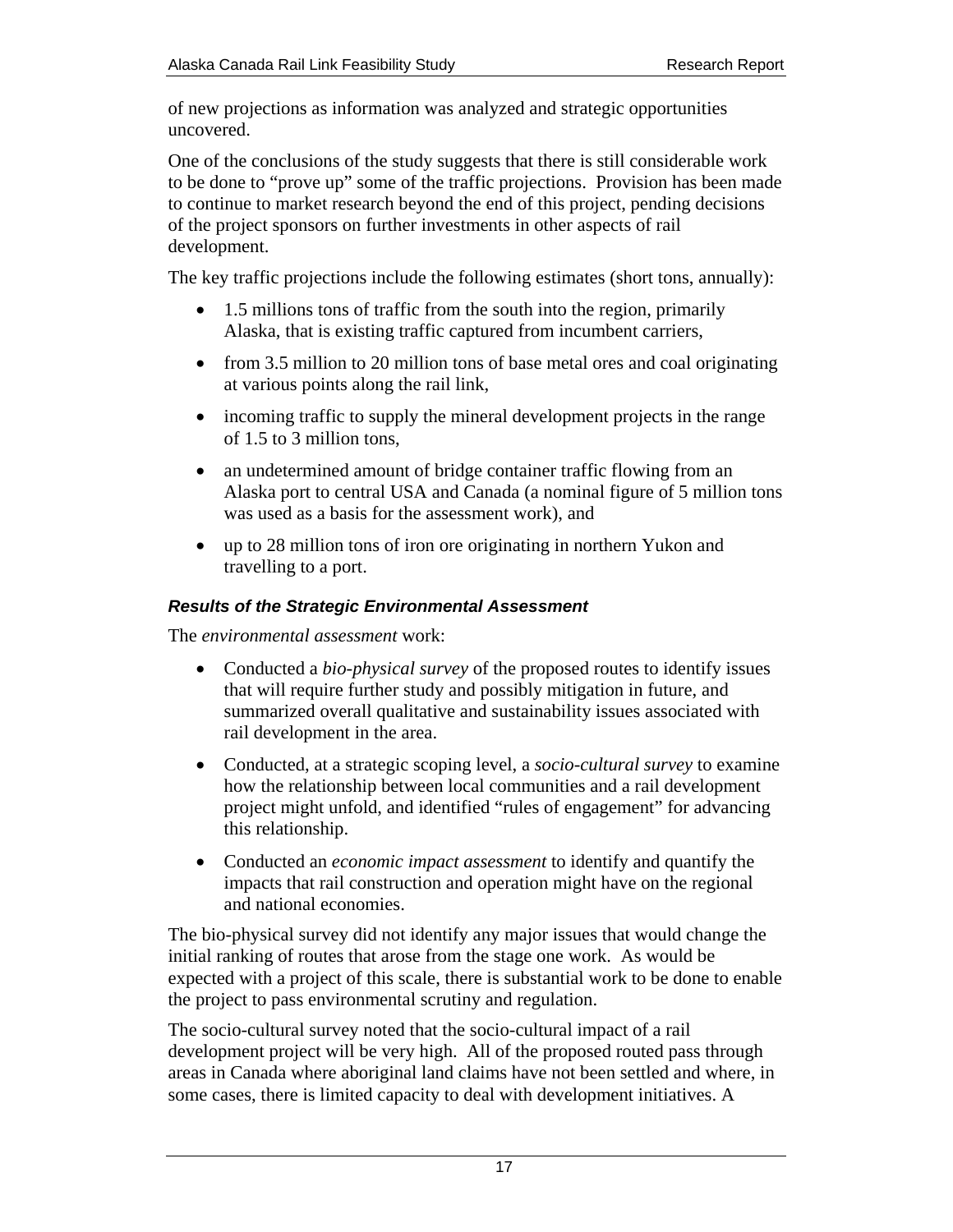of new projections as information was analyzed and strategic opportunities uncovered.

One of the conclusions of the study suggests that there is still considerable work to be done to "prove up" some of the traffic projections. Provision has been made to continue to market research beyond the end of this project, pending decisions of the project sponsors on further investments in other aspects of rail development.

The key traffic projections include the following estimates (short tons, annually):

- 1.5 millions tons of traffic from the south into the region, primarily Alaska, that is existing traffic captured from incumbent carriers,
- from 3.5 million to 20 million tons of base metal ores and coal originating at various points along the rail link,
- incoming traffic to supply the mineral development projects in the range of 1.5 to 3 million tons,
- an undetermined amount of bridge container traffic flowing from an Alaska port to central USA and Canada (a nominal figure of 5 million tons was used as a basis for the assessment work), and
- up to 28 million tons of iron ore originating in northern Yukon and travelling to a port.

#### *Results of the Strategic Environmental Assessment*

The *environmental assessment* work:

- Conducted a *bio-physical survey* of the proposed routes to identify issues that will require further study and possibly mitigation in future, and summarized overall qualitative and sustainability issues associated with rail development in the area.
- Conducted, at a strategic scoping level, a *socio-cultural survey* to examine how the relationship between local communities and a rail development project might unfold, and identified "rules of engagement" for advancing this relationship.
- Conducted an *economic impact assessment* to identify and quantify the impacts that rail construction and operation might have on the regional and national economies.

The bio-physical survey did not identify any major issues that would change the initial ranking of routes that arose from the stage one work. As would be expected with a project of this scale, there is substantial work to be done to enable the project to pass environmental scrutiny and regulation.

The socio-cultural survey noted that the socio-cultural impact of a rail development project will be very high. All of the proposed routed pass through areas in Canada where aboriginal land claims have not been settled and where, in some cases, there is limited capacity to deal with development initiatives. A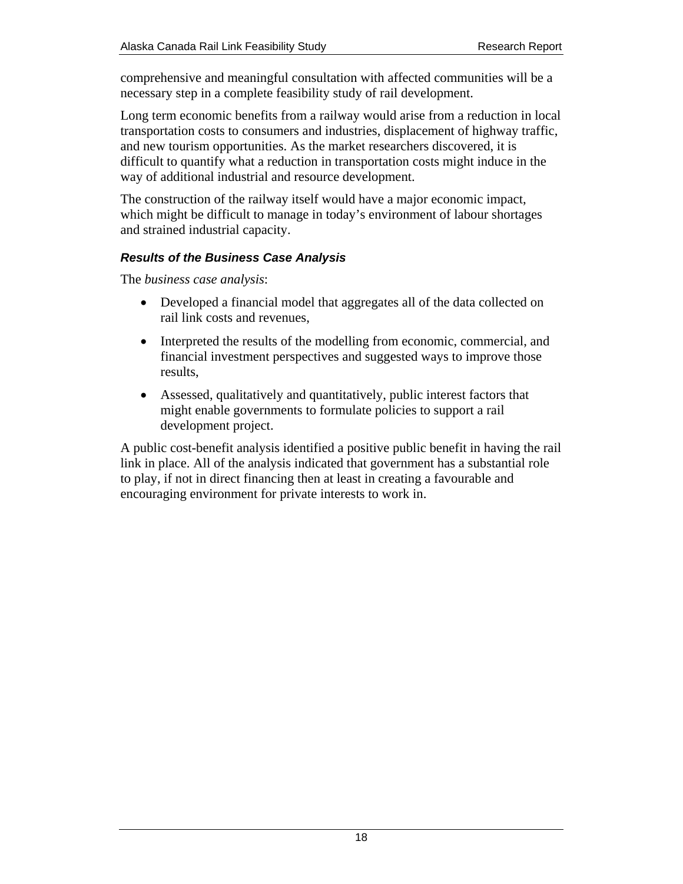comprehensive and meaningful consultation with affected communities will be a necessary step in a complete feasibility study of rail development.

Long term economic benefits from a railway would arise from a reduction in local transportation costs to consumers and industries, displacement of highway traffic, and new tourism opportunities. As the market researchers discovered, it is difficult to quantify what a reduction in transportation costs might induce in the way of additional industrial and resource development.

The construction of the railway itself would have a major economic impact, which might be difficult to manage in today's environment of labour shortages and strained industrial capacity.

#### *Results of the Business Case Analysis*

The *business case analysis*:

- Developed a financial model that aggregates all of the data collected on rail link costs and revenues,
- Interpreted the results of the modelling from economic, commercial, and financial investment perspectives and suggested ways to improve those results,
- Assessed, qualitatively and quantitatively, public interest factors that might enable governments to formulate policies to support a rail development project.

A public cost-benefit analysis identified a positive public benefit in having the rail link in place. All of the analysis indicated that government has a substantial role to play, if not in direct financing then at least in creating a favourable and encouraging environment for private interests to work in.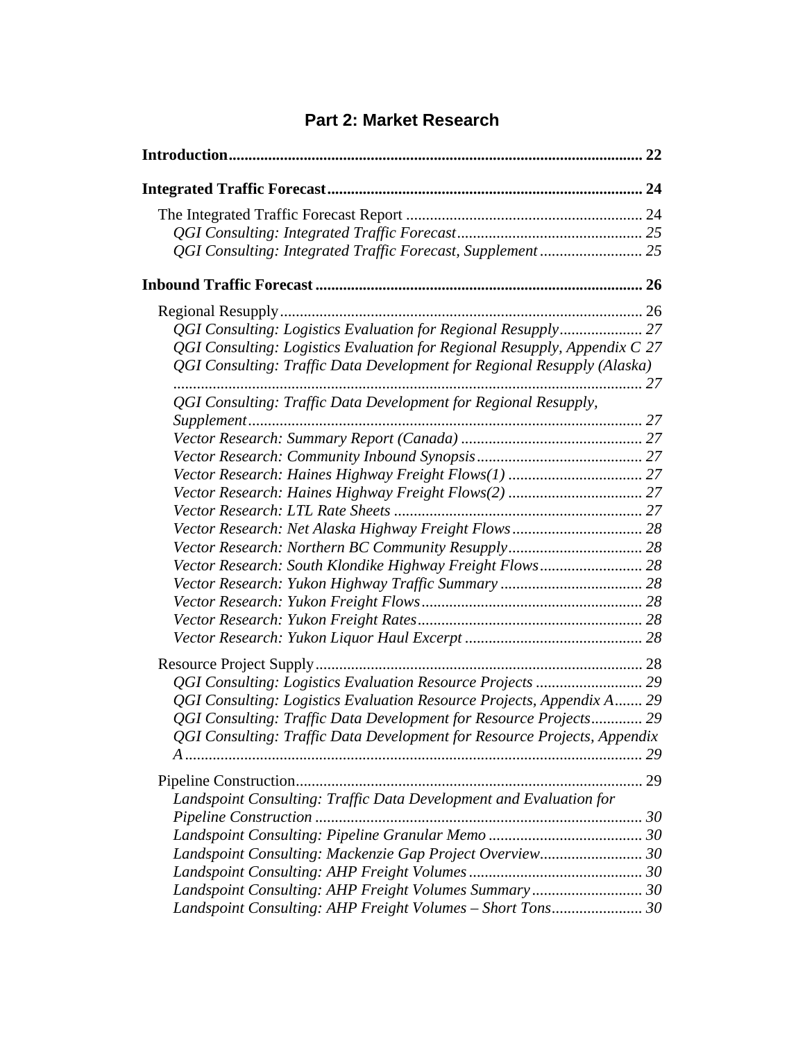# Part 2: Market Research

**Introduction** ........................................................................................................ **22**

**Integrated Traffic Forecast** ............................................................................... **24**

The Integrated Traffic Forecast Report ........................................................... 24

*QGI Consulting: Integrated Traffic Forecast* .............................................. *25*

*QGI Consulting: Integrated Traffic Forecast, Supplement* ......................... *25*

**Inbound Traffic Forecast** .................................................................................. **26**

Regional Resupply ........................................................................................... 26

*QGI Consulting: Logistics Evaluation for Regional Resupply* .................... *27*

*QGI Consulting: Logistics Evaluation for Regional Resupply, Appendix C* *27*

*QGI Consulting: Traffic Data Development for Regional Resupply (Alaska)* ........................................................................................................ *27*

*QGI Consulting: Traffic Data Development for Regional Resupply, Supplement* .................................................................................................. *27*

*Vector Research: Summary Report (Canada)* ............................................. *27*

*Vector Research: Community Inbound Synopsis* ......................................... *27*

*Vector Research: Haines Highway Freight Flows(1)* .................................. *27*

*Vector Research: Haines Highway Freight Flows(2)* .................................. *27*

*Vector Research: LTL Rate Sheets* ............................................................... *27*

*Vector Research: Net Alaska Highway Freight Flows* ................................. *28*

*Vector Research: Northern BC Community Resupply* .................................. *28*

*Vector Research: South Klondike Highway Freight Flows* .......................... *28*

*Vector Research: Yukon Highway Traffic Summary* .................................... *28*

*Vector Research: Yukon Freight Flows* ........................................................ *28*

*Vector Research: Yukon Freight Rates* ......................................................... *28*

*Vector Research: Yukon Liquor Haul Excerpt* ............................................. *28*

Resource Project Supply .................................................................................. 28

*QGI Consulting: Logistics Evaluation Resource Projects* ........................... *29*

*QGI Consulting: Logistics Evaluation Resource Projects, Appendix A* ....... *29*

*QGI Consulting: Traffic Data Development for Resource Projects* ............ *29*

*QGI Consulting: Traffic Data Development for Resource Projects, Appendix A* ................................................................................................................. *29*

Pipeline Construction ....................................................................................... 29

*Landspoint Consulting: Traffic Data Development and Evaluation for Pipeline Construction* .................................................................................. *30*

*Landspoint Consulting: Pipeline Granular Memo* ....................................... *30*

*Landspoint Consulting: Mackenzie Gap Project Overview* .......................... *30*

*Landspoint Consulting: AHP Freight Volumes* ............................................ *30*

*Landspoint Consulting: AHP Freight Volumes Summary* ............................ *30*

*Landspoint Consulting: AHP Freight Volumes – Short Tons* ....................... *30*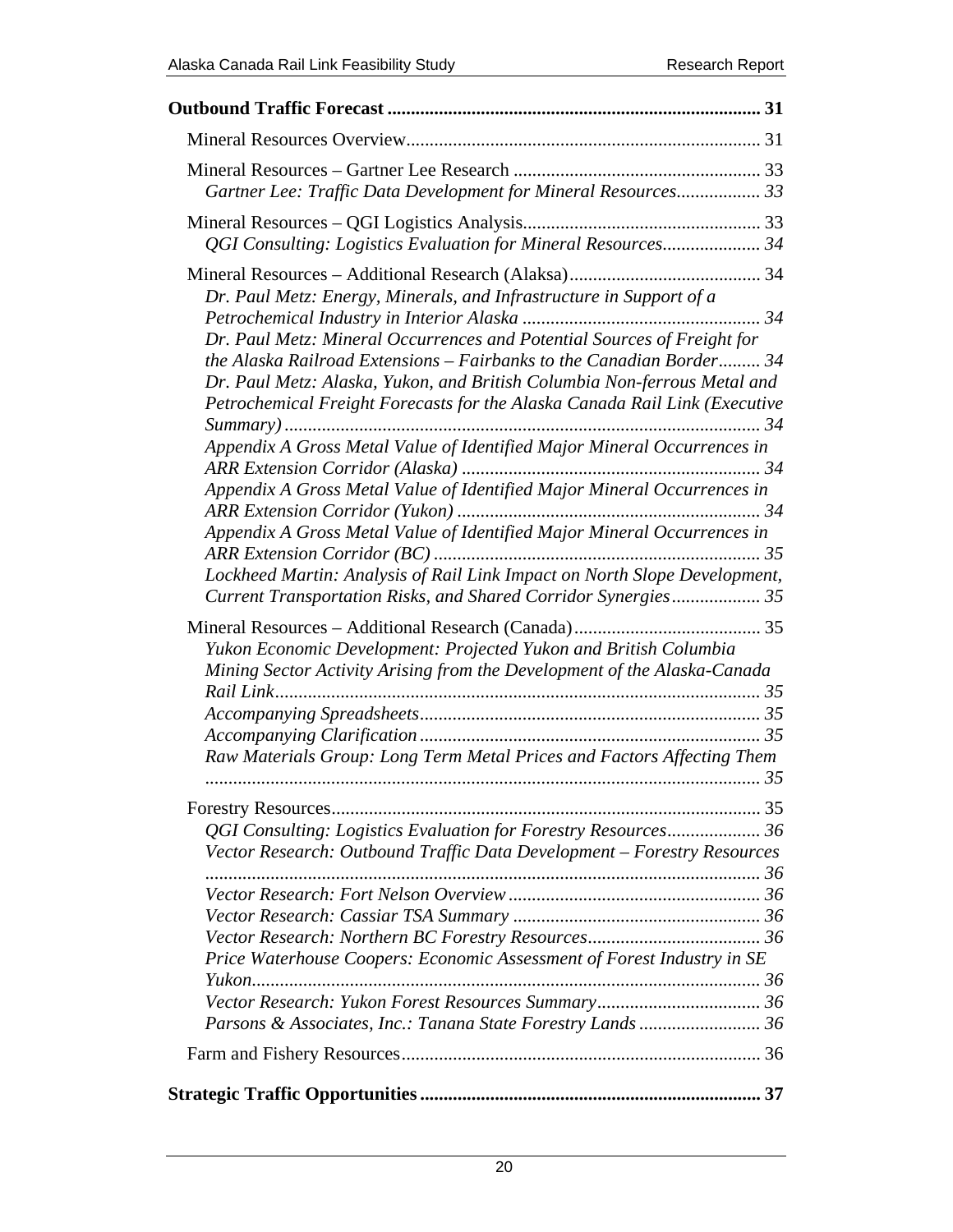**Outbound Traffic Forecast ................................................................................ 31**

Mineral Resources Overview........................................................................... 31

Mineral Resources – Gartner Lee Research .................................................... 33
*Gartner Lee: Traffic Data Development for Mineral Resources.................. 33*

Mineral Resources – QGI Logistics Analysis.................................................. 33
*QGI Consulting: Logistics Evaluation for Mineral Resources..................... 34*

Mineral Resources – Additional Research (Alaksa)......................................... 34
*Dr. Paul Metz: Energy, Minerals, and Infrastructure in Support of a Petrochemical Industry in Interior Alaska ................................................... 34*
*Dr. Paul Metz: Mineral Occurrences and Potential Sources of Freight for the Alaska Railroad Extensions – Fairbanks to the Canadian Border......... 34*
*Dr. Paul Metz: Alaska, Yukon, and British Columbia Non-ferrous Metal and Petrochemical Freight Forecasts for the Alaska Canada Rail Link (Executive Summary) ..................................................................................................... 34*
*Appendix A Gross Metal Value of Identified Major Mineral Occurrences in ARR Extension Corridor (Alaska) ................................................................ 34*
*Appendix A Gross Metal Value of Identified Major Mineral Occurrences in ARR Extension Corridor (Yukon) ................................................................. 34*
*Appendix A Gross Metal Value of Identified Major Mineral Occurrences in ARR Extension Corridor (BC) ..................................................................... 35*
*Lockheed Martin: Analysis of Rail Link Impact on North Slope Development, Current Transportation Risks, and Shared Corridor Synergies................... 35*

Mineral Resources – Additional Research (Canada)........................................ 35
*Yukon Economic Development: Projected Yukon and British Columbia Mining Sector Activity Arising from the Development of the Alaska-Canada Rail Link....................................................................................................... 35*
*Accompanying Spreadsheets........................................................................ 35*
*Accompanying Clarification ........................................................................ 35*
*Raw Materials Group: Long Term Metal Prices and Factors Affecting Them ...................................................................................................................... 35*

Forestry Resources........................................................................................... 35
*QGI Consulting: Logistics Evaluation for Forestry Resources.................... 36*
*Vector Research: Outbound Traffic Data Development – Forestry Resources ..................................................................................................................... 36*
*Vector Research: Fort Nelson Overview ...................................................... 36*
*Vector Research: Cassiar TSA Summary ..................................................... 36*
*Vector Research: Northern BC Forestry Resources..................................... 36*
*Price Waterhouse Coopers: Economic Assessment of Forest Industry in SE Yukon............................................................................................................ 36*
*Vector Research: Yukon Forest Resources Summary................................... 36*
*Parsons & Associates, Inc.: Tanana State Forestry Lands .......................... 36*

Farm and Fishery Resources............................................................................ 36

**Strategic Traffic Opportunities ....................................................................... 37**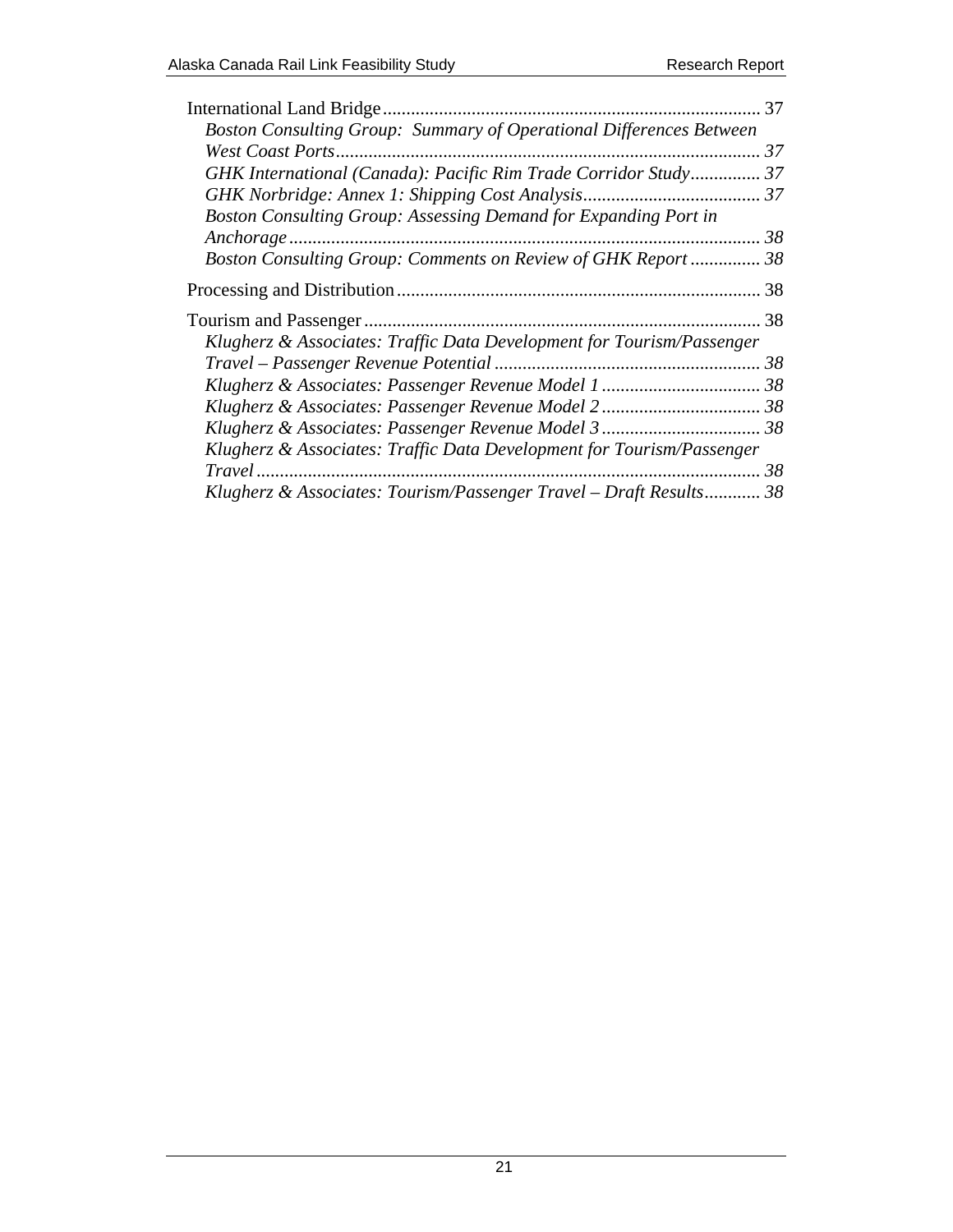International Land Bridge ................................................................................ 37

*Boston Consulting Group: Summary of Operational Differences Between West Coast Ports .......................................................................................... 37*

*GHK International (Canada): Pacific Rim Trade Corridor Study ............... 37*

*GHK Norbridge: Annex 1: Shipping Cost Analysis ...................................... 37*

*Boston Consulting Group: Assessing Demand for Expanding Port in Anchorage .................................................................................................... 38*

*Boston Consulting Group: Comments on Review of GHK Report ............... 38*

Processing and Distribution ............................................................................. 38

Tourism and Passenger .................................................................................... 38

*Klugherz & Associates: Traffic Data Development for Tourism/Passenger Travel – Passenger Revenue Potential ......................................................... 38*

*Klugherz & Associates: Passenger Revenue Model 1 .................................. 38*

*Klugherz & Associates: Passenger Revenue Model 2 .................................. 38*

*Klugherz & Associates: Passenger Revenue Model 3 .................................. 38*

*Klugherz & Associates: Traffic Data Development for Tourism/Passenger Travel ........................................................................................................... 38*

*Klugherz & Associates: Tourism/Passenger Travel – Draft Results ............ 38*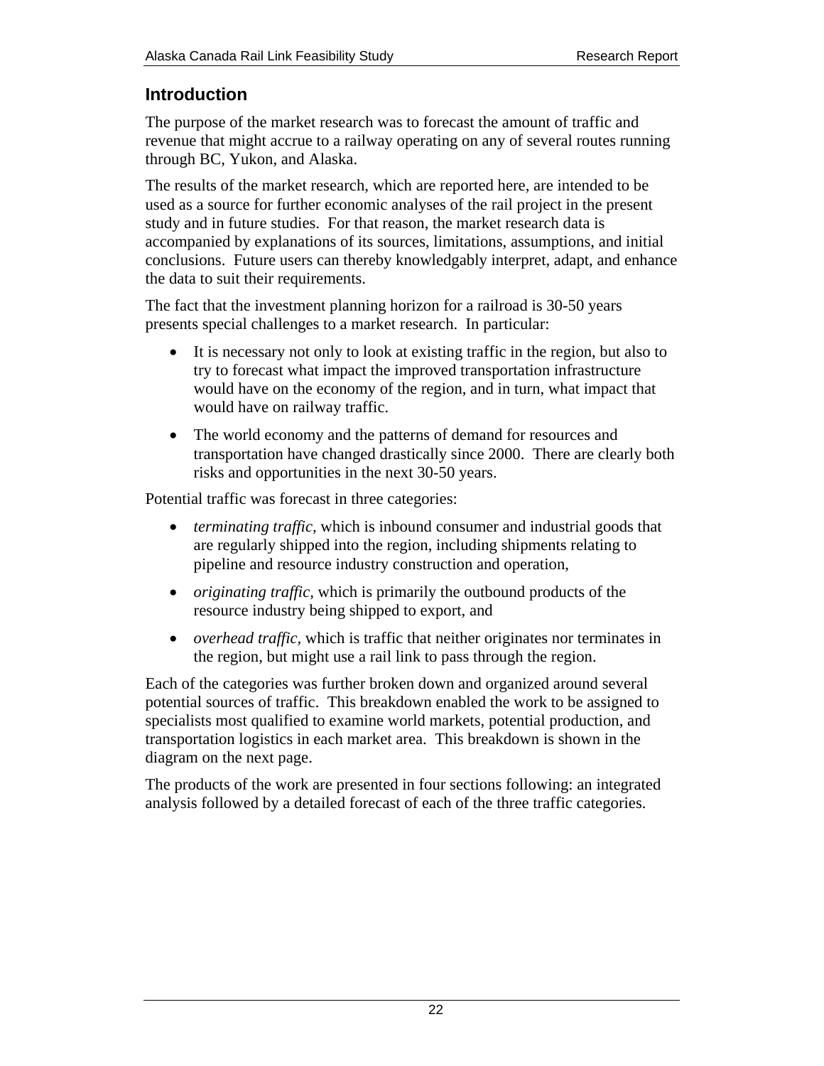## Introduction

The purpose of the market research was to forecast the amount of traffic and revenue that might accrue to a railway operating on any of several routes running through BC, Yukon, and Alaska.

The results of the market research, which are reported here, are intended to be used as a source for further economic analyses of the rail project in the present study and in future studies. For that reason, the market research data is accompanied by explanations of its sources, limitations, assumptions, and initial conclusions. Future users can thereby knowledgably interpret, adapt, and enhance the data to suit their requirements.

The fact that the investment planning horizon for a railroad is 30-50 years presents special challenges to a market research. In particular:

- It is necessary not only to look at existing traffic in the region, but also to try to forecast what impact the improved transportation infrastructure would have on the economy of the region, and in turn, what impact that would have on railway traffic.
- The world economy and the patterns of demand for resources and transportation have changed drastically since 2000. There are clearly both risks and opportunities in the next 30-50 years.

Potential traffic was forecast in three categories:

- *terminating traffic*, which is inbound consumer and industrial goods that are regularly shipped into the region, including shipments relating to pipeline and resource industry construction and operation,
- *originating traffic*, which is primarily the outbound products of the resource industry being shipped to export, and
- *overhead traffic*, which is traffic that neither originates nor terminates in the region, but might use a rail link to pass through the region.

Each of the categories was further broken down and organized around several potential sources of traffic. This breakdown enabled the work to be assigned to specialists most qualified to examine world markets, potential production, and transportation logistics in each market area. This breakdown is shown in the diagram on the next page.

The products of the work are presented in four sections following: an integrated analysis followed by a detailed forecast of each of the three traffic categories.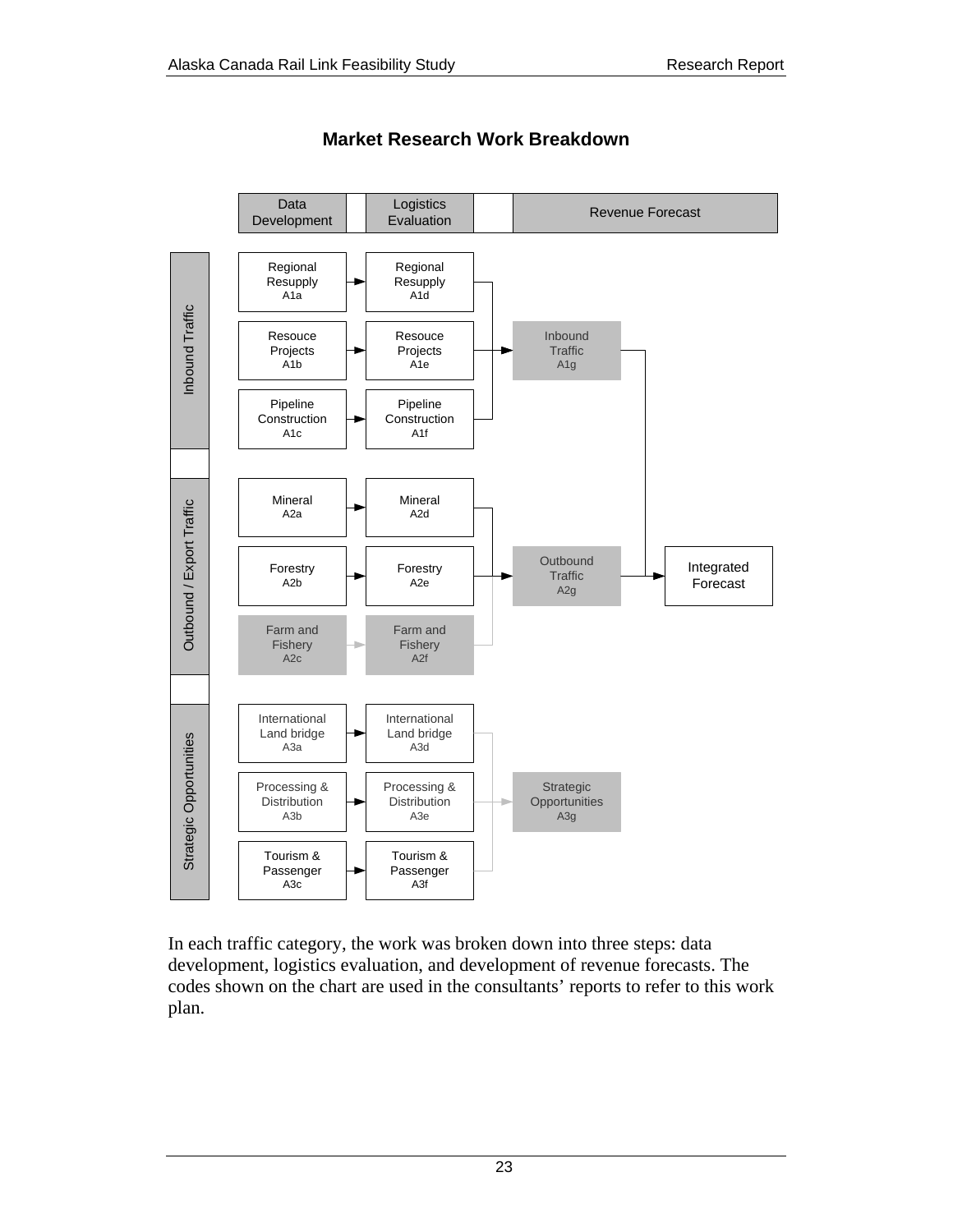## Market Research Work Breakdown

| | Data Development | Logistics Evaluation | Revenue Forecast | |
|---|---|---|---|---|
| **Inbound Traffic** | Regional Resupply A1a | Regional Resupply A1d | Inbound Traffic A1g | Integrated Forecast |
| | Resouce Projects A1b | Resouce Projects A1e | | |
| | Pipeline Construction A1c | Pipeline Construction A1f | | |
| **Outbound / Export Traffic** | Mineral A2a | Mineral A2d | Outbound Traffic A2g | |
| | Forestry A2b | Forestry A2e | | |
| | Farm and Fishery A2c | Farm and Fishery A2f | | |
| **Strategic Opportunities** | International Land bridge A3a | International Land bridge A3d | Strategic Opportunities A3g | |
| | Processing & Distribution A3b | Processing & Distribution A3e | | |
| | Tourism & Passenger A3c | Tourism & Passenger A3f | | |

In each traffic category, the work was broken down into three steps: data development, logistics evaluation, and development of revenue forecasts. The codes shown on the chart are used in the consultants' reports to refer to this work plan.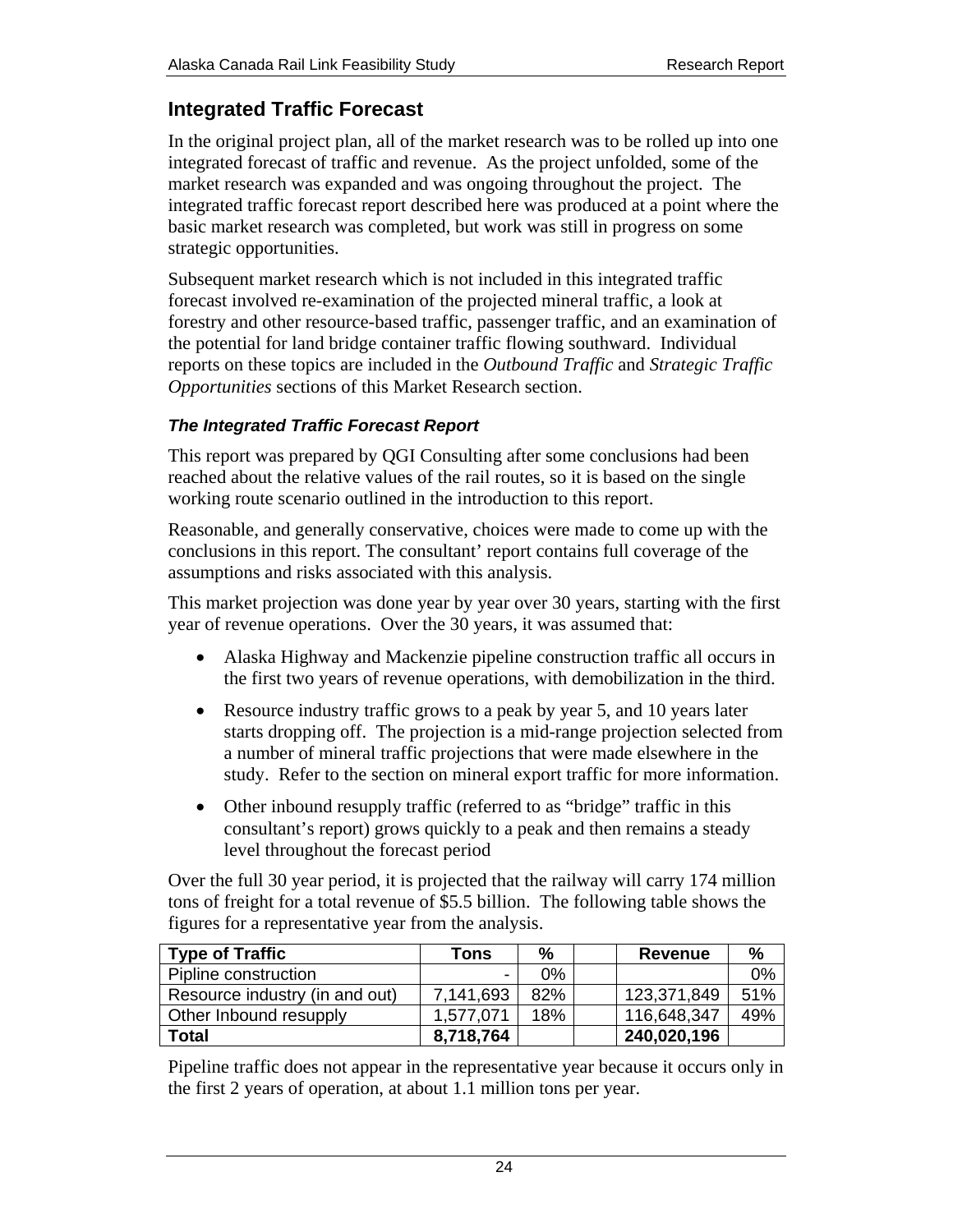## Integrated Traffic Forecast

In the original project plan, all of the market research was to be rolled up into one integrated forecast of traffic and revenue. As the project unfolded, some of the market research was expanded and was ongoing throughout the project. The integrated traffic forecast report described here was produced at a point where the basic market research was completed, but work was still in progress on some strategic opportunities.

Subsequent market research which is not included in this integrated traffic forecast involved re-examination of the projected mineral traffic, a look at forestry and other resource-based traffic, passenger traffic, and an examination of the potential for land bridge container traffic flowing southward. Individual reports on these topics are included in the *Outbound Traffic* and *Strategic Traffic Opportunities* sections of this Market Research section.

### *The Integrated Traffic Forecast Report*

This report was prepared by QGI Consulting after some conclusions had been reached about the relative values of the rail routes, so it is based on the single working route scenario outlined in the introduction to this report.

Reasonable, and generally conservative, choices were made to come up with the conclusions in this report. The consultant' report contains full coverage of the assumptions and risks associated with this analysis.

This market projection was done year by year over 30 years, starting with the first year of revenue operations. Over the 30 years, it was assumed that:

- Alaska Highway and Mackenzie pipeline construction traffic all occurs in the first two years of revenue operations, with demobilization in the third.
- Resource industry traffic grows to a peak by year 5, and 10 years later starts dropping off. The projection is a mid-range projection selected from a number of mineral traffic projections that were made elsewhere in the study. Refer to the section on mineral export traffic for more information.
- Other inbound resupply traffic (referred to as "bridge" traffic in this consultant's report) grows quickly to a peak and then remains a steady level throughout the forecast period

Over the full 30 year period, it is projected that the railway will carry 174 million tons of freight for a total revenue of $5.5 billion. The following table shows the figures for a representative year from the analysis.

| Type of Traffic | Tons | % | | Revenue | % |
|---|---|---|---|---|---|
| Pipline construction | - | 0% | | | 0% |
| Resource industry (in and out) | 7,141,693 | 82% | | 123,371,849 | 51% |
| Other Inbound resupply | 1,577,071 | 18% | | 116,648,347 | 49% |
| **Total** | **8,718,764** | | | **240,020,196** | |

Pipeline traffic does not appear in the representative year because it occurs only in the first 2 years of operation, at about 1.1 million tons per year.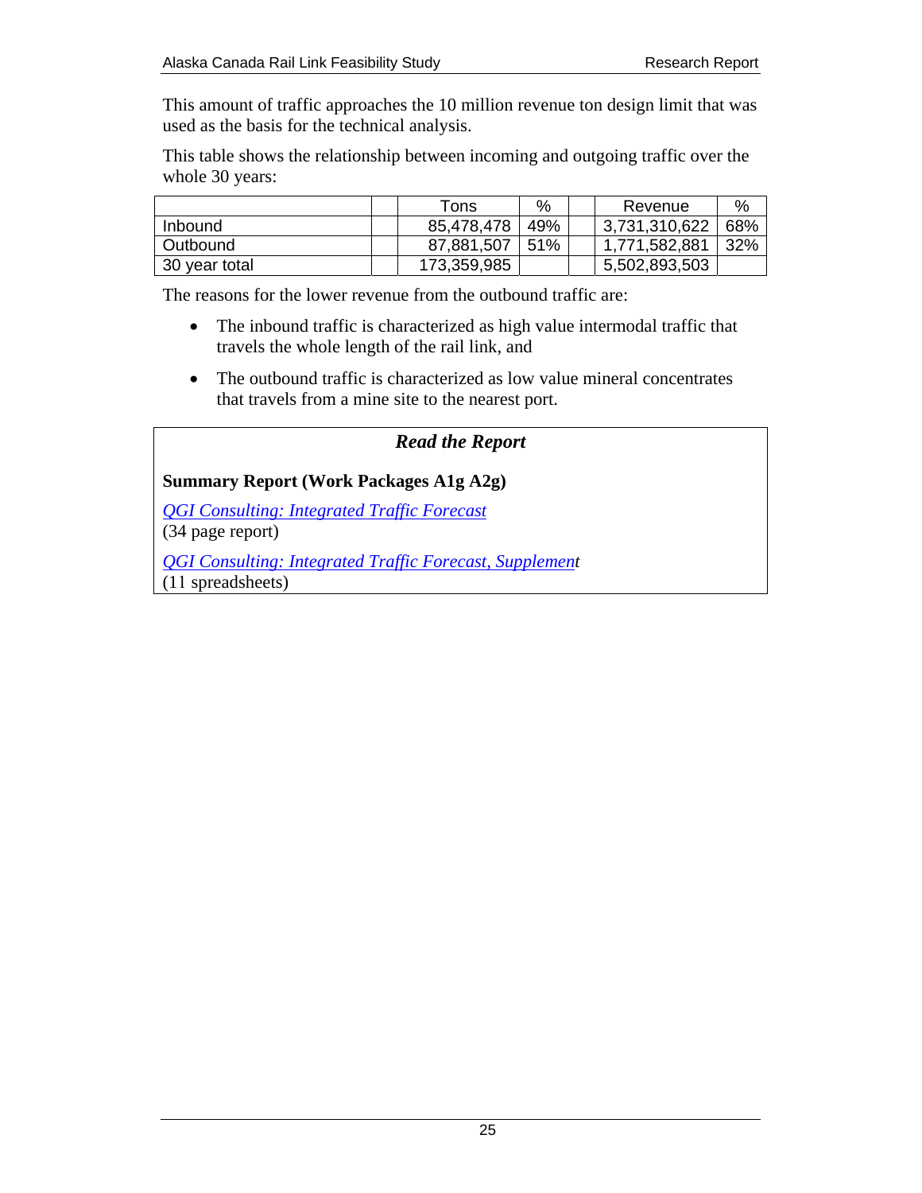This amount of traffic approaches the 10 million revenue ton design limit that was used as the basis for the technical analysis.

This table shows the relationship between incoming and outgoing traffic over the whole 30 years:

| | | Tons | % | | Revenue | % |
|---|---|---|---|---|---|---|
| Inbound | | 85,478,478 | 49% | | 3,731,310,622 | 68% |
| Outbound | | 87,881,507 | 51% | | 1,771,582,881 | 32% |
| 30 year total | | 173,359,985 | | | 5,502,893,503 | |

The reasons for the lower revenue from the outbound traffic are:

- The inbound traffic is characterized as high value intermodal traffic that travels the whole length of the rail link, and
- The outbound traffic is characterized as low value mineral concentrates that travels from a mine site to the nearest port.

***Read the Report***

**Summary Report (Work Packages A1g A2g)**

*QGI Consulting: Integrated Traffic Forecast*
(34 page report)

*QGI Consulting: Integrated Traffic Forecast, Supplement*
(11 spreadsheets)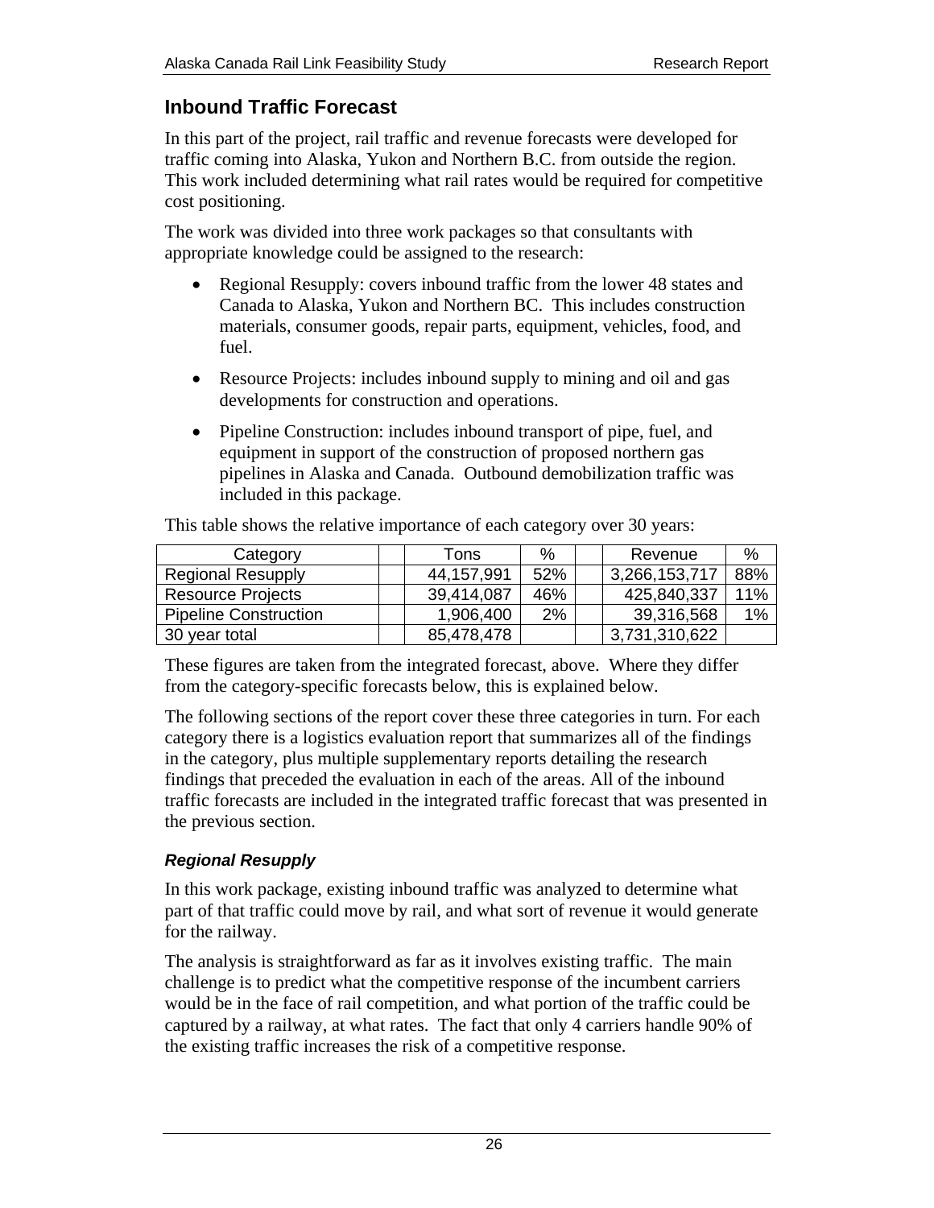## Inbound Traffic Forecast

In this part of the project, rail traffic and revenue forecasts were developed for traffic coming into Alaska, Yukon and Northern B.C. from outside the region. This work included determining what rail rates would be required for competitive cost positioning.

The work was divided into three work packages so that consultants with appropriate knowledge could be assigned to the research:

- Regional Resupply: covers inbound traffic from the lower 48 states and Canada to Alaska, Yukon and Northern BC. This includes construction materials, consumer goods, repair parts, equipment, vehicles, food, and fuel.
- Resource Projects: includes inbound supply to mining and oil and gas developments for construction and operations.
- Pipeline Construction: includes inbound transport of pipe, fuel, and equipment in support of the construction of proposed northern gas pipelines in Alaska and Canada. Outbound demobilization traffic was included in this package.

This table shows the relative importance of each category over 30 years:

| Category | | Tons | % | | Revenue | % |
|---|---|---|---|---|---|---|
| Regional Resupply | | 44,157,991 | 52% | | 3,266,153,717 | 88% |
| Resource Projects | | 39,414,087 | 46% | | 425,840,337 | 11% |
| Pipeline Construction | | 1,906,400 | 2% | | 39,316,568 | 1% |
| 30 year total | | 85,478,478 | | | 3,731,310,622 | |

These figures are taken from the integrated forecast, above. Where they differ from the category-specific forecasts below, this is explained below.

The following sections of the report cover these three categories in turn. For each category there is a logistics evaluation report that summarizes all of the findings in the category, plus multiple supplementary reports detailing the research findings that preceded the evaluation in each of the areas. All of the inbound traffic forecasts are included in the integrated traffic forecast that was presented in the previous section.

### *Regional Resupply*

In this work package, existing inbound traffic was analyzed to determine what part of that traffic could move by rail, and what sort of revenue it would generate for the railway.

The analysis is straightforward as far as it involves existing traffic. The main challenge is to predict what the competitive response of the incumbent carriers would be in the face of rail competition, and what portion of the traffic could be captured by a railway, at what rates. The fact that only 4 carriers handle 90% of the existing traffic increases the risk of a competitive response.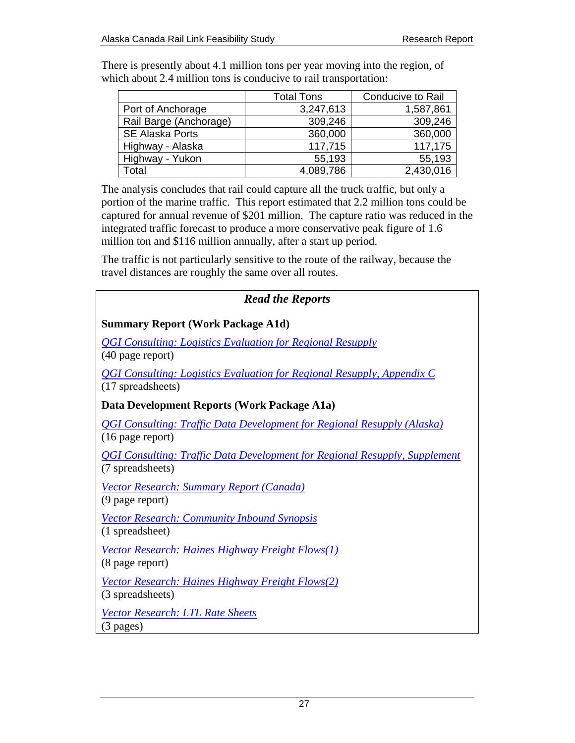There is presently about 4.1 million tons per year moving into the region, of which about 2.4 million tons is conducive to rail transportation:

| | Total Tons | Conducive to Rail |
|---|---|---|
| Port of Anchorage | 3,247,613 | 1,587,861 |
| Rail Barge (Anchorage) | 309,246 | 309,246 |
| SE Alaska Ports | 360,000 | 360,000 |
| Highway - Alaska | 117,715 | 117,175 |
| Highway - Yukon | 55,193 | 55,193 |
| Total | 4,089,786 | 2,430,016 |

The analysis concludes that rail could capture all the truck traffic, but only a portion of the marine traffic. This report estimated that 2.2 million tons could be captured for annual revenue of $201 million. The capture ratio was reduced in the integrated traffic forecast to produce a more conservative peak figure of 1.6 million ton and $116 million annually, after a start up period.

The traffic is not particularly sensitive to the route of the railway, because the travel distances are roughly the same over all routes.

### *Read the Reports*

**Summary Report (Work Package A1d)**

*QGI Consulting: Logistics Evaluation for Regional Resupply*
(40 page report)

*QGI Consulting: Logistics Evaluation for Regional Resupply, Appendix C*
(17 spreadsheets)

**Data Development Reports (Work Package A1a)**

*QGI Consulting: Traffic Data Development for Regional Resupply (Alaska)*
(16 page report)

*QGI Consulting: Traffic Data Development for Regional Resupply, Supplement*
(7 spreadsheets)

*Vector Research: Summary Report (Canada)*
(9 page report)

*Vector Research: Community Inbound Synopsis*
(1 spreadsheet)

*Vector Research: Haines Highway Freight Flows(1)*
(8 page report)

*Vector Research: Haines Highway Freight Flows(2)*
(3 spreadsheets)

*Vector Research: LTL Rate Sheets*
(3 pages)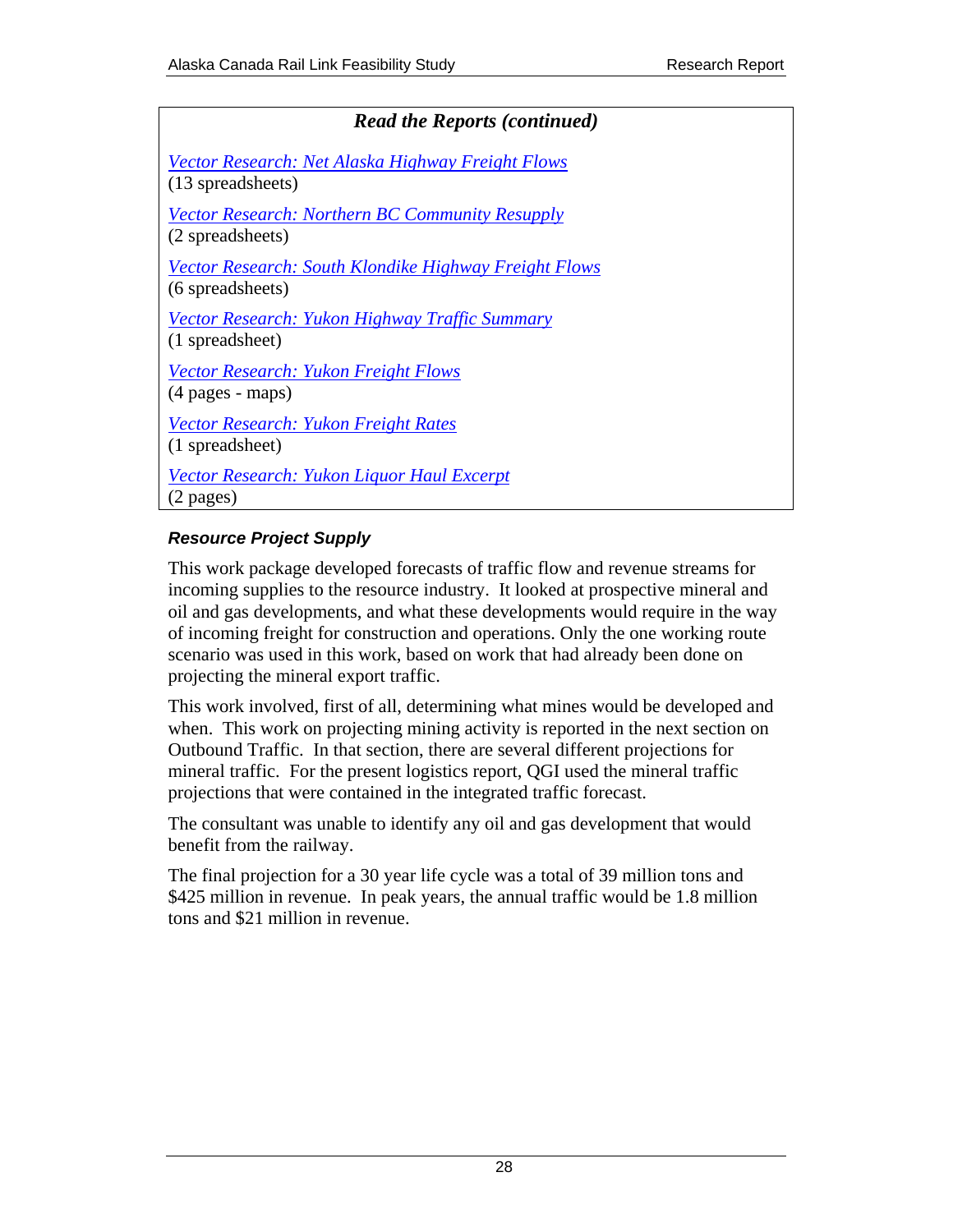**_Read the Reports (continued)_**

_Vector Research: Net Alaska Highway Freight Flows_
(13 spreadsheets)

_Vector Research: Northern BC Community Resupply_
(2 spreadsheets)

_Vector Research: South Klondike Highway Freight Flows_
(6 spreadsheets)

_Vector Research: Yukon Highway Traffic Summary_
(1 spreadsheet)

_Vector Research: Yukon Freight Flows_
(4 pages - maps)

_Vector Research: Yukon Freight Rates_
(1 spreadsheet)

_Vector Research: Yukon Liquor Haul Excerpt_
(2 pages)

### Resource Project Supply

This work package developed forecasts of traffic flow and revenue streams for incoming supplies to the resource industry. It looked at prospective mineral and oil and gas developments, and what these developments would require in the way of incoming freight for construction and operations. Only the one working route scenario was used in this work, based on work that had already been done on projecting the mineral export traffic.

This work involved, first of all, determining what mines would be developed and when. This work on projecting mining activity is reported in the next section on Outbound Traffic. In that section, there are several different projections for mineral traffic. For the present logistics report, QGI used the mineral traffic projections that were contained in the integrated traffic forecast.

The consultant was unable to identify any oil and gas development that would benefit from the railway.

The final projection for a 30 year life cycle was a total of 39 million tons and $425 million in revenue. In peak years, the annual traffic would be 1.8 million tons and $21 million in revenue.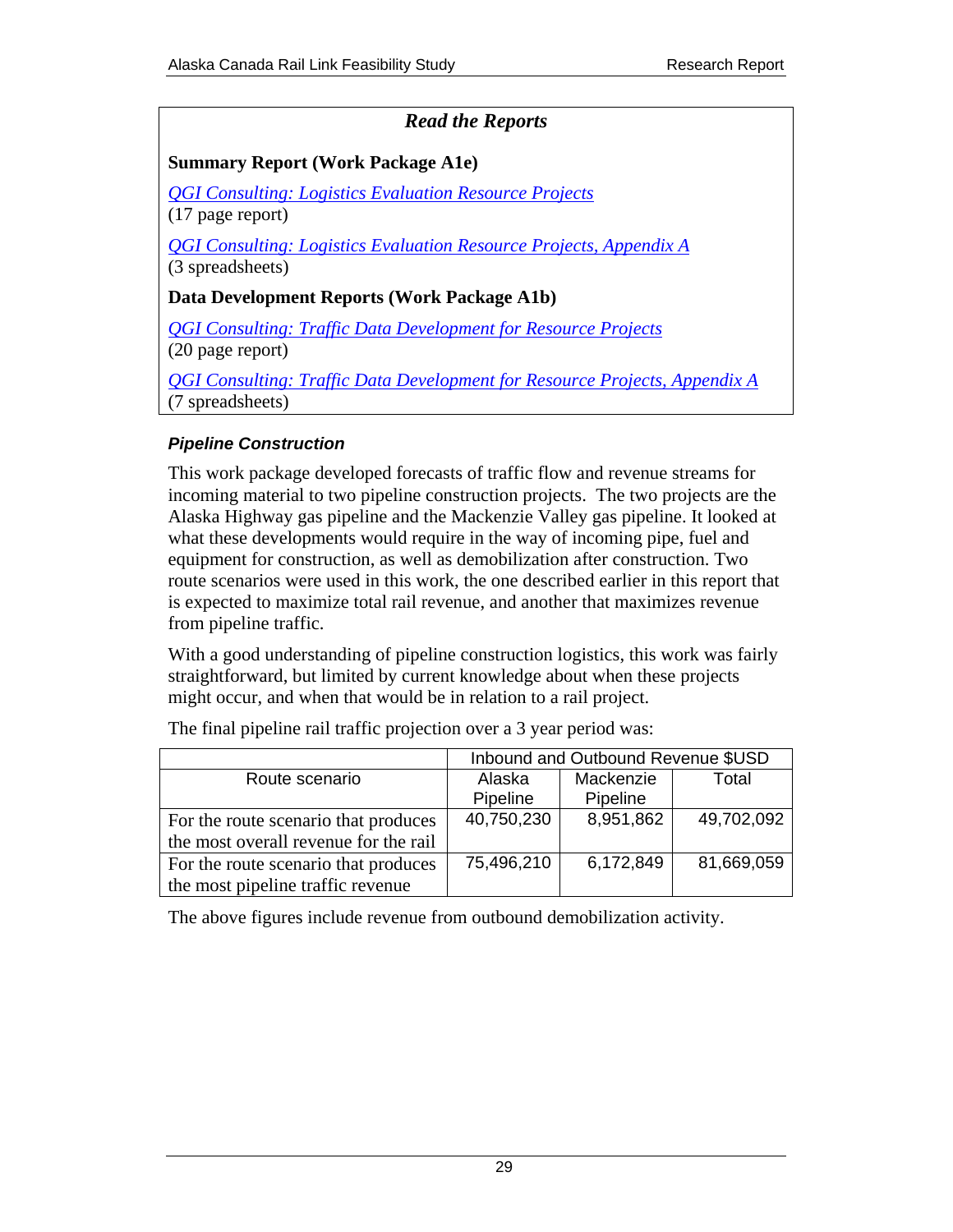*Read the Reports*

**Summary Report (Work Package A1e)**

*QGI Consulting: Logistics Evaluation Resource Projects*
(17 page report)

*QGI Consulting: Logistics Evaluation Resource Projects, Appendix A*
(3 spreadsheets)

**Data Development Reports (Work Package A1b)**

*QGI Consulting: Traffic Data Development for Resource Projects*
(20 page report)

*QGI Consulting: Traffic Data Development for Resource Projects, Appendix A*
(7 spreadsheets)

#### *Pipeline Construction*

This work package developed forecasts of traffic flow and revenue streams for incoming material to two pipeline construction projects. The two projects are the Alaska Highway gas pipeline and the Mackenzie Valley gas pipeline. It looked at what these developments would require in the way of incoming pipe, fuel and equipment for construction, as well as demobilization after construction. Two route scenarios were used in this work, the one described earlier in this report that is expected to maximize total rail revenue, and another that maximizes revenue from pipeline traffic.

With a good understanding of pipeline construction logistics, this work was fairly straightforward, but limited by current knowledge about when these projects might occur, and when that would be in relation to a rail project.

The final pipeline rail traffic projection over a 3 year period was:

| | Inbound and Outbound Revenue $USD | | |
|---|---|---|---|
| Route scenario | Alaska Pipeline | Mackenzie Pipeline | Total |
| For the route scenario that produces the most overall revenue for the rail | 40,750,230 | 8,951,862 | 49,702,092 |
| For the route scenario that produces the most pipeline traffic revenue | 75,496,210 | 6,172,849 | 81,669,059 |

The above figures include revenue from outbound demobilization activity.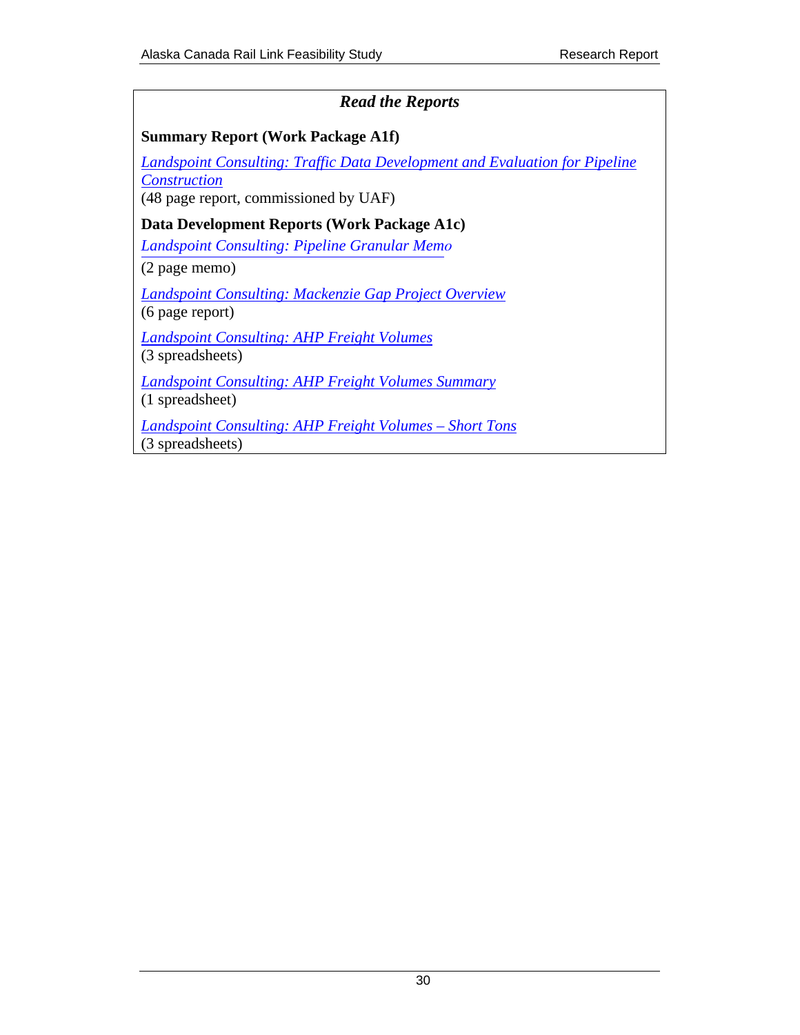### *Read the Reports*

**Summary Report (Work Package A1f)**

*Landspoint Consulting: Traffic Data Development and Evaluation for Pipeline Construction*
(48 page report, commissioned by UAF)

**Data Development Reports (Work Package A1c)**

*Landspoint Consulting: Pipeline Granular Memo*
(2 page memo)

*Landspoint Consulting: Mackenzie Gap Project Overview*
(6 page report)

*Landspoint Consulting: AHP Freight Volumes*
(3 spreadsheets)

*Landspoint Consulting: AHP Freight Volumes Summary*
(1 spreadsheet)

*Landspoint Consulting: AHP Freight Volumes – Short Tons*
(3 spreadsheets)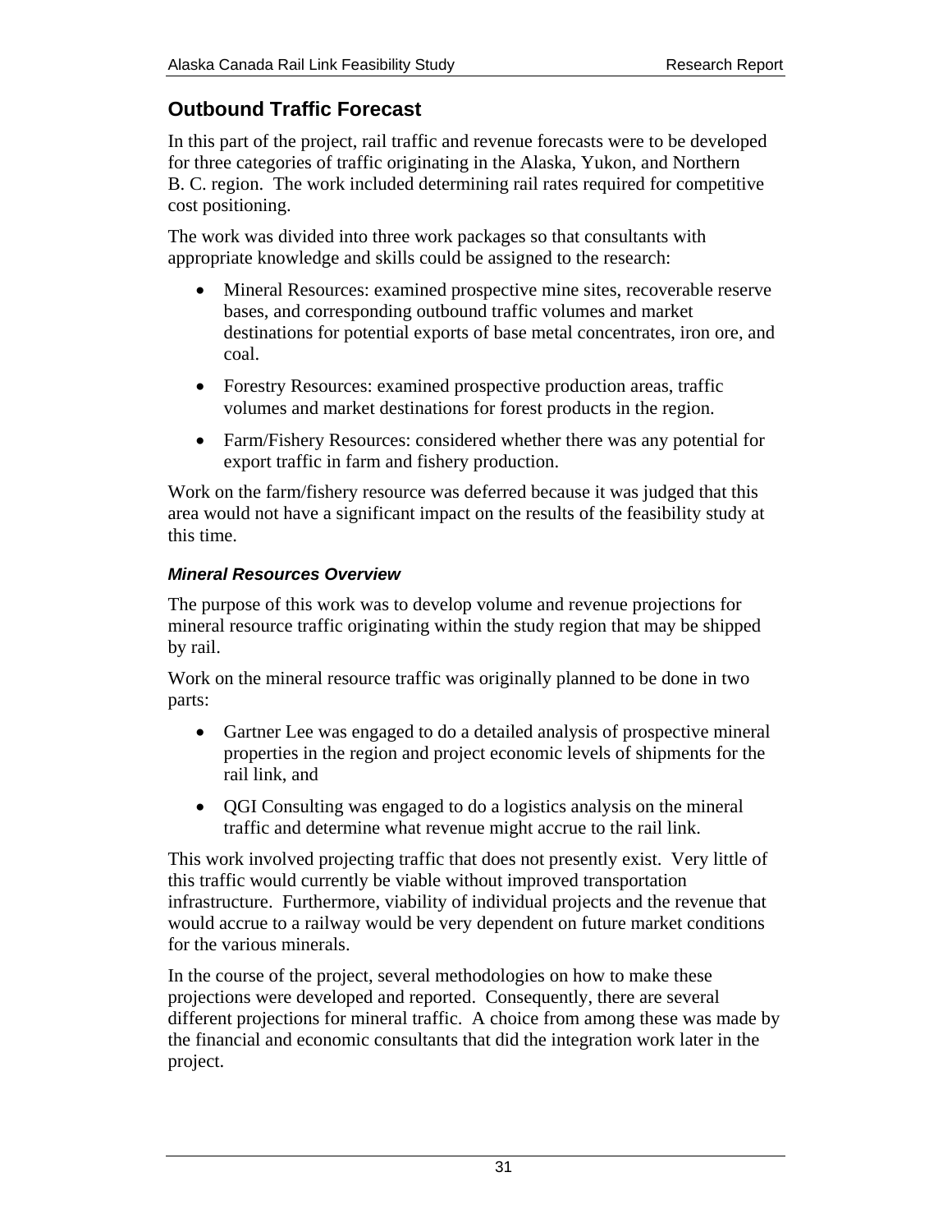## Outbound Traffic Forecast

In this part of the project, rail traffic and revenue forecasts were to be developed for three categories of traffic originating in the Alaska, Yukon, and Northern B. C. region. The work included determining rail rates required for competitive cost positioning.

The work was divided into three work packages so that consultants with appropriate knowledge and skills could be assigned to the research:

- Mineral Resources: examined prospective mine sites, recoverable reserve bases, and corresponding outbound traffic volumes and market destinations for potential exports of base metal concentrates, iron ore, and coal.
- Forestry Resources: examined prospective production areas, traffic volumes and market destinations for forest products in the region.
- Farm/Fishery Resources: considered whether there was any potential for export traffic in farm and fishery production.

Work on the farm/fishery resource was deferred because it was judged that this area would not have a significant impact on the results of the feasibility study at this time.

### *Mineral Resources Overview*

The purpose of this work was to develop volume and revenue projections for mineral resource traffic originating within the study region that may be shipped by rail.

Work on the mineral resource traffic was originally planned to be done in two parts:

- Gartner Lee was engaged to do a detailed analysis of prospective mineral properties in the region and project economic levels of shipments for the rail link, and
- QGI Consulting was engaged to do a logistics analysis on the mineral traffic and determine what revenue might accrue to the rail link.

This work involved projecting traffic that does not presently exist. Very little of this traffic would currently be viable without improved transportation infrastructure. Furthermore, viability of individual projects and the revenue that would accrue to a railway would be very dependent on future market conditions for the various minerals.

In the course of the project, several methodologies on how to make these projections were developed and reported. Consequently, there are several different projections for mineral traffic. A choice from among these was made by the financial and economic consultants that did the integration work later in the project.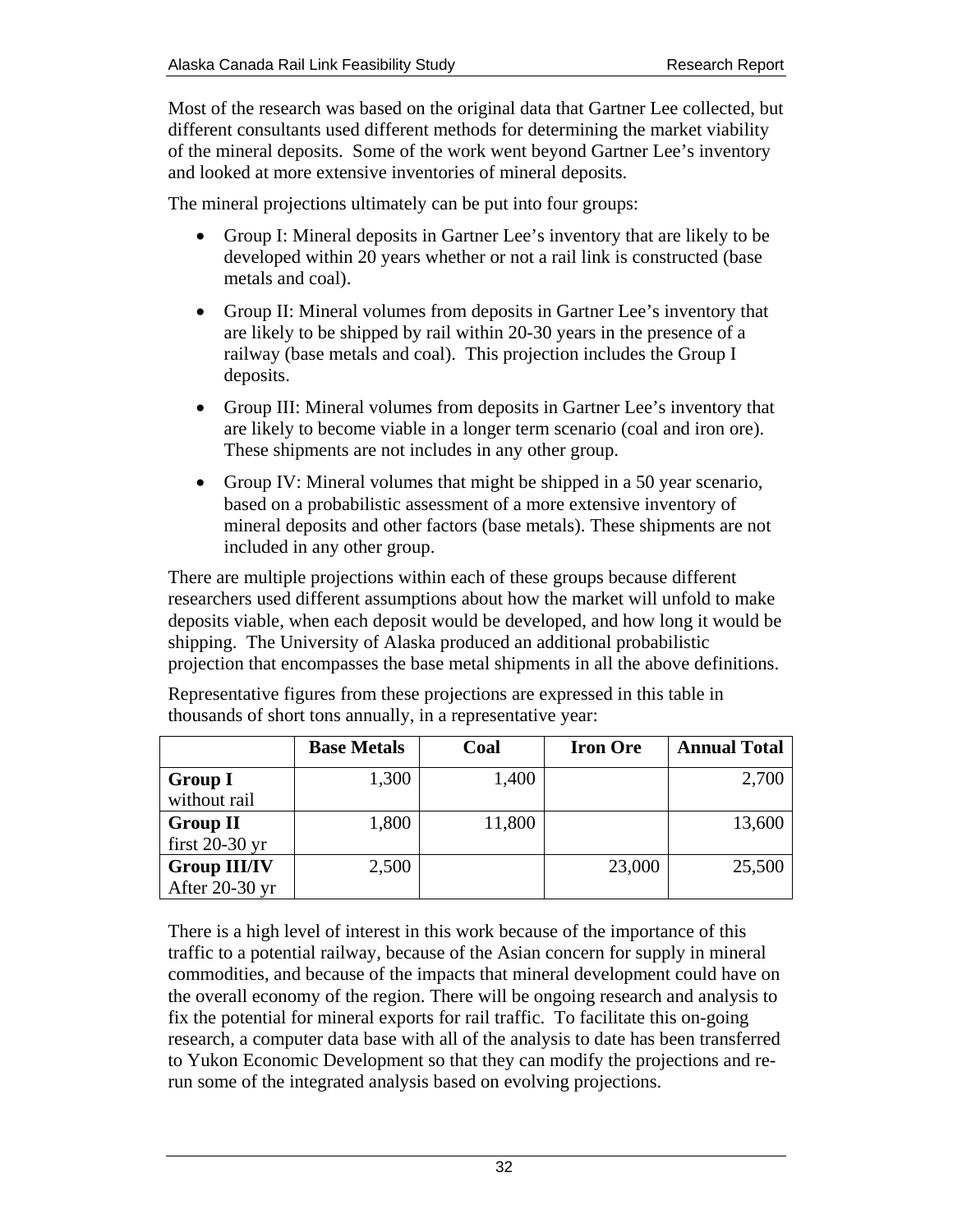Most of the research was based on the original data that Gartner Lee collected, but different consultants used different methods for determining the market viability of the mineral deposits. Some of the work went beyond Gartner Lee's inventory and looked at more extensive inventories of mineral deposits.

The mineral projections ultimately can be put into four groups:

- Group I: Mineral deposits in Gartner Lee's inventory that are likely to be developed within 20 years whether or not a rail link is constructed (base metals and coal).
- Group II: Mineral volumes from deposits in Gartner Lee's inventory that are likely to be shipped by rail within 20-30 years in the presence of a railway (base metals and coal). This projection includes the Group I deposits.
- Group III: Mineral volumes from deposits in Gartner Lee's inventory that are likely to become viable in a longer term scenario (coal and iron ore). These shipments are not includes in any other group.
- Group IV: Mineral volumes that might be shipped in a 50 year scenario, based on a probabilistic assessment of a more extensive inventory of mineral deposits and other factors (base metals). These shipments are not included in any other group.

There are multiple projections within each of these groups because different researchers used different assumptions about how the market will unfold to make deposits viable, when each deposit would be developed, and how long it would be shipping. The University of Alaska produced an additional probabilistic projection that encompasses the base metal shipments in all the above definitions.

Representative figures from these projections are expressed in this table in thousands of short tons annually, in a representative year:

| | Base Metals | Coal | Iron Ore | Annual Total |
|---|---|---|---|---|
| **Group I** without rail | 1,300 | 1,400 | | 2,700 |
| **Group II** first 20-30 yr | 1,800 | 11,800 | | 13,600 |
| **Group III/IV** After 20-30 yr | 2,500 | | 23,000 | 25,500 |

There is a high level of interest in this work because of the importance of this traffic to a potential railway, because of the Asian concern for supply in mineral commodities, and because of the impacts that mineral development could have on the overall economy of the region. There will be ongoing research and analysis to fix the potential for mineral exports for rail traffic. To facilitate this on-going research, a computer data base with all of the analysis to date has been transferred to Yukon Economic Development so that they can modify the projections and re-run some of the integrated analysis based on evolving projections.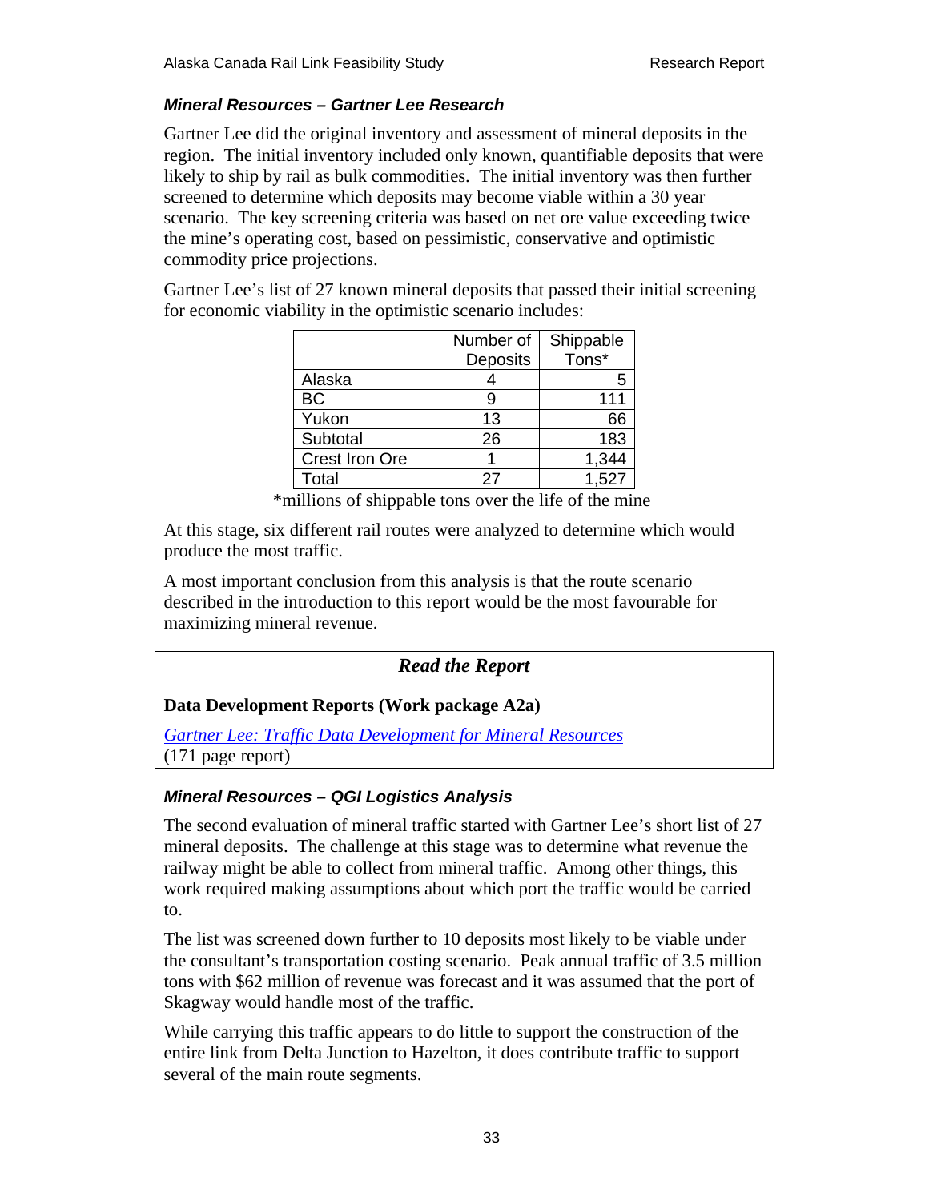### *Mineral Resources – Gartner Lee Research*

Gartner Lee did the original inventory and assessment of mineral deposits in the region. The initial inventory included only known, quantifiable deposits that were likely to ship by rail as bulk commodities. The initial inventory was then further screened to determine which deposits may become viable within a 30 year scenario. The key screening criteria was based on net ore value exceeding twice the mine's operating cost, based on pessimistic, conservative and optimistic commodity price projections.

Gartner Lee's list of 27 known mineral deposits that passed their initial screening for economic viability in the optimistic scenario includes:

| | Number of Deposits | Shippable Tons* |
|---|---|---|
| Alaska | 4 | 5 |
| BC | 9 | 111 |
| Yukon | 13 | 66 |
| Subtotal | 26 | 183 |
| Crest Iron Ore | 1 | 1,344 |
| Total | 27 | 1,527 |

*millions of shippable tons over the life of the mine

At this stage, six different rail routes were analyzed to determine which would produce the most traffic.

A most important conclusion from this analysis is that the route scenario described in the introduction to this report would be the most favourable for maximizing mineral revenue.

> ***Read the Report***
>
> **Data Development Reports (Work package A2a)**
>
> *Gartner Lee: Traffic Data Development for Mineral Resources*
> (171 page report)

### *Mineral Resources – QGI Logistics Analysis*

The second evaluation of mineral traffic started with Gartner Lee's short list of 27 mineral deposits. The challenge at this stage was to determine what revenue the railway might be able to collect from mineral traffic. Among other things, this work required making assumptions about which port the traffic would be carried to.

The list was screened down further to 10 deposits most likely to be viable under the consultant's transportation costing scenario. Peak annual traffic of 3.5 million tons with $62 million of revenue was forecast and it was assumed that the port of Skagway would handle most of the traffic.

While carrying this traffic appears to do little to support the construction of the entire link from Delta Junction to Hazelton, it does contribute traffic to support several of the main route segments.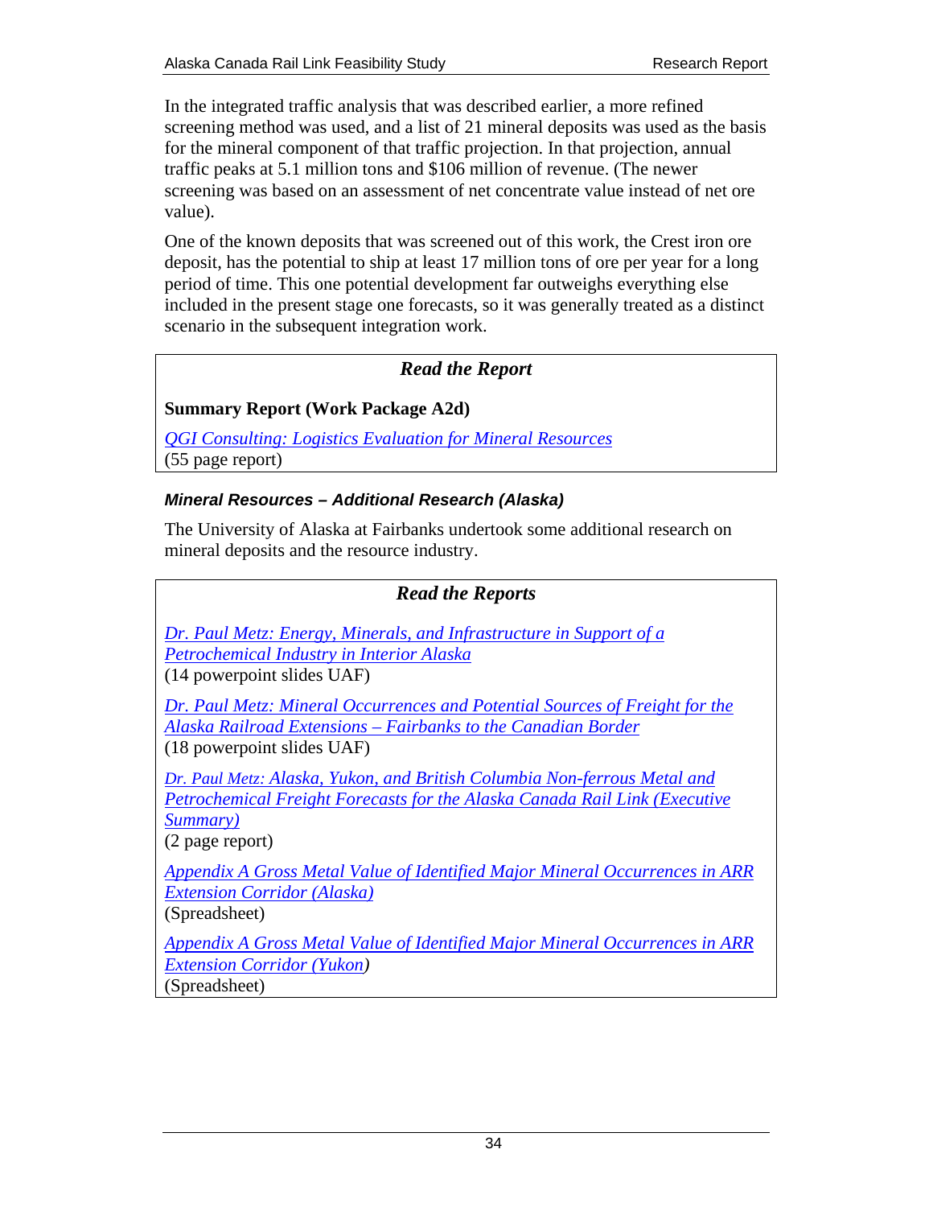In the integrated traffic analysis that was described earlier, a more refined screening method was used, and a list of 21 mineral deposits was used as the basis for the mineral component of that traffic projection. In that projection, annual traffic peaks at 5.1 million tons and $106 million of revenue. (The newer screening was based on an assessment of net concentrate value instead of net ore value).

One of the known deposits that was screened out of this work, the Crest iron ore deposit, has the potential to ship at least 17 million tons of ore per year for a long period of time. This one potential development far outweighs everything else included in the present stage one forecasts, so it was generally treated as a distinct scenario in the subsequent integration work.

***Read the Report***

**Summary Report (Work Package A2d)**

*QGI Consulting: Logistics Evaluation for Mineral Resources*
(55 page report)

### *Mineral Resources – Additional Research (Alaska)*

The University of Alaska at Fairbanks undertook some additional research on mineral deposits and the resource industry.

***Read the Reports***

*Dr. Paul Metz: Energy, Minerals, and Infrastructure in Support of a Petrochemical Industry in Interior Alaska*
(14 powerpoint slides UAF)

*Dr. Paul Metz: Mineral Occurrences and Potential Sources of Freight for the Alaska Railroad Extensions – Fairbanks to the Canadian Border*
(18 powerpoint slides UAF)

*Dr. Paul Metz: Alaska, Yukon, and British Columbia Non-ferrous Metal and Petrochemical Freight Forecasts for the Alaska Canada Rail Link (Executive Summary)*
(2 page report)

*Appendix A Gross Metal Value of Identified Major Mineral Occurrences in ARR Extension Corridor (Alaska)*
(Spreadsheet)

*Appendix A Gross Metal Value of Identified Major Mineral Occurrences in ARR Extension Corridor (Yukon)*
(Spreadsheet)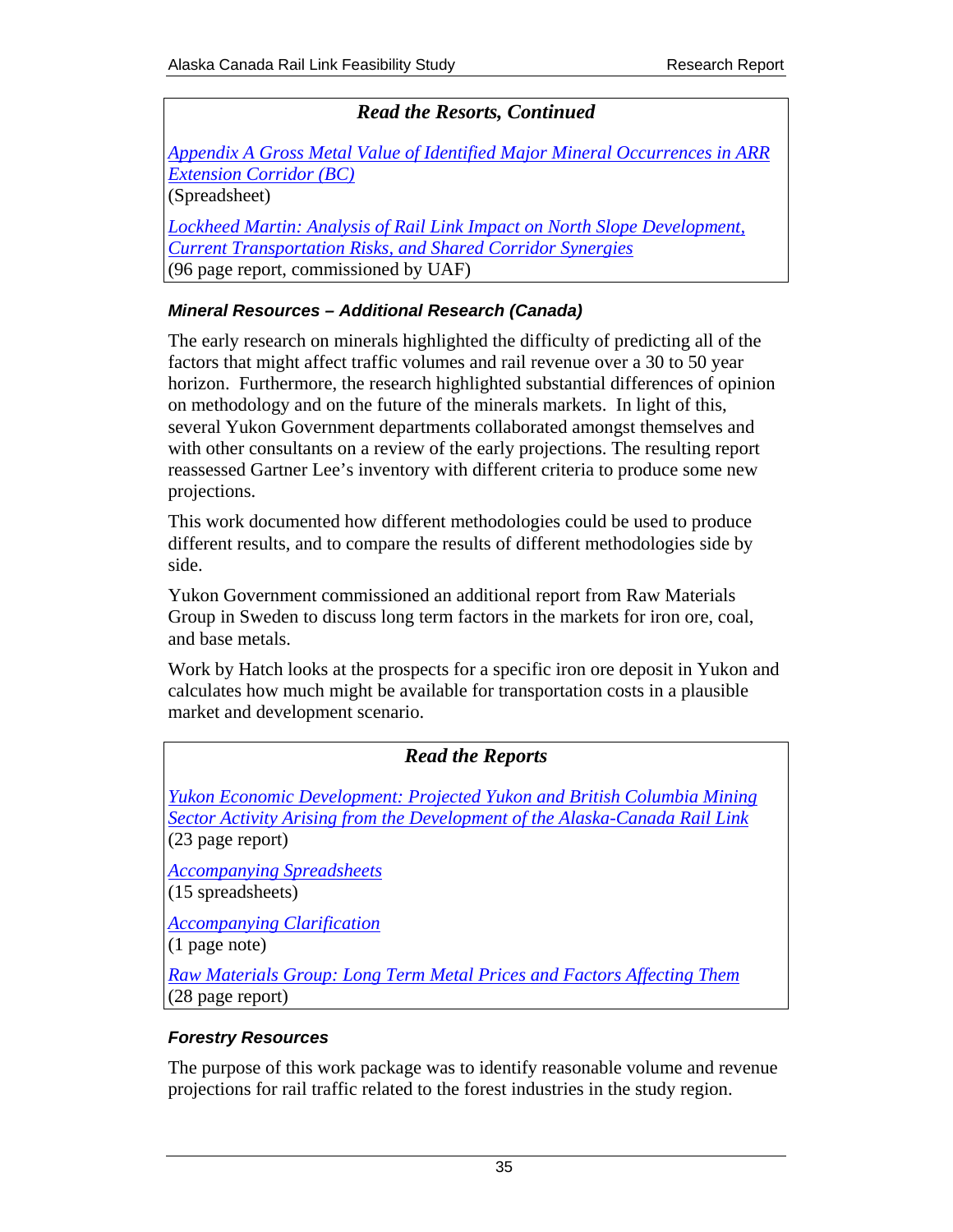*Read the Resorts, Continued*

*Appendix A Gross Metal Value of Identified Major Mineral Occurrences in ARR Extension Corridor (BC)*
(Spreadsheet)

*Lockheed Martin: Analysis of Rail Link Impact on North Slope Development, Current Transportation Risks, and Shared Corridor Synergies*
(96 page report, commissioned by UAF)

### *Mineral Resources – Additional Research (Canada)*

The early research on minerals highlighted the difficulty of predicting all of the factors that might affect traffic volumes and rail revenue over a 30 to 50 year horizon. Furthermore, the research highlighted substantial differences of opinion on methodology and on the future of the minerals markets. In light of this, several Yukon Government departments collaborated amongst themselves and with other consultants on a review of the early projections. The resulting report reassessed Gartner Lee's inventory with different criteria to produce some new projections.

This work documented how different methodologies could be used to produce different results, and to compare the results of different methodologies side by side.

Yukon Government commissioned an additional report from Raw Materials Group in Sweden to discuss long term factors in the markets for iron ore, coal, and base metals.

Work by Hatch looks at the prospects for a specific iron ore deposit in Yukon and calculates how much might be available for transportation costs in a plausible market and development scenario.

*Read the Reports*

*Yukon Economic Development: Projected Yukon and British Columbia Mining Sector Activity Arising from the Development of the Alaska-Canada Rail Link*
(23 page report)

*Accompanying Spreadsheets*
(15 spreadsheets)

*Accompanying Clarification*
(1 page note)

*Raw Materials Group: Long Term Metal Prices and Factors Affecting Them*
(28 page report)

### *Forestry Resources*

The purpose of this work package was to identify reasonable volume and revenue projections for rail traffic related to the forest industries in the study region.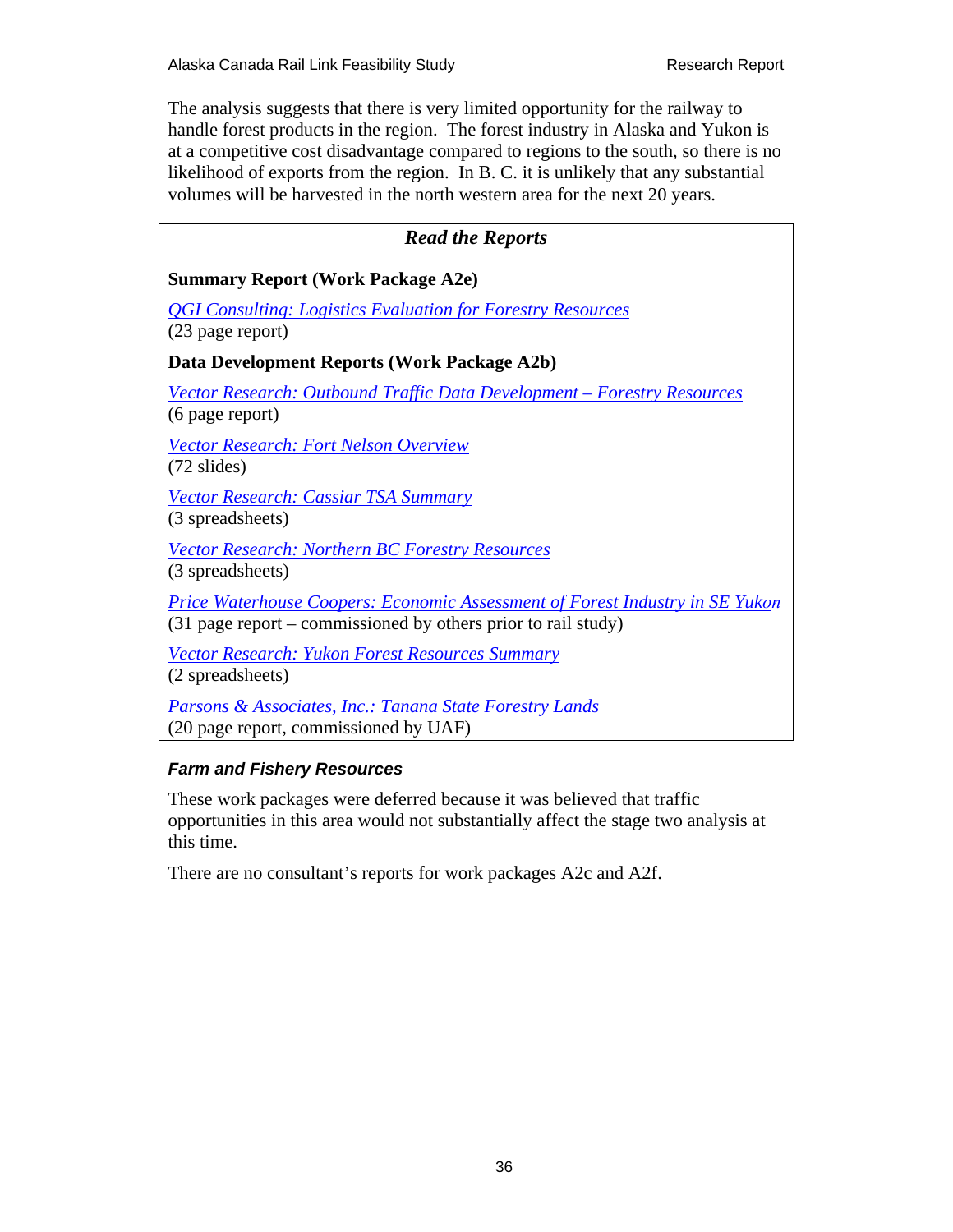The analysis suggests that there is very limited opportunity for the railway to handle forest products in the region. The forest industry in Alaska and Yukon is at a competitive cost disadvantage compared to regions to the south, so there is no likelihood of exports from the region. In B. C. it is unlikely that any substantial volumes will be harvested in the north western area for the next 20 years.

> ***Read the Reports***
>
> **Summary Report (Work Package A2e)**
>
> *QGI Consulting: Logistics Evaluation for Forestry Resources*
> (23 page report)
>
> **Data Development Reports (Work Package A2b)**
>
> *Vector Research: Outbound Traffic Data Development – Forestry Resources*
> (6 page report)
>
> *Vector Research: Fort Nelson Overview*
> (72 slides)
>
> *Vector Research: Cassiar TSA Summary*
> (3 spreadsheets)
>
> *Vector Research: Northern BC Forestry Resources*
> (3 spreadsheets)
>
> *Price Waterhouse Coopers: Economic Assessment of Forest Industry in SE Yukon*
> (31 page report – commissioned by others prior to rail study)
>
> *Vector Research: Yukon Forest Resources Summary*
> (2 spreadsheets)
>
> *Parsons & Associates, Inc.: Tanana State Forestry Lands*
> (20 page report, commissioned by UAF)

### *Farm and Fishery Resources*

These work packages were deferred because it was believed that traffic opportunities in this area would not substantially affect the stage two analysis at this time.

There are no consultant's reports for work packages A2c and A2f.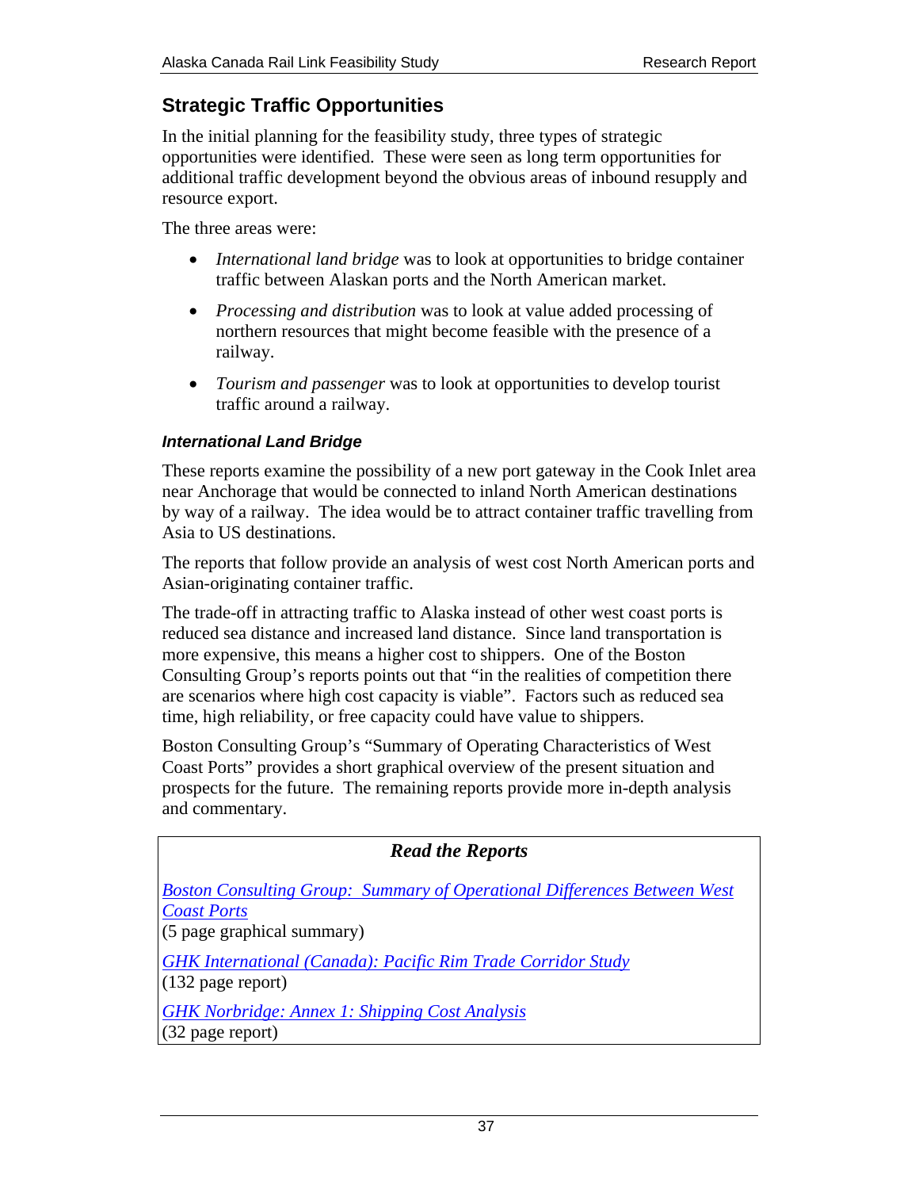## Strategic Traffic Opportunities

In the initial planning for the feasibility study, three types of strategic opportunities were identified. These were seen as long term opportunities for additional traffic development beyond the obvious areas of inbound resupply and resource export.

The three areas were:

- *International land bridge* was to look at opportunities to bridge container traffic between Alaskan ports and the North American market.
- *Processing and distribution* was to look at value added processing of northern resources that might become feasible with the presence of a railway.
- *Tourism and passenger* was to look at opportunities to develop tourist traffic around a railway.

### *International Land Bridge*

These reports examine the possibility of a new port gateway in the Cook Inlet area near Anchorage that would be connected to inland North American destinations by way of a railway. The idea would be to attract container traffic travelling from Asia to US destinations.

The reports that follow provide an analysis of west cost North American ports and Asian-originating container traffic.

The trade-off in attracting traffic to Alaska instead of other west coast ports is reduced sea distance and increased land distance. Since land transportation is more expensive, this means a higher cost to shippers. One of the Boston Consulting Group's reports points out that "in the realities of competition there are scenarios where high cost capacity is viable". Factors such as reduced sea time, high reliability, or free capacity could have value to shippers.

Boston Consulting Group's "Summary of Operating Characteristics of West Coast Ports" provides a short graphical overview of the present situation and prospects for the future. The remaining reports provide more in-depth analysis and commentary.

***Read the Reports***

*Boston Consulting Group: Summary of Operational Differences Between West Coast Ports*
(5 page graphical summary)

*GHK International (Canada): Pacific Rim Trade Corridor Study*
(132 page report)

*GHK Norbridge: Annex 1: Shipping Cost Analysis*
(32 page report)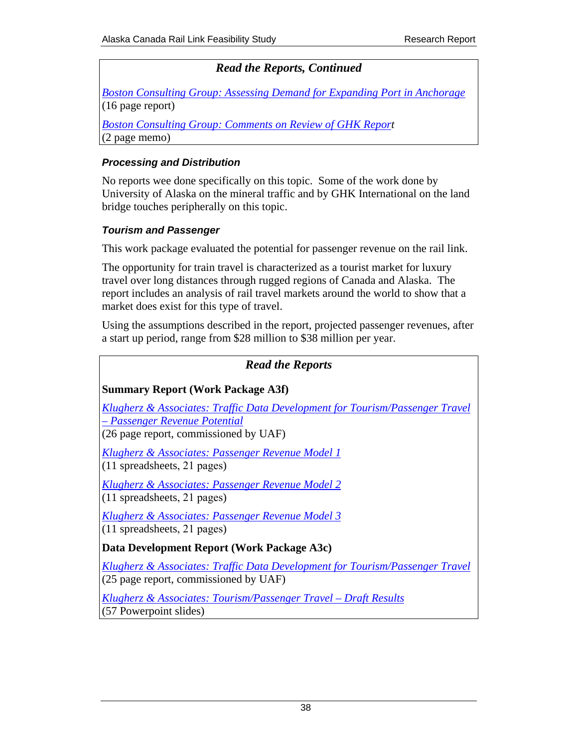### *Read the Reports, Continued*

*Boston Consulting Group: Assessing Demand for Expanding Port in Anchorage*
(16 page report)

*Boston Consulting Group: Comments on Review of GHK Report*
(2 page memo)

#### *Processing and Distribution*

No reports wee done specifically on this topic. Some of the work done by University of Alaska on the mineral traffic and by GHK International on the land bridge touches peripherally on this topic.

#### *Tourism and Passenger*

This work package evaluated the potential for passenger revenue on the rail link.

The opportunity for train travel is characterized as a tourist market for luxury travel over long distances through rugged regions of Canada and Alaska. The report includes an analysis of rail travel markets around the world to show that a market does exist for this type of travel.

Using the assumptions described in the report, projected passenger revenues, after a start up period, range from $28 million to $38 million per year.

### *Read the Reports*

**Summary Report (Work Package A3f)**

*Klugherz & Associates: Traffic Data Development for Tourism/Passenger Travel – Passenger Revenue Potential*
(26 page report, commissioned by UAF)

*Klugherz & Associates: Passenger Revenue Model 1*
(11 spreadsheets, 21 pages)

*Klugherz & Associates: Passenger Revenue Model 2*
(11 spreadsheets, 21 pages)

*Klugherz & Associates: Passenger Revenue Model 3*
(11 spreadsheets, 21 pages)

**Data Development Report (Work Package A3c)**

*Klugherz & Associates: Traffic Data Development for Tourism/Passenger Travel*
(25 page report, commissioned by UAF)

*Klugherz & Associates: Tourism/Passenger Travel – Draft Results*
(57 Powerpoint slides)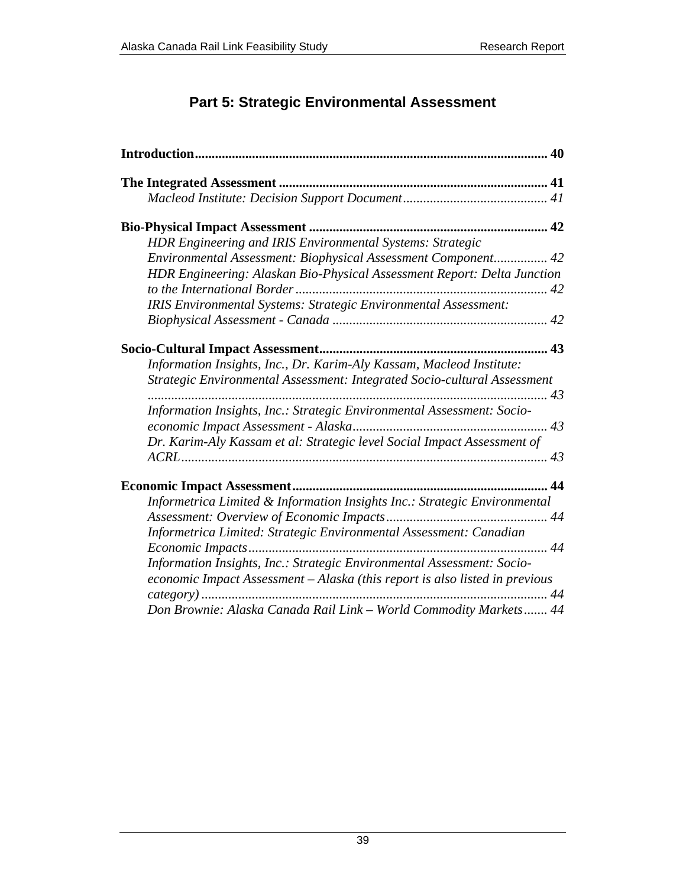# Part 5: Strategic Environmental Assessment

**Introduction** ........ **40**

**The Integrated Assessment** ........ **41**

*Macleod Institute: Decision Support Document* ........ *41*

**Bio-Physical Impact Assessment** ........ **42**

*HDR Engineering and IRIS Environmental Systems: Strategic Environmental Assessment: Biophysical Assessment Component* ........ *42*

*HDR Engineering: Alaskan Bio-Physical Assessment Report: Delta Junction to the International Border* ........ *42*

*IRIS Environmental Systems: Strategic Environmental Assessment: Biophysical Assessment - Canada* ........ *42*

**Socio-Cultural Impact Assessment** ........ **43**

*Information Insights, Inc., Dr. Karim-Aly Kassam, Macleod Institute: Strategic Environmental Assessment: Integrated Socio-cultural Assessment* ........ *43*

*Information Insights, Inc.: Strategic Environmental Assessment: Socio-economic Impact Assessment - Alaska* ........ *43*

*Dr. Karim-Aly Kassam et al: Strategic level Social Impact Assessment of ACRL* ........ *43*

**Economic Impact Assessment** ........ **44**

*Informetrica Limited & Information Insights Inc.: Strategic Environmental Assessment: Overview of Economic Impacts* ........ *44*

*Informetrica Limited: Strategic Environmental Assessment: Canadian Economic Impacts* ........ *44*

*Information Insights, Inc.: Strategic Environmental Assessment: Socio-economic Impact Assessment – Alaska (this report is also listed in previous category)* ........ *44*

*Don Brownie: Alaska Canada Rail Link – World Commodity Markets* ........ *44*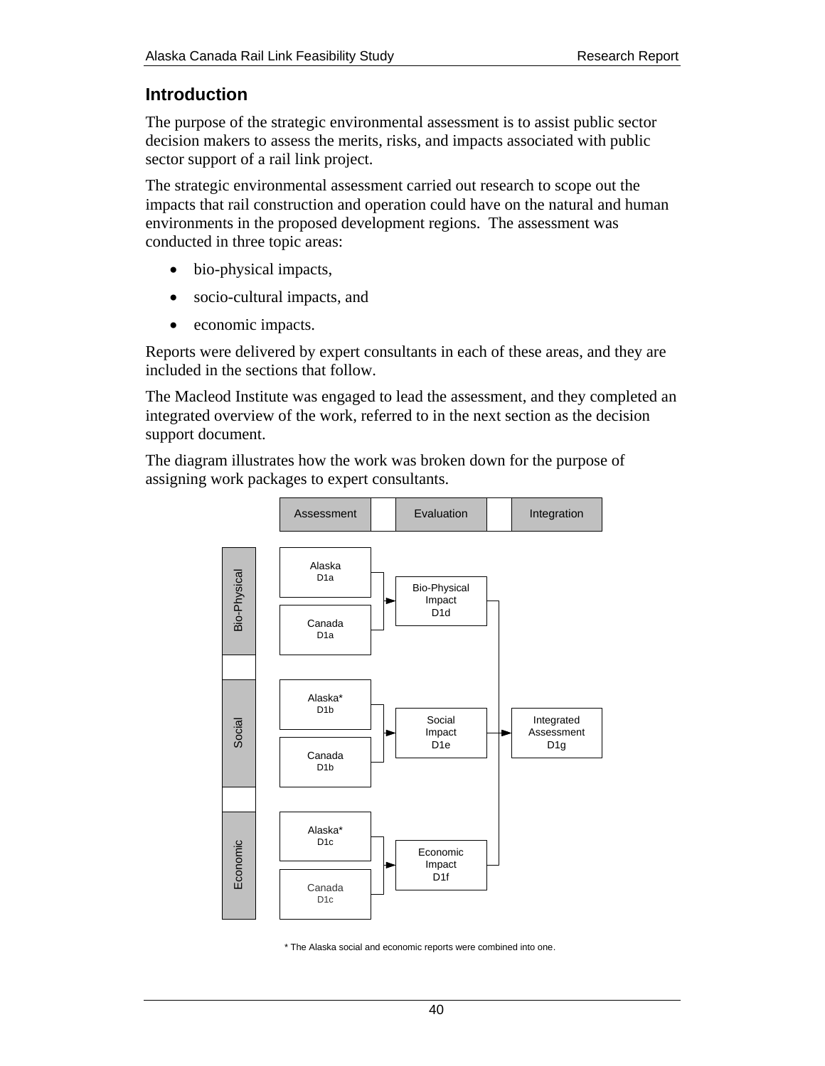## Introduction

The purpose of the strategic environmental assessment is to assist public sector decision makers to assess the merits, risks, and impacts associated with public sector support of a rail link project.

The strategic environmental assessment carried out research to scope out the impacts that rail construction and operation could have on the natural and human environments in the proposed development regions. The assessment was conducted in three topic areas:

- bio-physical impacts,
- socio-cultural impacts, and
- economic impacts.

Reports were delivered by expert consultants in each of these areas, and they are included in the sections that follow.

The Macleod Institute was engaged to lead the assessment, and they completed an integrated overview of the work, referred to in the next section as the decision support document.

The diagram illustrates how the work was broken down for the purpose of assigning work packages to expert consultants.

| | Assessment | Evaluation | Integration |
|---|---|---|---|
| Bio-Physical | Alaska D1a; Canada D1a | Bio-Physical Impact D1d | Integrated Assessment D1g |
| Social | Alaska* D1b; Canada D1b | Social Impact D1e | |
| Economic | Alaska* D1c; Canada D1c | Economic Impact D1f | |

\* The Alaska social and economic reports were combined into one.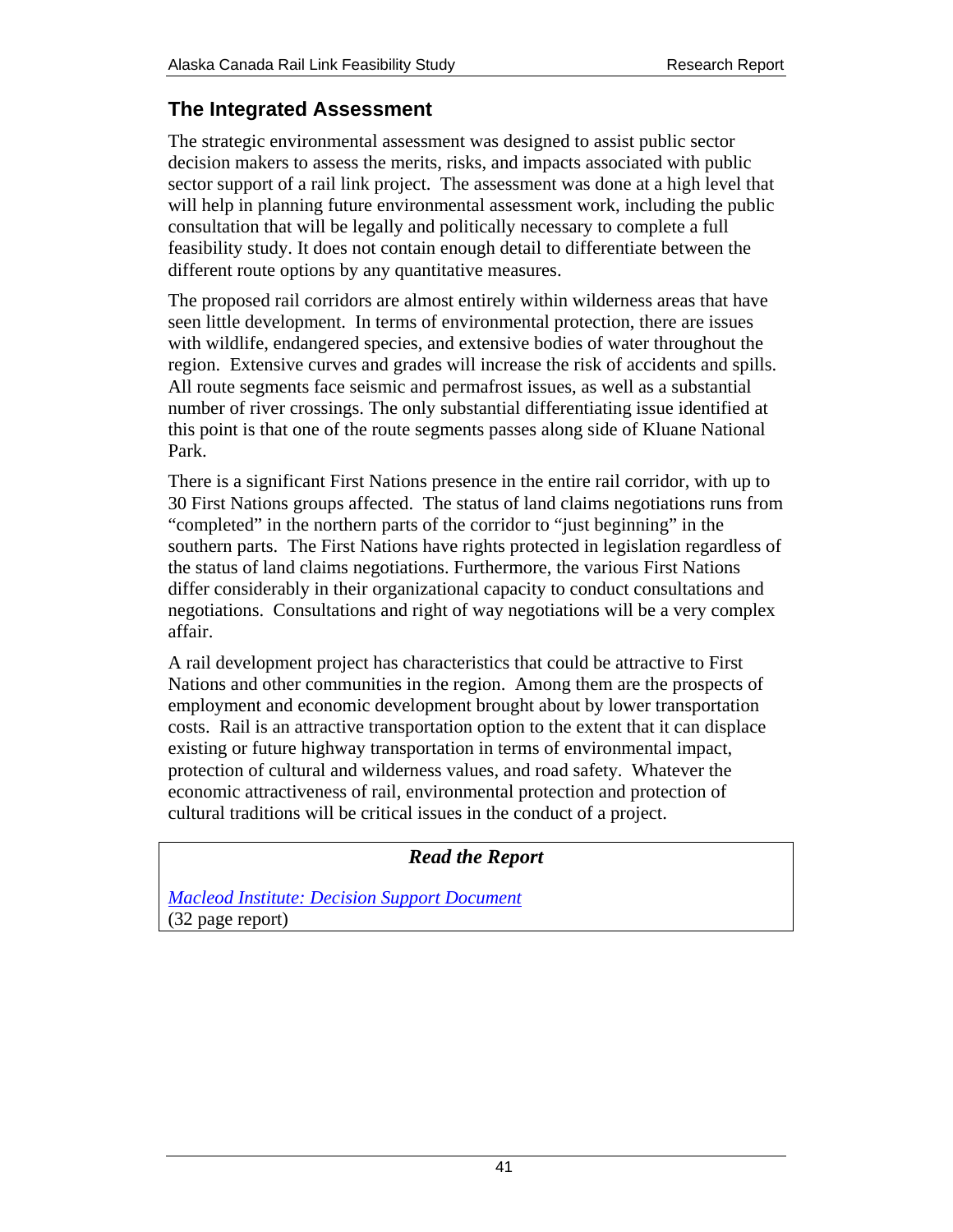## The Integrated Assessment

The strategic environmental assessment was designed to assist public sector decision makers to assess the merits, risks, and impacts associated with public sector support of a rail link project. The assessment was done at a high level that will help in planning future environmental assessment work, including the public consultation that will be legally and politically necessary to complete a full feasibility study. It does not contain enough detail to differentiate between the different route options by any quantitative measures.

The proposed rail corridors are almost entirely within wilderness areas that have seen little development. In terms of environmental protection, there are issues with wildlife, endangered species, and extensive bodies of water throughout the region. Extensive curves and grades will increase the risk of accidents and spills. All route segments face seismic and permafrost issues, as well as a substantial number of river crossings. The only substantial differentiating issue identified at this point is that one of the route segments passes along side of Kluane National Park.

There is a significant First Nations presence in the entire rail corridor, with up to 30 First Nations groups affected. The status of land claims negotiations runs from "completed" in the northern parts of the corridor to "just beginning" in the southern parts. The First Nations have rights protected in legislation regardless of the status of land claims negotiations. Furthermore, the various First Nations differ considerably in their organizational capacity to conduct consultations and negotiations. Consultations and right of way negotiations will be a very complex affair.

A rail development project has characteristics that could be attractive to First Nations and other communities in the region. Among them are the prospects of employment and economic development brought about by lower transportation costs. Rail is an attractive transportation option to the extent that it can displace existing or future highway transportation in terms of environmental impact, protection of cultural and wilderness values, and road safety. Whatever the economic attractiveness of rail, environmental protection and protection of cultural traditions will be critical issues in the conduct of a project.

***Read the Report***

*[Macleod Institute: Decision Support Document](#)*
(32 page report)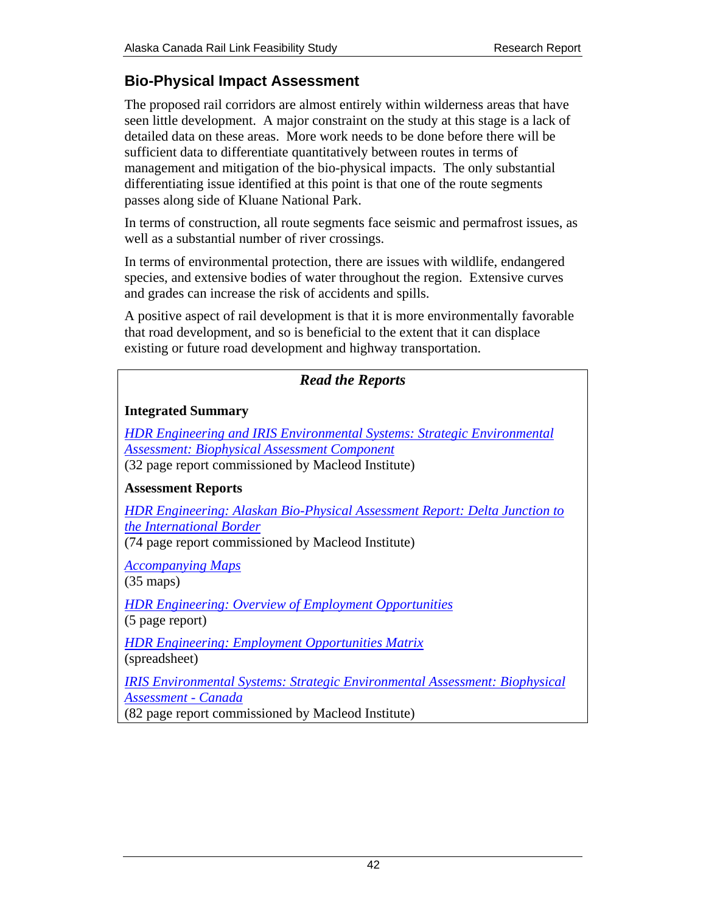## Bio-Physical Impact Assessment

The proposed rail corridors are almost entirely within wilderness areas that have seen little development. A major constraint on the study at this stage is a lack of detailed data on these areas. More work needs to be done before there will be sufficient data to differentiate quantitatively between routes in terms of management and mitigation of the bio-physical impacts. The only substantial differentiating issue identified at this point is that one of the route segments passes along side of Kluane National Park.

In terms of construction, all route segments face seismic and permafrost issues, as well as a substantial number of river crossings.

In terms of environmental protection, there are issues with wildlife, endangered species, and extensive bodies of water throughout the region. Extensive curves and grades can increase the risk of accidents and spills.

A positive aspect of rail development is that it is more environmentally favorable that road development, and so is beneficial to the extent that it can displace existing or future road development and highway transportation.

***Read the Reports***

**Integrated Summary**

*HDR Engineering and IRIS Environmental Systems: Strategic Environmental Assessment: Biophysical Assessment Component*
(32 page report commissioned by Macleod Institute)

**Assessment Reports**

*HDR Engineering: Alaskan Bio-Physical Assessment Report: Delta Junction to the International Border*
(74 page report commissioned by Macleod Institute)

*Accompanying Maps*
(35 maps)

*HDR Engineering: Overview of Employment Opportunities*
(5 page report)

*HDR Engineering: Employment Opportunities Matrix*
(spreadsheet)

*IRIS Environmental Systems: Strategic Environmental Assessment: Biophysical Assessment - Canada*
(82 page report commissioned by Macleod Institute)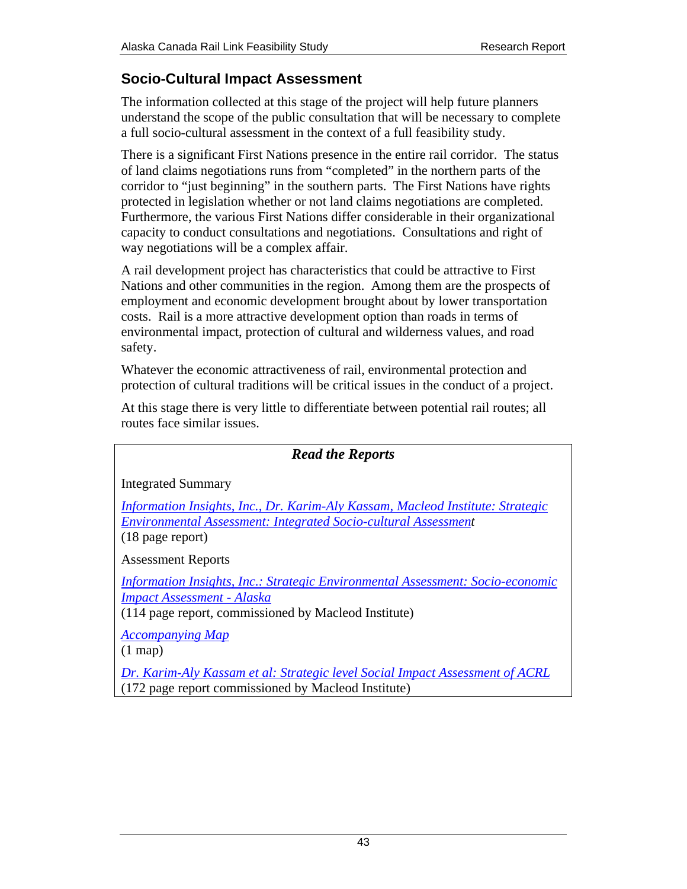## Socio-Cultural Impact Assessment

The information collected at this stage of the project will help future planners understand the scope of the public consultation that will be necessary to complete a full socio-cultural assessment in the context of a full feasibility study.

There is a significant First Nations presence in the entire rail corridor. The status of land claims negotiations runs from "completed" in the northern parts of the corridor to "just beginning" in the southern parts. The First Nations have rights protected in legislation whether or not land claims negotiations are completed. Furthermore, the various First Nations differ considerable in their organizational capacity to conduct consultations and negotiations. Consultations and right of way negotiations will be a complex affair.

A rail development project has characteristics that could be attractive to First Nations and other communities in the region. Among them are the prospects of employment and economic development brought about by lower transportation costs. Rail is a more attractive development option than roads in terms of environmental impact, protection of cultural and wilderness values, and road safety.

Whatever the economic attractiveness of rail, environmental protection and protection of cultural traditions will be critical issues in the conduct of a project.

At this stage there is very little to differentiate between potential rail routes; all routes face similar issues.

---

***Read the Reports***

Integrated Summary

*Information Insights, Inc., Dr. Karim-Aly Kassam, Macleod Institute: Strategic Environmental Assessment: Integrated Socio-cultural Assessment*
(18 page report)

Assessment Reports

*Information Insights, Inc.: Strategic Environmental Assessment: Socio-economic Impact Assessment - Alaska*
(114 page report, commissioned by Macleod Institute)

*Accompanying Map*
(1 map)

*Dr. Karim-Aly Kassam et al: Strategic level Social Impact Assessment of ACRL*
(172 page report commissioned by Macleod Institute)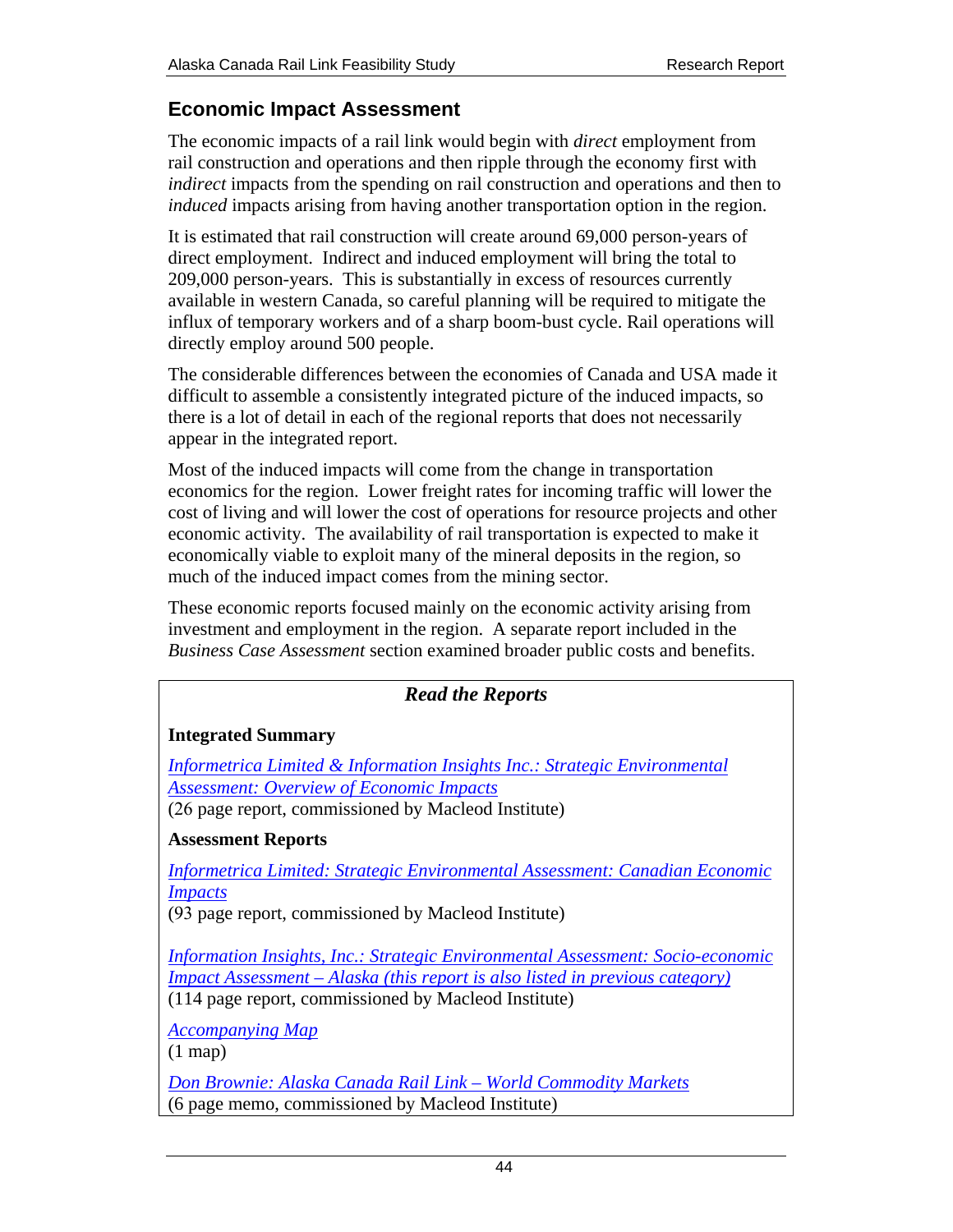## Economic Impact Assessment

The economic impacts of a rail link would begin with *direct* employment from rail construction and operations and then ripple through the economy first with *indirect* impacts from the spending on rail construction and operations and then to *induced* impacts arising from having another transportation option in the region.

It is estimated that rail construction will create around 69,000 person-years of direct employment. Indirect and induced employment will bring the total to 209,000 person-years. This is substantially in excess of resources currently available in western Canada, so careful planning will be required to mitigate the influx of temporary workers and of a sharp boom-bust cycle. Rail operations will directly employ around 500 people.

The considerable differences between the economies of Canada and USA made it difficult to assemble a consistently integrated picture of the induced impacts, so there is a lot of detail in each of the regional reports that does not necessarily appear in the integrated report.

Most of the induced impacts will come from the change in transportation economics for the region. Lower freight rates for incoming traffic will lower the cost of living and will lower the cost of operations for resource projects and other economic activity. The availability of rail transportation is expected to make it economically viable to exploit many of the mineral deposits in the region, so much of the induced impact comes from the mining sector.

These economic reports focused mainly on the economic activity arising from investment and employment in the region. A separate report included in the *Business Case Assessment* section examined broader public costs and benefits.

### *Read the Reports*

**Integrated Summary**

*Informetrica Limited & Information Insights Inc.: Strategic Environmental Assessment: Overview of Economic Impacts*
(26 page report, commissioned by Macleod Institute)

**Assessment Reports**

*Informetrica Limited: Strategic Environmental Assessment: Canadian Economic Impacts*
(93 page report, commissioned by Macleod Institute)

*Information Insights, Inc.: Strategic Environmental Assessment: Socio-economic Impact Assessment – Alaska (this report is also listed in previous category)*
(114 page report, commissioned by Macleod Institute)

*Accompanying Map*
(1 map)

*Don Brownie: Alaska Canada Rail Link – World Commodity Markets*
(6 page memo, commissioned by Macleod Institute)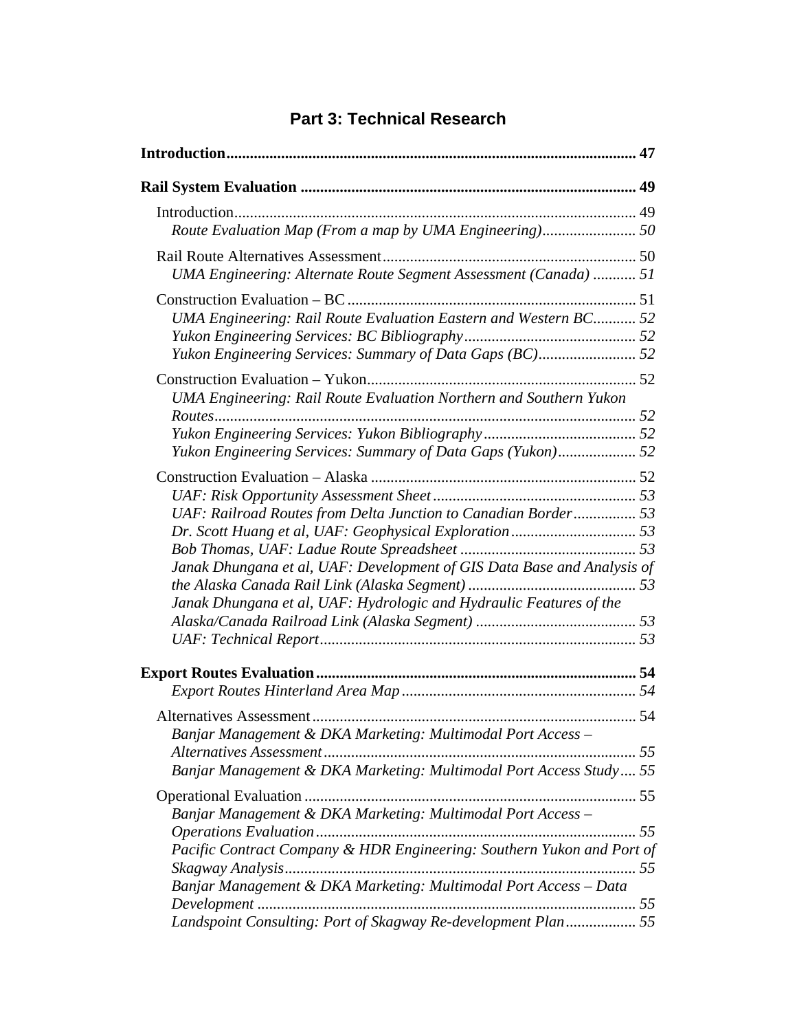# Part 3: Technical Research

**Introduction** .......... **47**

**Rail System Evaluation** .......... **49**

- Introduction .......... 49
  - *Route Evaluation Map (From a map by UMA Engineering)* .......... *50*
- Rail Route Alternatives Assessment .......... 50
  - *UMA Engineering: Alternate Route Segment Assessment (Canada)* .......... *51*
- Construction Evaluation – BC .......... 51
  - *UMA Engineering: Rail Route Evaluation Eastern and Western BC* .......... *52*
  - *Yukon Engineering Services: BC Bibliography* .......... *52*
  - *Yukon Engineering Services: Summary of Data Gaps (BC)* .......... *52*
- Construction Evaluation – Yukon .......... 52
  - *UMA Engineering: Rail Route Evaluation Northern and Southern Yukon Routes* .......... *52*
  - *Yukon Engineering Services: Yukon Bibliography* .......... *52*
  - *Yukon Engineering Services: Summary of Data Gaps (Yukon)* .......... *52*
- Construction Evaluation – Alaska .......... 52
  - *UAF: Risk Opportunity Assessment Sheet* .......... *53*
  - *UAF: Railroad Routes from Delta Junction to Canadian Border* .......... *53*
  - *Dr. Scott Huang et al, UAF: Geophysical Exploration* .......... *53*
  - *Bob Thomas, UAF: Ladue Route Spreadsheet* .......... *53*
  - *Janak Dhungana et al, UAF: Development of GIS Data Base and Analysis of the Alaska Canada Rail Link (Alaska Segment)* .......... *53*
  - *Janak Dhungana et al, UAF: Hydrologic and Hydraulic Features of the Alaska/Canada Railroad Link (Alaska Segment)* .......... *53*
  - *UAF: Technical Report* .......... *53*

**Export Routes Evaluation** .......... **54**

- *Export Routes Hinterland Area Map* .......... *54*
- Alternatives Assessment .......... 54
  - *Banjar Management & DKA Marketing: Multimodal Port Access – Alternatives Assessment* .......... *55*
  - *Banjar Management & DKA Marketing: Multimodal Port Access Study* .......... *55*
- Operational Evaluation .......... 55
  - *Banjar Management & DKA Marketing: Multimodal Port Access – Operations Evaluation* .......... *55*
  - *Pacific Contract Company & HDR Engineering: Southern Yukon and Port of Skagway Analysis* .......... *55*
  - *Banjar Management & DKA Marketing: Multimodal Port Access – Data Development* .......... *55*
  - *Landspoint Consulting: Port of Skagway Re-development Plan* .......... *55*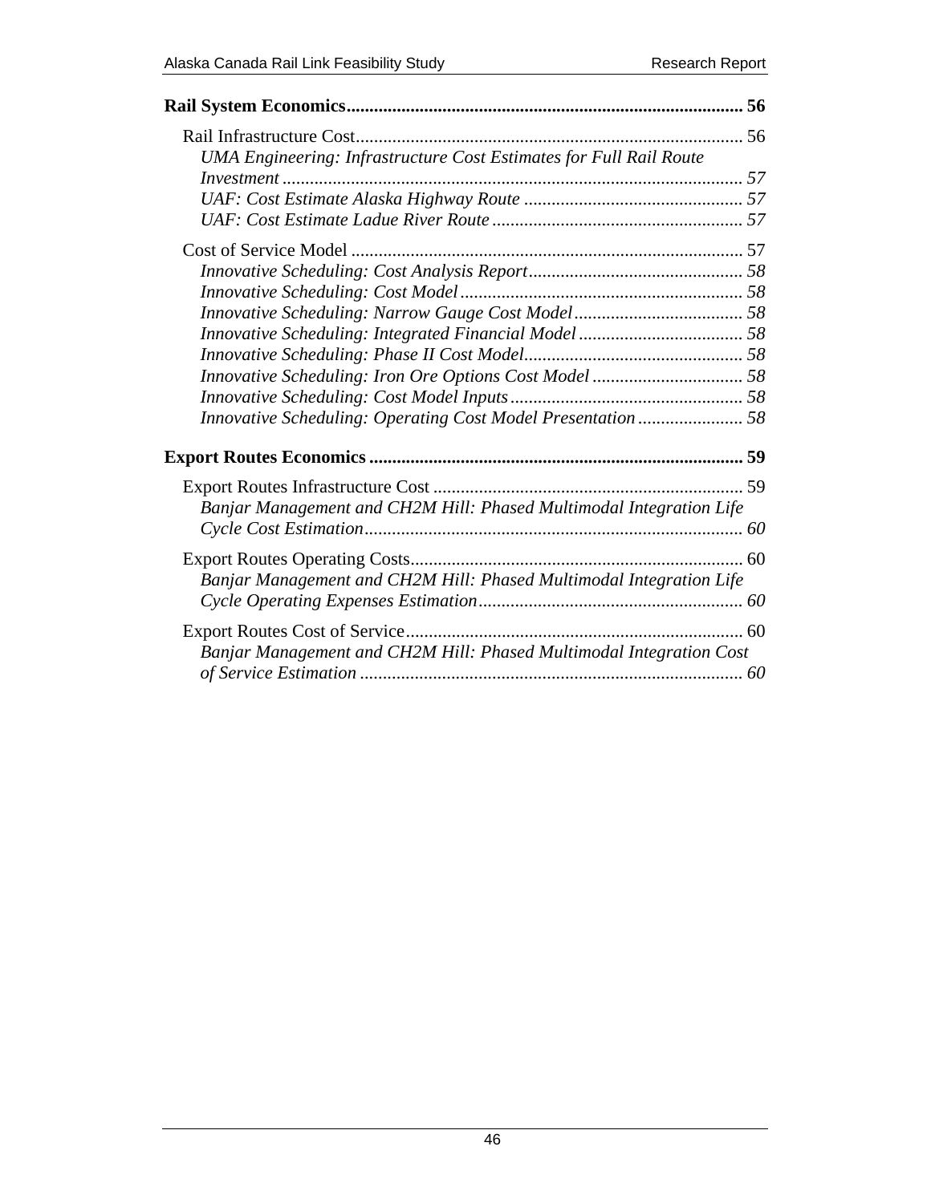**Rail System Economics** .......................................................................................... **56**

Rail Infrastructure Cost .................................................................................... 56

*UMA Engineering: Infrastructure Cost Estimates for Full Rail Route Investment* .................................................................................................. *57*

*UAF: Cost Estimate Alaska Highway Route* ............................................... *57*

*UAF: Cost Estimate Ladue River Route* ....................................................... *57*

Cost of Service Model ...................................................................................... 57

*Innovative Scheduling: Cost Analysis Report* .............................................. *58*

*Innovative Scheduling: Cost Model* ............................................................. *58*

*Innovative Scheduling: Narrow Gauge Cost Model* ..................................... *58*

*Innovative Scheduling: Integrated Financial Model* .................................... *58*

*Innovative Scheduling: Phase II Cost Model* ................................................ *58*

*Innovative Scheduling: Iron Ore Options Cost Model* ................................. *58*

*Innovative Scheduling: Cost Model Inputs* .................................................. *58*

*Innovative Scheduling: Operating Cost Model Presentation* ....................... *58*

**Export Routes Economics** ....................................................................................... **59**

Export Routes Infrastructure Cost .................................................................... 59

*Banjar Management and CH2M Hill: Phased Multimodal Integration Life Cycle Cost Estimation* .................................................................................. *60*

Export Routes Operating Costs ......................................................................... 60

*Banjar Management and CH2M Hill: Phased Multimodal Integration Life Cycle Operating Expenses Estimation* ......................................................... *60*

Export Routes Cost of Service .......................................................................... 60

*Banjar Management and CH2M Hill: Phased Multimodal Integration Cost of Service Estimation* ................................................................................... *60*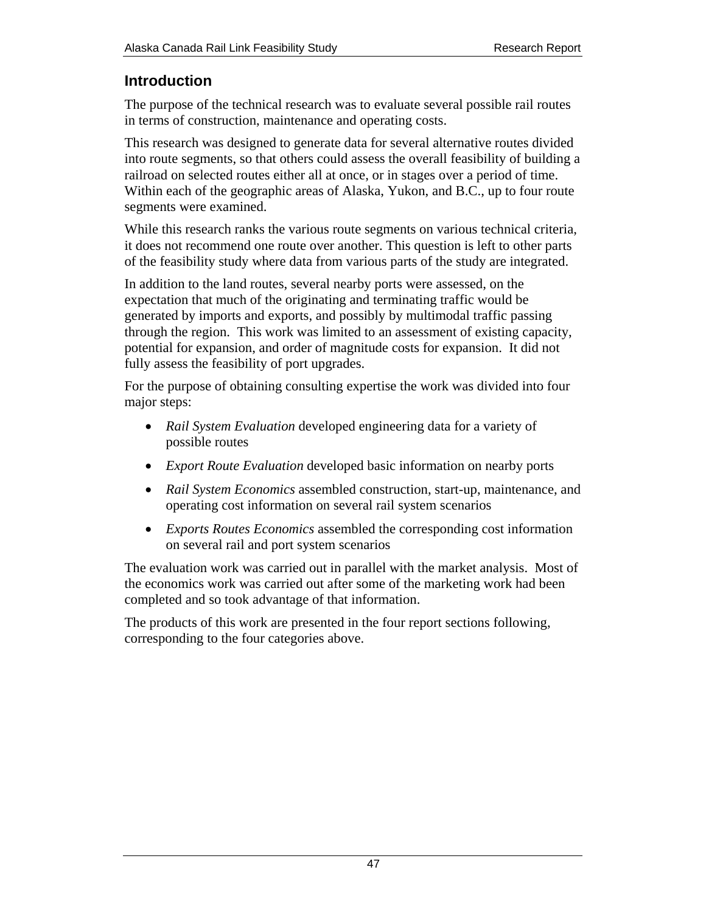## Introduction

The purpose of the technical research was to evaluate several possible rail routes in terms of construction, maintenance and operating costs.

This research was designed to generate data for several alternative routes divided into route segments, so that others could assess the overall feasibility of building a railroad on selected routes either all at once, or in stages over a period of time. Within each of the geographic areas of Alaska, Yukon, and B.C., up to four route segments were examined.

While this research ranks the various route segments on various technical criteria, it does not recommend one route over another. This question is left to other parts of the feasibility study where data from various parts of the study are integrated.

In addition to the land routes, several nearby ports were assessed, on the expectation that much of the originating and terminating traffic would be generated by imports and exports, and possibly by multimodal traffic passing through the region. This work was limited to an assessment of existing capacity, potential for expansion, and order of magnitude costs for expansion. It did not fully assess the feasibility of port upgrades.

For the purpose of obtaining consulting expertise the work was divided into four major steps:

- *Rail System Evaluation* developed engineering data for a variety of possible routes
- *Export Route Evaluation* developed basic information on nearby ports
- *Rail System Economics* assembled construction, start-up, maintenance, and operating cost information on several rail system scenarios
- *Exports Routes Economics* assembled the corresponding cost information on several rail and port system scenarios

The evaluation work was carried out in parallel with the market analysis. Most of the economics work was carried out after some of the marketing work had been completed and so took advantage of that information.

The products of this work are presented in the four report sections following, corresponding to the four categories above.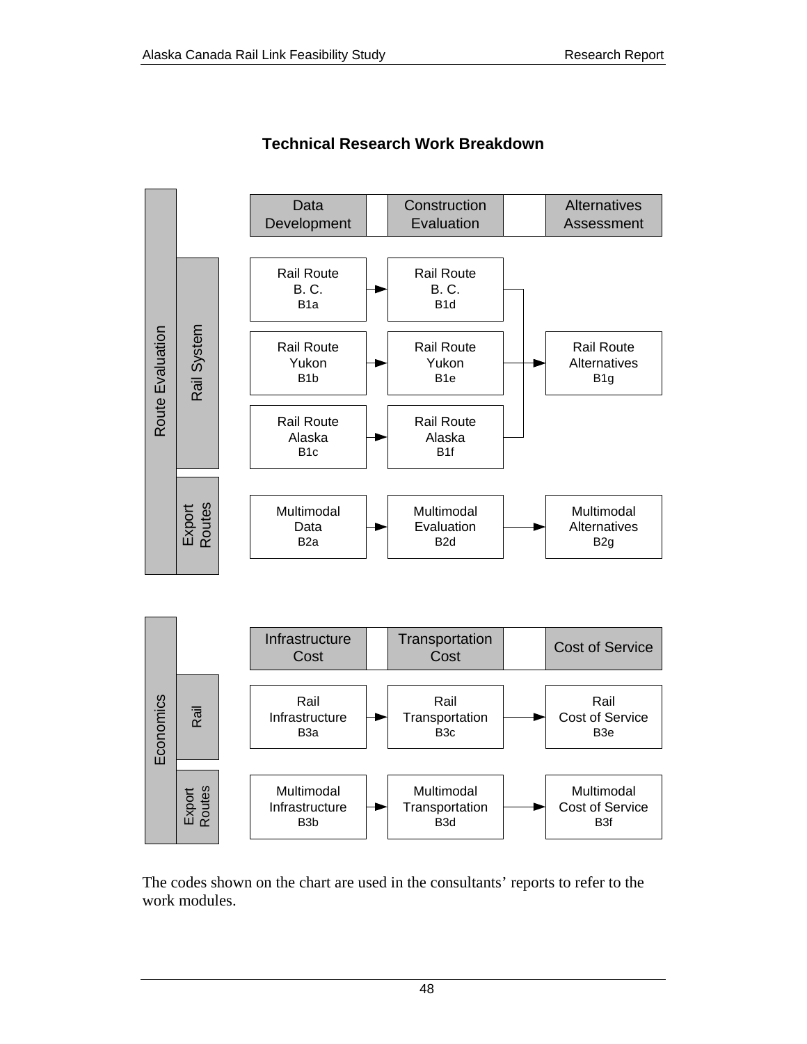## Technical Research Work Breakdown

**Route Evaluation**

| | | Data Development | Construction Evaluation | Alternatives Assessment |
|---|---|---|---|---|
| Route Evaluation | Rail System | Rail Route B. C. B1a | Rail Route B. C. B1d | Rail Route Alternatives B1g |
| | | Rail Route Yukon B1b | Rail Route Yukon B1e | |
| | | Rail Route Alaska B1c | Rail Route Alaska B1f | |
| | Export Routes | Multimodal Data B2a | Multimodal Evaluation B2d | Multimodal Alternatives B2g |

**Economics**

| | | Infrastructure Cost | Transportation Cost | Cost of Service |
|---|---|---|---|---|
| Economics | Rail | Rail Infrastructure B3a | Rail Transportation B3c | Rail Cost of Service B3e |
| | Export Routes | Multimodal Infrastructure B3b | Multimodal Transportation B3d | Multimodal Cost of Service B3f |

The codes shown on the chart are used in the consultants' reports to refer to the work modules.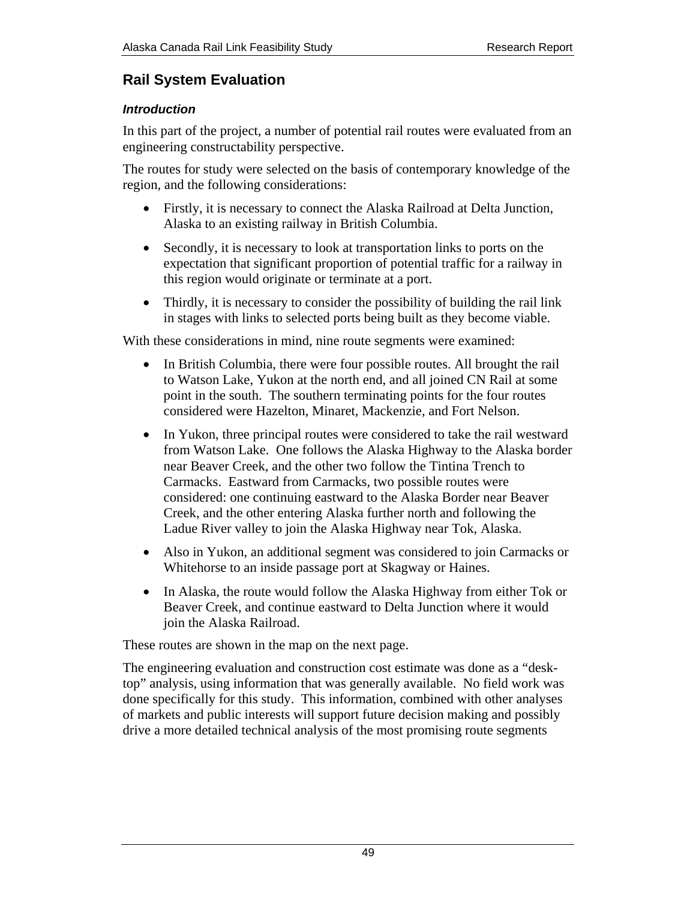## Rail System Evaluation

### *Introduction*

In this part of the project, a number of potential rail routes were evaluated from an engineering constructability perspective.

The routes for study were selected on the basis of contemporary knowledge of the region, and the following considerations:

- Firstly, it is necessary to connect the Alaska Railroad at Delta Junction, Alaska to an existing railway in British Columbia.
- Secondly, it is necessary to look at transportation links to ports on the expectation that significant proportion of potential traffic for a railway in this region would originate or terminate at a port.
- Thirdly, it is necessary to consider the possibility of building the rail link in stages with links to selected ports being built as they become viable.

With these considerations in mind, nine route segments were examined:

- In British Columbia, there were four possible routes. All brought the rail to Watson Lake, Yukon at the north end, and all joined CN Rail at some point in the south. The southern terminating points for the four routes considered were Hazelton, Minaret, Mackenzie, and Fort Nelson.
- In Yukon, three principal routes were considered to take the rail westward from Watson Lake. One follows the Alaska Highway to the Alaska border near Beaver Creek, and the other two follow the Tintina Trench to Carmacks. Eastward from Carmacks, two possible routes were considered: one continuing eastward to the Alaska Border near Beaver Creek, and the other entering Alaska further north and following the Ladue River valley to join the Alaska Highway near Tok, Alaska.
- Also in Yukon, an additional segment was considered to join Carmacks or Whitehorse to an inside passage port at Skagway or Haines.
- In Alaska, the route would follow the Alaska Highway from either Tok or Beaver Creek, and continue eastward to Delta Junction where it would join the Alaska Railroad.

These routes are shown in the map on the next page.

The engineering evaluation and construction cost estimate was done as a "desk-top" analysis, using information that was generally available. No field work was done specifically for this study. This information, combined with other analyses of markets and public interests will support future decision making and possibly drive a more detailed technical analysis of the most promising route segments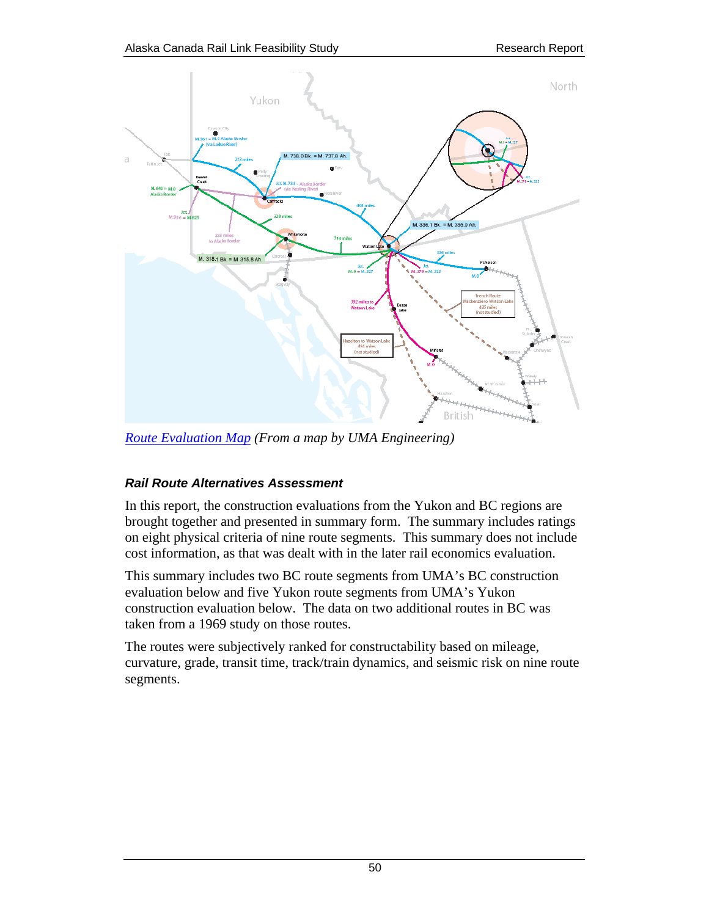*Route Evaluation Map (From a map by UMA Engineering)*

### *Rail Route Alternatives Assessment*

In this report, the construction evaluations from the Yukon and BC regions are brought together and presented in summary form. The summary includes ratings on eight physical criteria of nine route segments. This summary does not include cost information, as that was dealt with in the later rail economics evaluation.

This summary includes two BC route segments from UMA's BC construction evaluation below and five Yukon route segments from UMA's Yukon construction evaluation below. The data on two additional routes in BC was taken from a 1969 study on those routes.

The routes were subjectively ranked for constructability based on mileage, curvature, grade, transit time, track/train dynamics, and seismic risk on nine route segments.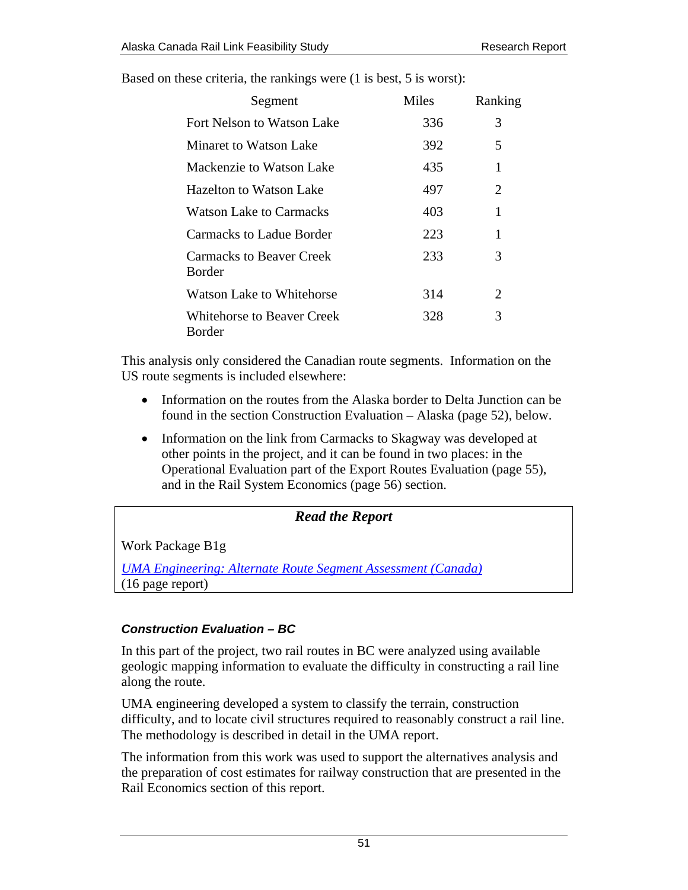Based on these criteria, the rankings were (1 is best, 5 is worst):

| Segment | Miles | Ranking |
|---|---|---|
| Fort Nelson to Watson Lake | 336 | 3 |
| Minaret to Watson Lake | 392 | 5 |
| Mackenzie to Watson Lake | 435 | 1 |
| Hazelton to Watson Lake | 497 | 2 |
| Watson Lake to Carmacks | 403 | 1 |
| Carmacks to Ladue Border | 223 | 1 |
| Carmacks to Beaver Creek Border | 233 | 3 |
| Watson Lake to Whitehorse | 314 | 2 |
| Whitehorse to Beaver Creek Border | 328 | 3 |

This analysis only considered the Canadian route segments. Information on the US route segments is included elsewhere:

- Information on the routes from the Alaska border to Delta Junction can be found in the section Construction Evaluation – Alaska (page 52), below.
- Information on the link from Carmacks to Skagway was developed at other points in the project, and it can be found in two places: in the Operational Evaluation part of the Export Routes Evaluation (page 55), and in the Rail System Economics (page 56) section.

> ***Read the Report***
>
> Work Package B1g
>
> *UMA Engineering: Alternate Route Segment Assessment (Canada)* (16 page report)

#### *Construction Evaluation – BC*

In this part of the project, two rail routes in BC were analyzed using available geologic mapping information to evaluate the difficulty in constructing a rail line along the route.

UMA engineering developed a system to classify the terrain, construction difficulty, and to locate civil structures required to reasonably construct a rail line. The methodology is described in detail in the UMA report.

The information from this work was used to support the alternatives analysis and the preparation of cost estimates for railway construction that are presented in the Rail Economics section of this report.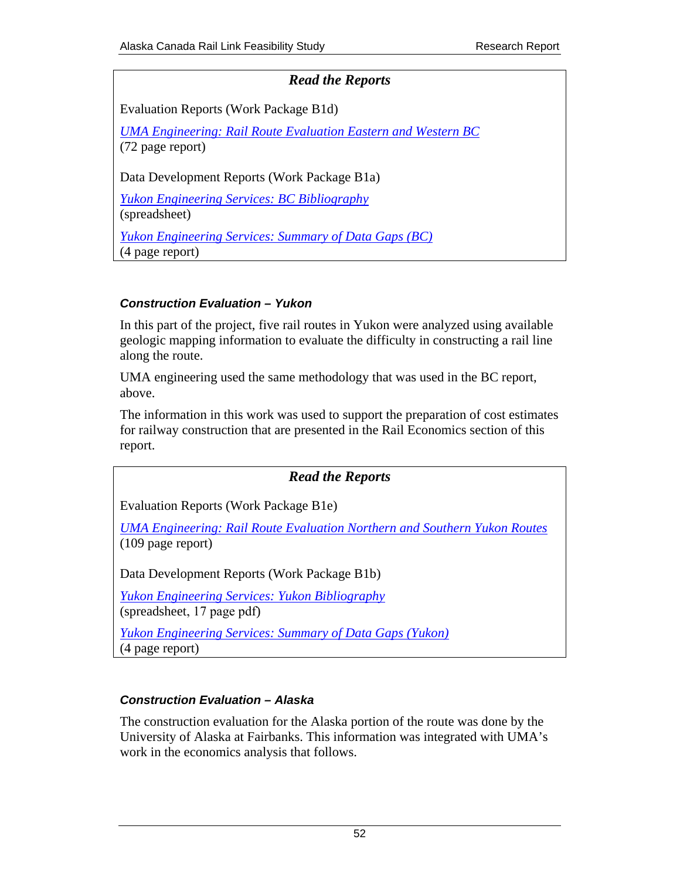### *Read the Reports*

Evaluation Reports (Work Package B1d)

*UMA Engineering: Rail Route Evaluation Eastern and Western BC*
(72 page report)

Data Development Reports (Work Package B1a)

*Yukon Engineering Services: BC Bibliography*
(spreadsheet)

*Yukon Engineering Services: Summary of Data Gaps (BC)*
(4 page report)

### *Construction Evaluation – Yukon*

In this part of the project, five rail routes in Yukon were analyzed using available geologic mapping information to evaluate the difficulty in constructing a rail line along the route.

UMA engineering used the same methodology that was used in the BC report, above.

The information in this work was used to support the preparation of cost estimates for railway construction that are presented in the Rail Economics section of this report.

### *Read the Reports*

Evaluation Reports (Work Package B1e)

*UMA Engineering: Rail Route Evaluation Northern and Southern Yukon Routes*
(109 page report)

Data Development Reports (Work Package B1b)

*Yukon Engineering Services: Yukon Bibliography*
(spreadsheet, 17 page pdf)

*Yukon Engineering Services: Summary of Data Gaps (Yukon)*
(4 page report)

### *Construction Evaluation – Alaska*

The construction evaluation for the Alaska portion of the route was done by the University of Alaska at Fairbanks. This information was integrated with UMA's work in the economics analysis that follows.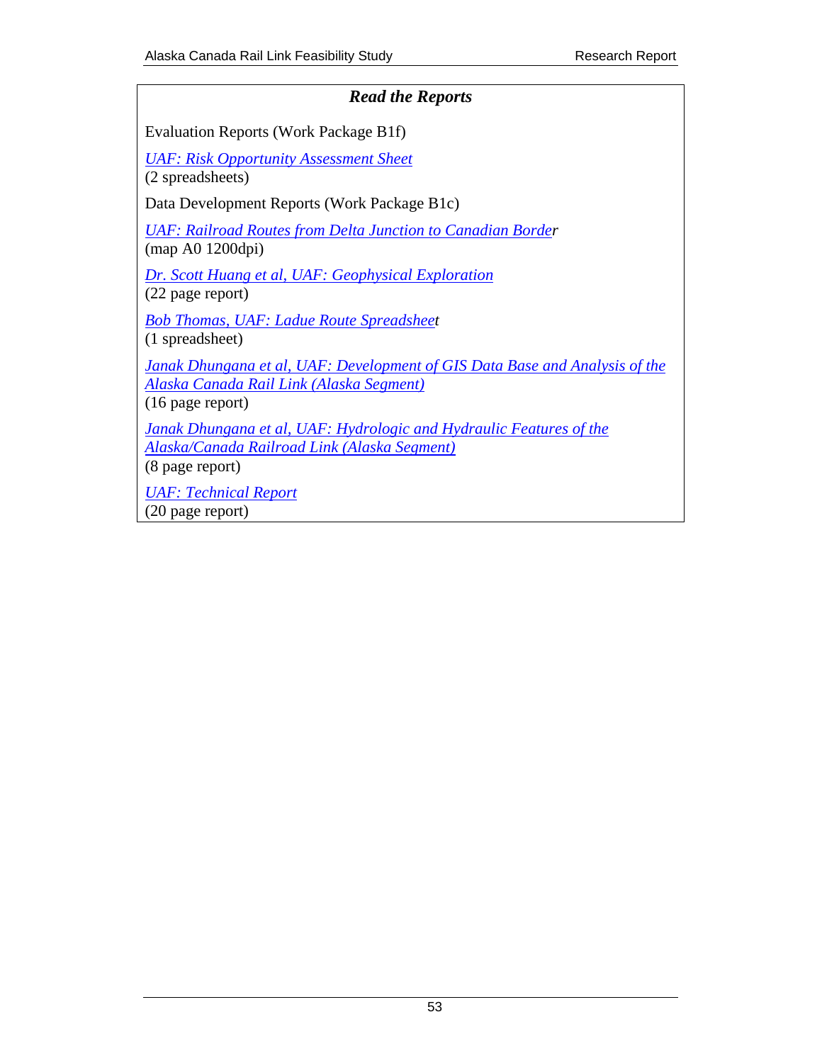### *Read the Reports*

Evaluation Reports (Work Package B1f)

*UAF: Risk Opportunity Assessment Sheet*
(2 spreadsheets)

Data Development Reports (Work Package B1c)

*UAF: Railroad Routes from Delta Junction to Canadian Border*
(map A0 1200dpi)

*Dr. Scott Huang et al, UAF: Geophysical Exploration*
(22 page report)

*Bob Thomas, UAF: Ladue Route Spreadsheet*
(1 spreadsheet)

*Janak Dhungana et al, UAF: Development of GIS Data Base and Analysis of the Alaska Canada Rail Link (Alaska Segment)*
(16 page report)

*Janak Dhungana et al, UAF: Hydrologic and Hydraulic Features of the Alaska/Canada Railroad Link (Alaska Segment)*
(8 page report)

*UAF: Technical Report*
(20 page report)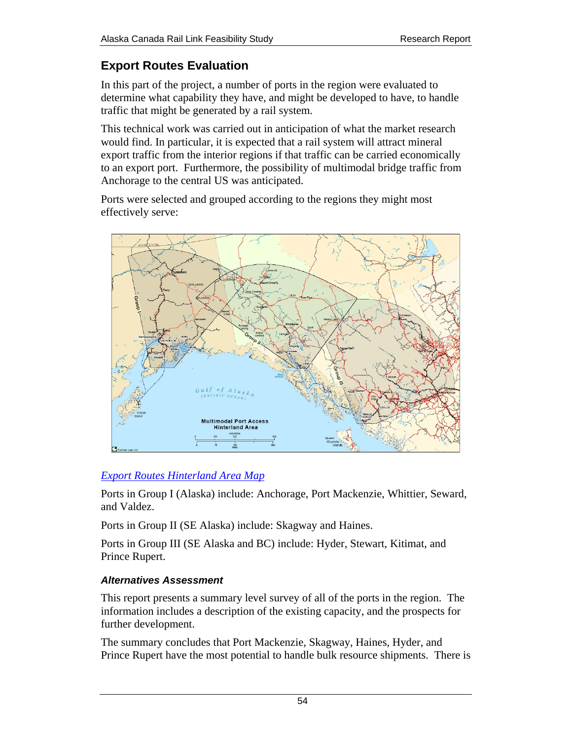## Export Routes Evaluation

In this part of the project, a number of ports in the region were evaluated to determine what capability they have, and might be developed to have, to handle traffic that might be generated by a rail system.

This technical work was carried out in anticipation of what the market research would find. In particular, it is expected that a rail system will attract mineral export traffic from the interior regions if that traffic can be carried economically to an export port. Furthermore, the possibility of multimodal bridge traffic from Anchorage to the central US was anticipated.

Ports were selected and grouped according to the regions they might most effectively serve:

*Export Routes Hinterland Area Map*

Ports in Group I (Alaska) include: Anchorage, Port Mackenzie, Whittier, Seward, and Valdez.

Ports in Group II (SE Alaska) include: Skagway and Haines.

Ports in Group III (SE Alaska and BC) include: Hyder, Stewart, Kitimat, and Prince Rupert.

### *Alternatives Assessment*

This report presents a summary level survey of all of the ports in the region. The information includes a description of the existing capacity, and the prospects for further development.

The summary concludes that Port Mackenzie, Skagway, Haines, Hyder, and Prince Rupert have the most potential to handle bulk resource shipments. There is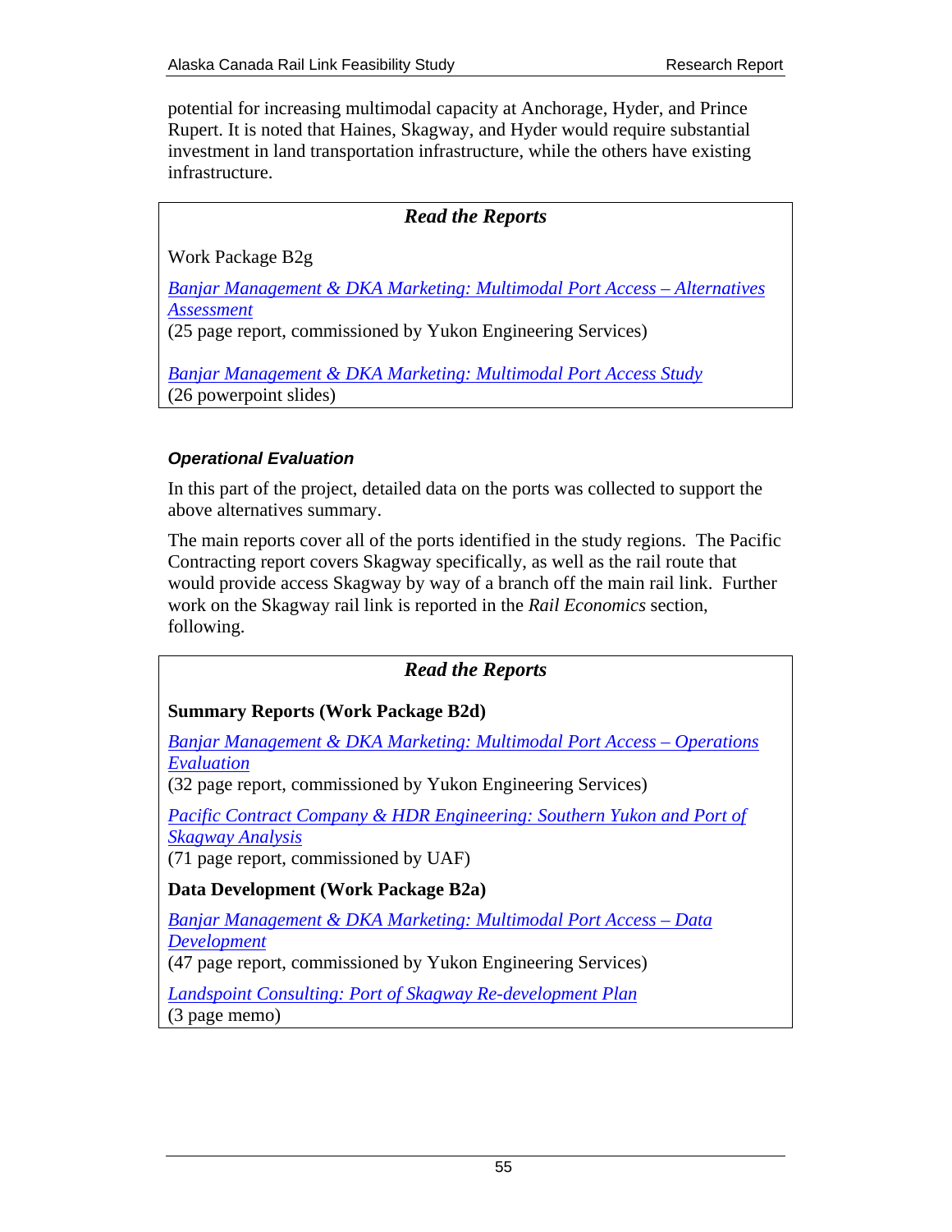potential for increasing multimodal capacity at Anchorage, Hyder, and Prince Rupert. It is noted that Haines, Skagway, and Hyder would require substantial investment in land transportation infrastructure, while the others have existing infrastructure.

> ***Read the Reports***
>
> Work Package B2g
>
> *Banjar Management & DKA Marketing: Multimodal Port Access – Alternatives Assessment*
> (25 page report, commissioned by Yukon Engineering Services)
>
> *Banjar Management & DKA Marketing: Multimodal Port Access Study*
> (26 powerpoint slides)

#### ***Operational Evaluation***

In this part of the project, detailed data on the ports was collected to support the above alternatives summary.

The main reports cover all of the ports identified in the study regions. The Pacific Contracting report covers Skagway specifically, as well as the rail route that would provide access Skagway by way of a branch off the main rail link. Further work on the Skagway rail link is reported in the *Rail Economics* section, following.

> ***Read the Reports***
>
> **Summary Reports (Work Package B2d)**
>
> *Banjar Management & DKA Marketing: Multimodal Port Access – Operations Evaluation*
> (32 page report, commissioned by Yukon Engineering Services)
>
> *Pacific Contract Company & HDR Engineering: Southern Yukon and Port of Skagway Analysis*
> (71 page report, commissioned by UAF)
>
> **Data Development (Work Package B2a)**
>
> *Banjar Management & DKA Marketing: Multimodal Port Access – Data Development*
> (47 page report, commissioned by Yukon Engineering Services)
>
> *Landspoint Consulting: Port of Skagway Re-development Plan*
> (3 page memo)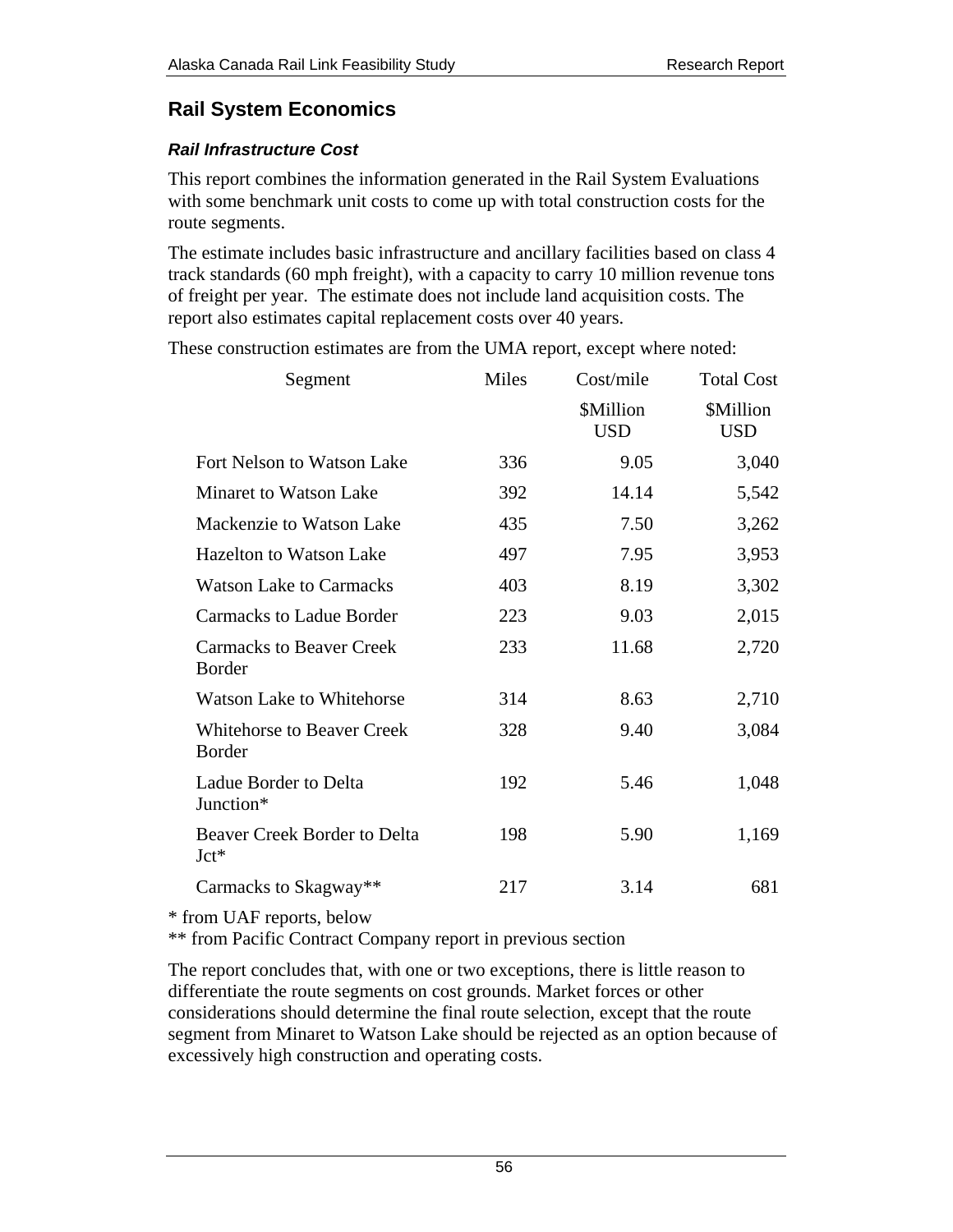## Rail System Economics

### *Rail Infrastructure Cost*

This report combines the information generated in the Rail System Evaluations with some benchmark unit costs to come up with total construction costs for the route segments.

The estimate includes basic infrastructure and ancillary facilities based on class 4 track standards (60 mph freight), with a capacity to carry 10 million revenue tons of freight per year. The estimate does not include land acquisition costs. The report also estimates capital replacement costs over 40 years.

These construction estimates are from the UMA report, except where noted:

| Segment | Miles | Cost/mile | Total Cost |
|---|---|---|---|
| | | $Million USD | $Million USD |
| Fort Nelson to Watson Lake | 336 | 9.05 | 3,040 |
| Minaret to Watson Lake | 392 | 14.14 | 5,542 |
| Mackenzie to Watson Lake | 435 | 7.50 | 3,262 |
| Hazelton to Watson Lake | 497 | 7.95 | 3,953 |
| Watson Lake to Carmacks | 403 | 8.19 | 3,302 |
| Carmacks to Ladue Border | 223 | 9.03 | 2,015 |
| Carmacks to Beaver Creek Border | 233 | 11.68 | 2,720 |
| Watson Lake to Whitehorse | 314 | 8.63 | 2,710 |
| Whitehorse to Beaver Creek Border | 328 | 9.40 | 3,084 |
| Ladue Border to Delta Junction* | 192 | 5.46 | 1,048 |
| Beaver Creek Border to Delta Jct* | 198 | 5.90 | 1,169 |
| Carmacks to Skagway** | 217 | 3.14 | 681 |

\* from UAF reports, below
\*\* from Pacific Contract Company report in previous section

The report concludes that, with one or two exceptions, there is little reason to differentiate the route segments on cost grounds. Market forces or other considerations should determine the final route selection, except that the route segment from Minaret to Watson Lake should be rejected as an option because of excessively high construction and operating costs.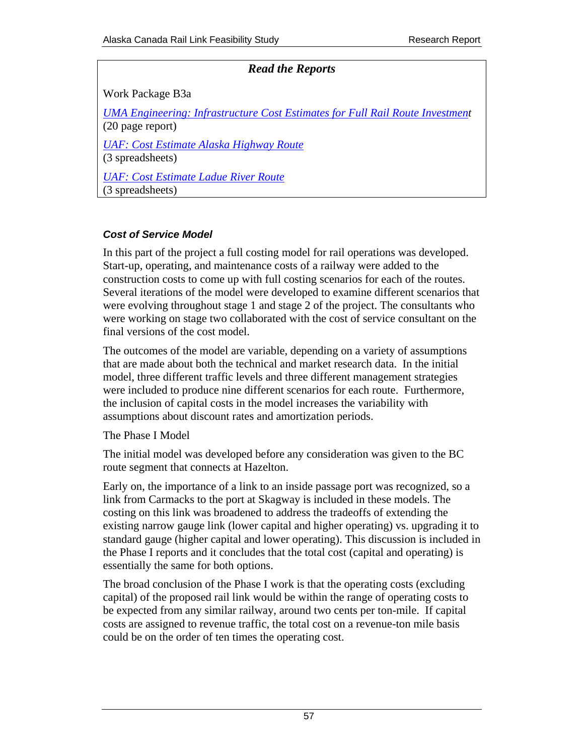***Read the Reports***

Work Package B3a

*UMA Engineering: Infrastructure Cost Estimates for Full Rail Route Investment*
(20 page report)

*UAF: Cost Estimate Alaska Highway Route*
(3 spreadsheets)

*UAF: Cost Estimate Ladue River Route*
(3 spreadsheets)

#### ***Cost of Service Model***

In this part of the project a full costing model for rail operations was developed. Start-up, operating, and maintenance costs of a railway were added to the construction costs to come up with full costing scenarios for each of the routes. Several iterations of the model were developed to examine different scenarios that were evolving throughout stage 1 and stage 2 of the project. The consultants who were working on stage two collaborated with the cost of service consultant on the final versions of the cost model.

The outcomes of the model are variable, depending on a variety of assumptions that are made about both the technical and market research data. In the initial model, three different traffic levels and three different management strategies were included to produce nine different scenarios for each route. Furthermore, the inclusion of capital costs in the model increases the variability with assumptions about discount rates and amortization periods.

The Phase I Model

The initial model was developed before any consideration was given to the BC route segment that connects at Hazelton.

Early on, the importance of a link to an inside passage port was recognized, so a link from Carmacks to the port at Skagway is included in these models. The costing on this link was broadened to address the tradeoffs of extending the existing narrow gauge link (lower capital and higher operating) vs. upgrading it to standard gauge (higher capital and lower operating). This discussion is included in the Phase I reports and it concludes that the total cost (capital and operating) is essentially the same for both options.

The broad conclusion of the Phase I work is that the operating costs (excluding capital) of the proposed rail link would be within the range of operating costs to be expected from any similar railway, around two cents per ton-mile. If capital costs are assigned to revenue traffic, the total cost on a revenue-ton mile basis could be on the order of ten times the operating cost.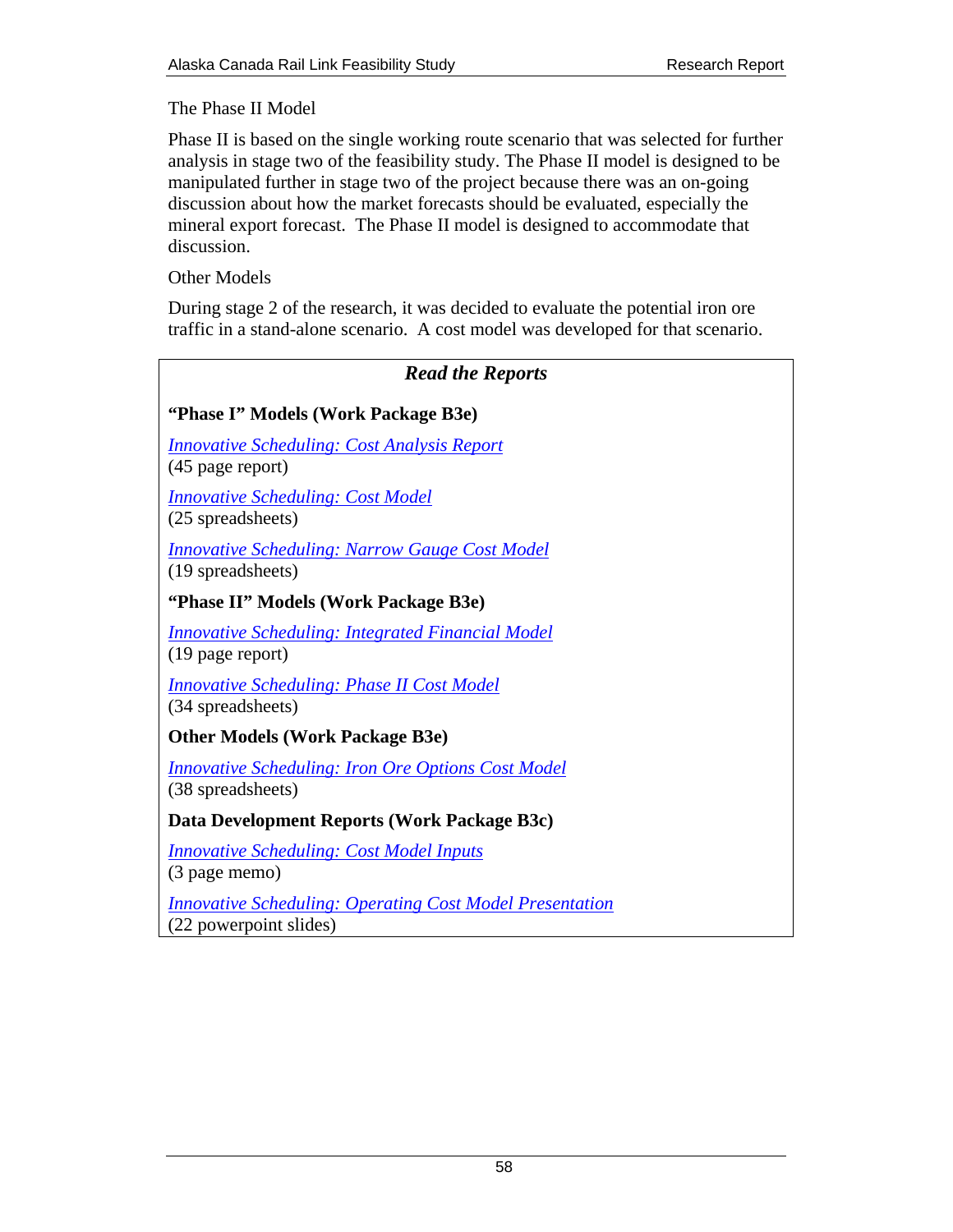The Phase II Model

Phase II is based on the single working route scenario that was selected for further analysis in stage two of the feasibility study. The Phase II model is designed to be manipulated further in stage two of the project because there was an on-going discussion about how the market forecasts should be evaluated, especially the mineral export forecast. The Phase II model is designed to accommodate that discussion.

Other Models

During stage 2 of the research, it was decided to evaluate the potential iron ore traffic in a stand-alone scenario. A cost model was developed for that scenario.

***Read the Reports***

**"Phase I" Models (Work Package B3e)**

*Innovative Scheduling: Cost Analysis Report*
(45 page report)

*Innovative Scheduling: Cost Model*
(25 spreadsheets)

*Innovative Scheduling: Narrow Gauge Cost Model*
(19 spreadsheets)

**"Phase II" Models (Work Package B3e)**

*Innovative Scheduling: Integrated Financial Model*
(19 page report)

*Innovative Scheduling: Phase II Cost Model*
(34 spreadsheets)

**Other Models (Work Package B3e)**

*Innovative Scheduling: Iron Ore Options Cost Model*
(38 spreadsheets)

**Data Development Reports (Work Package B3c)**

*Innovative Scheduling: Cost Model Inputs*
(3 page memo)

*Innovative Scheduling: Operating Cost Model Presentation*
(22 powerpoint slides)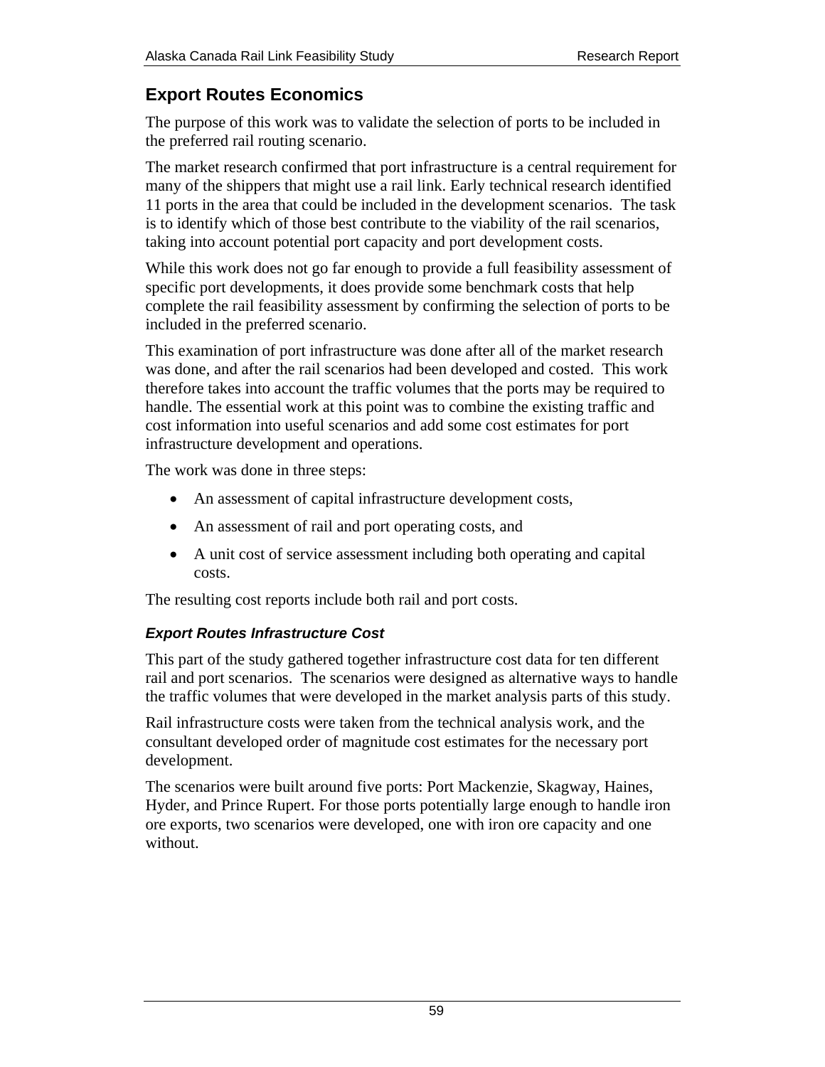## Export Routes Economics

The purpose of this work was to validate the selection of ports to be included in the preferred rail routing scenario.

The market research confirmed that port infrastructure is a central requirement for many of the shippers that might use a rail link. Early technical research identified 11 ports in the area that could be included in the development scenarios. The task is to identify which of those best contribute to the viability of the rail scenarios, taking into account potential port capacity and port development costs.

While this work does not go far enough to provide a full feasibility assessment of specific port developments, it does provide some benchmark costs that help complete the rail feasibility assessment by confirming the selection of ports to be included in the preferred scenario.

This examination of port infrastructure was done after all of the market research was done, and after the rail scenarios had been developed and costed. This work therefore takes into account the traffic volumes that the ports may be required to handle. The essential work at this point was to combine the existing traffic and cost information into useful scenarios and add some cost estimates for port infrastructure development and operations.

The work was done in three steps:

- An assessment of capital infrastructure development costs,
- An assessment of rail and port operating costs, and
- A unit cost of service assessment including both operating and capital costs.

The resulting cost reports include both rail and port costs.

### *Export Routes Infrastructure Cost*

This part of the study gathered together infrastructure cost data for ten different rail and port scenarios. The scenarios were designed as alternative ways to handle the traffic volumes that were developed in the market analysis parts of this study.

Rail infrastructure costs were taken from the technical analysis work, and the consultant developed order of magnitude cost estimates for the necessary port development.

The scenarios were built around five ports: Port Mackenzie, Skagway, Haines, Hyder, and Prince Rupert. For those ports potentially large enough to handle iron ore exports, two scenarios were developed, one with iron ore capacity and one without.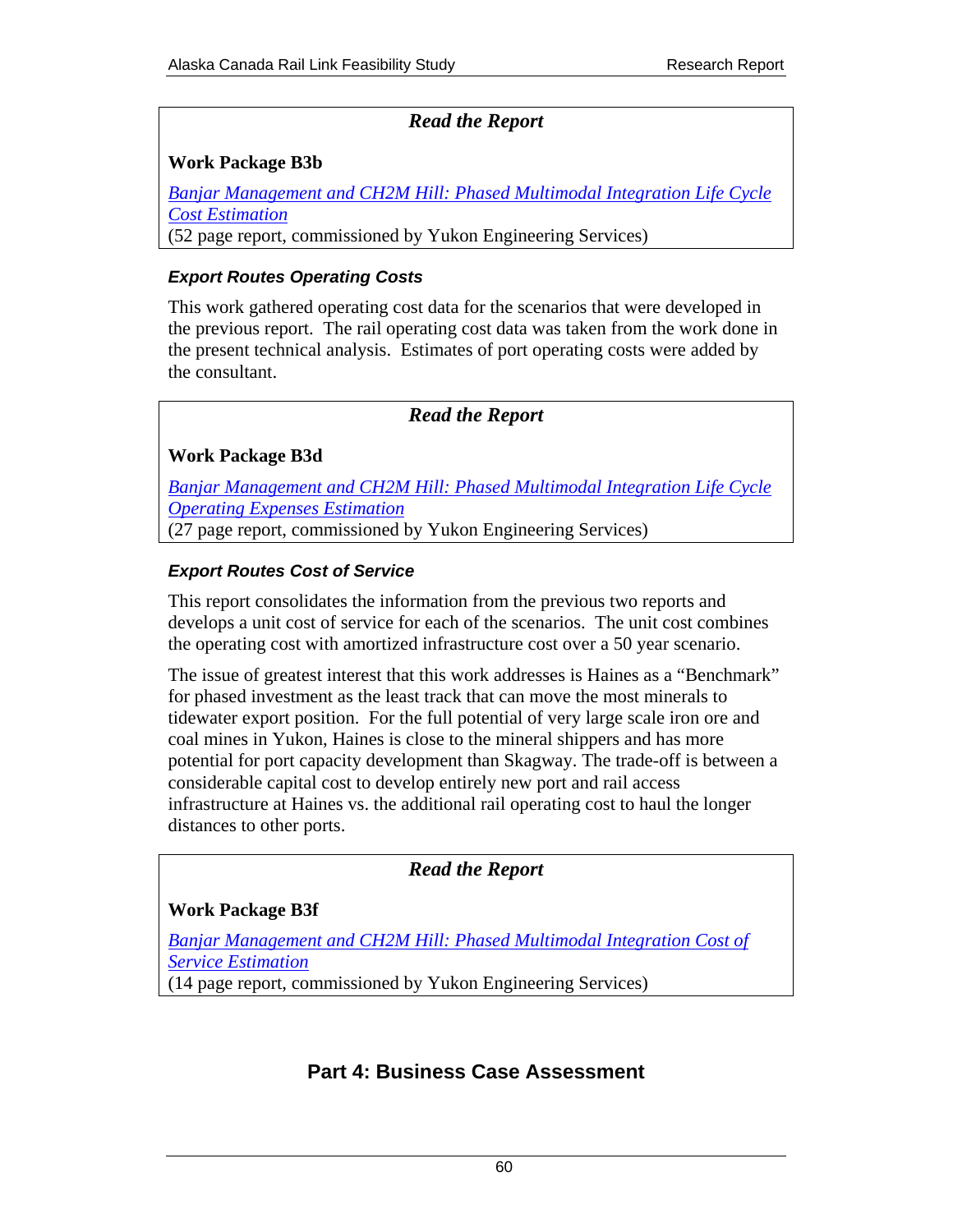*Read the Report*

**Work Package B3b**

*Banjar Management and CH2M Hill: Phased Multimodal Integration Life Cycle Cost Estimation*
(52 page report, commissioned by Yukon Engineering Services)

### *Export Routes Operating Costs*

This work gathered operating cost data for the scenarios that were developed in the previous report. The rail operating cost data was taken from the work done in the present technical analysis. Estimates of port operating costs were added by the consultant.

*Read the Report*

**Work Package B3d**

*Banjar Management and CH2M Hill: Phased Multimodal Integration Life Cycle Operating Expenses Estimation*
(27 page report, commissioned by Yukon Engineering Services)

### *Export Routes Cost of Service*

This report consolidates the information from the previous two reports and develops a unit cost of service for each of the scenarios. The unit cost combines the operating cost with amortized infrastructure cost over a 50 year scenario.

The issue of greatest interest that this work addresses is Haines as a "Benchmark" for phased investment as the least track that can move the most minerals to tidewater export position. For the full potential of very large scale iron ore and coal mines in Yukon, Haines is close to the mineral shippers and has more potential for port capacity development than Skagway. The trade-off is between a considerable capital cost to develop entirely new port and rail access infrastructure at Haines vs. the additional rail operating cost to haul the longer distances to other ports.

*Read the Report*

**Work Package B3f**

*Banjar Management and CH2M Hill: Phased Multimodal Integration Cost of Service Estimation*
(14 page report, commissioned by Yukon Engineering Services)

## Part 4: Business Case Assessment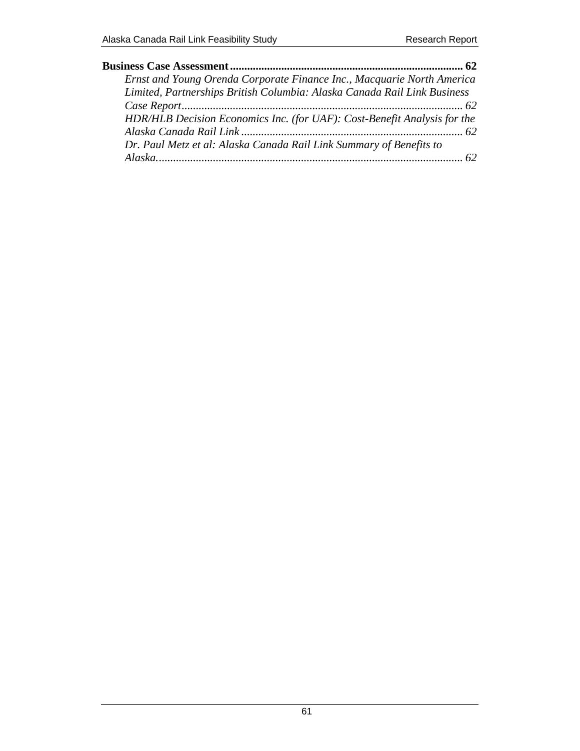**Business Case Assessment** .................................................................................. **62**

*Ernst and Young Orenda Corporate Finance Inc., Macquarie North America Limited, Partnerships British Columbia: Alaska Canada Rail Link Business Case Report* .................................................................................................. *62*

*HDR/HLB Decision Economics Inc. (for UAF): Cost-Benefit Analysis for the Alaska Canada Rail Link* ............................................................................. *62*

*Dr. Paul Metz et al: Alaska Canada Rail Link Summary of Benefits to Alaska*............................................................................................................ *62*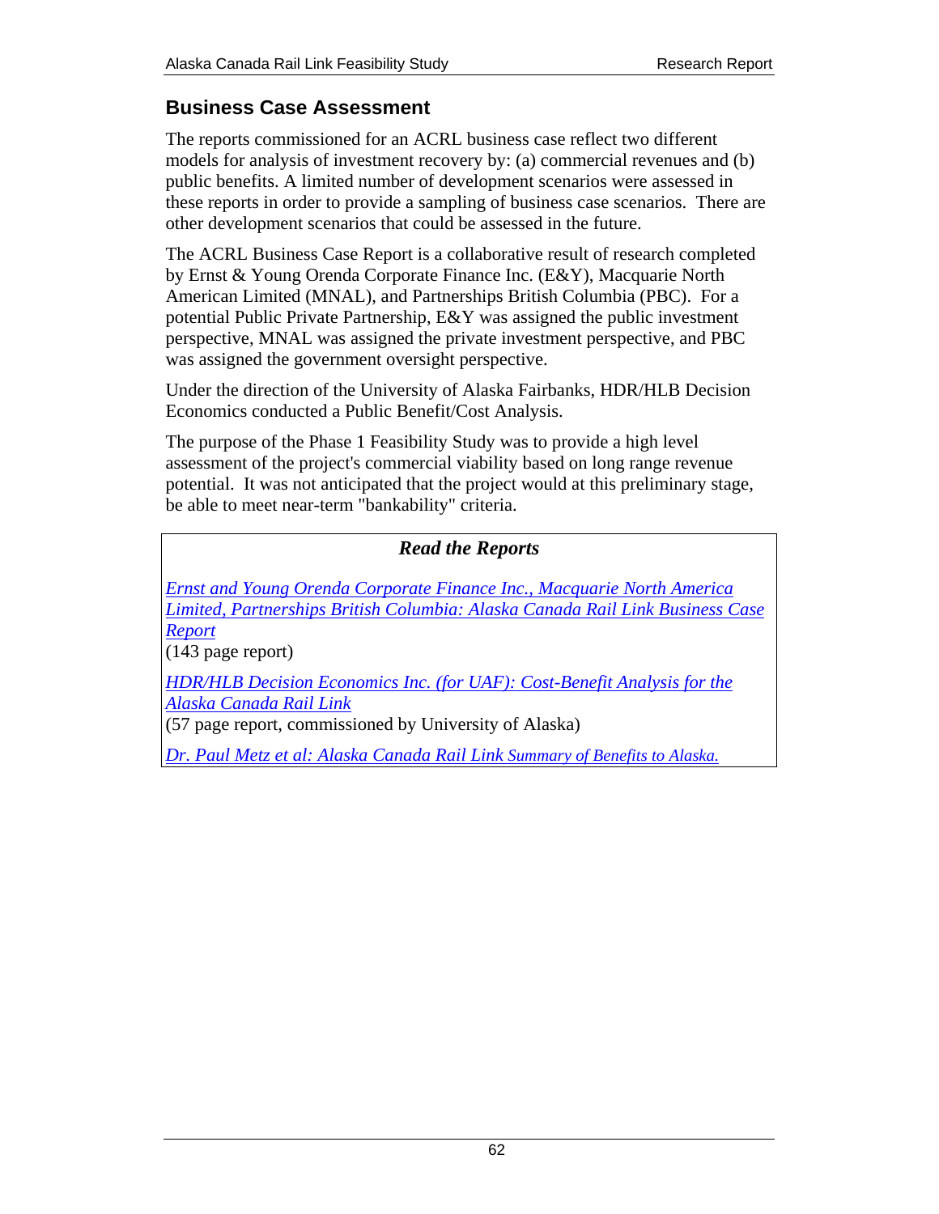## Business Case Assessment

The reports commissioned for an ACRL business case reflect two different models for analysis of investment recovery by: (a) commercial revenues and (b) public benefits. A limited number of development scenarios were assessed in these reports in order to provide a sampling of business case scenarios. There are other development scenarios that could be assessed in the future.

The ACRL Business Case Report is a collaborative result of research completed by Ernst & Young Orenda Corporate Finance Inc. (E&Y), Macquarie North American Limited (MNAL), and Partnerships British Columbia (PBC). For a potential Public Private Partnership, E&Y was assigned the public investment perspective, MNAL was assigned the private investment perspective, and PBC was assigned the government oversight perspective.

Under the direction of the University of Alaska Fairbanks, HDR/HLB Decision Economics conducted a Public Benefit/Cost Analysis.

The purpose of the Phase 1 Feasibility Study was to provide a high level assessment of the project's commercial viability based on long range revenue potential. It was not anticipated that the project would at this preliminary stage, be able to meet near-term "bankability" criteria.

### *Read the Reports*

*Ernst and Young Orenda Corporate Finance Inc., Macquarie North America Limited, Partnerships British Columbia: Alaska Canada Rail Link Business Case Report*
(143 page report)

*HDR/HLB Decision Economics Inc. (for UAF): Cost-Benefit Analysis for the Alaska Canada Rail Link*
(57 page report, commissioned by University of Alaska)

*Dr. Paul Metz et al: Alaska Canada Rail Link Summary of Benefits to Alaska.*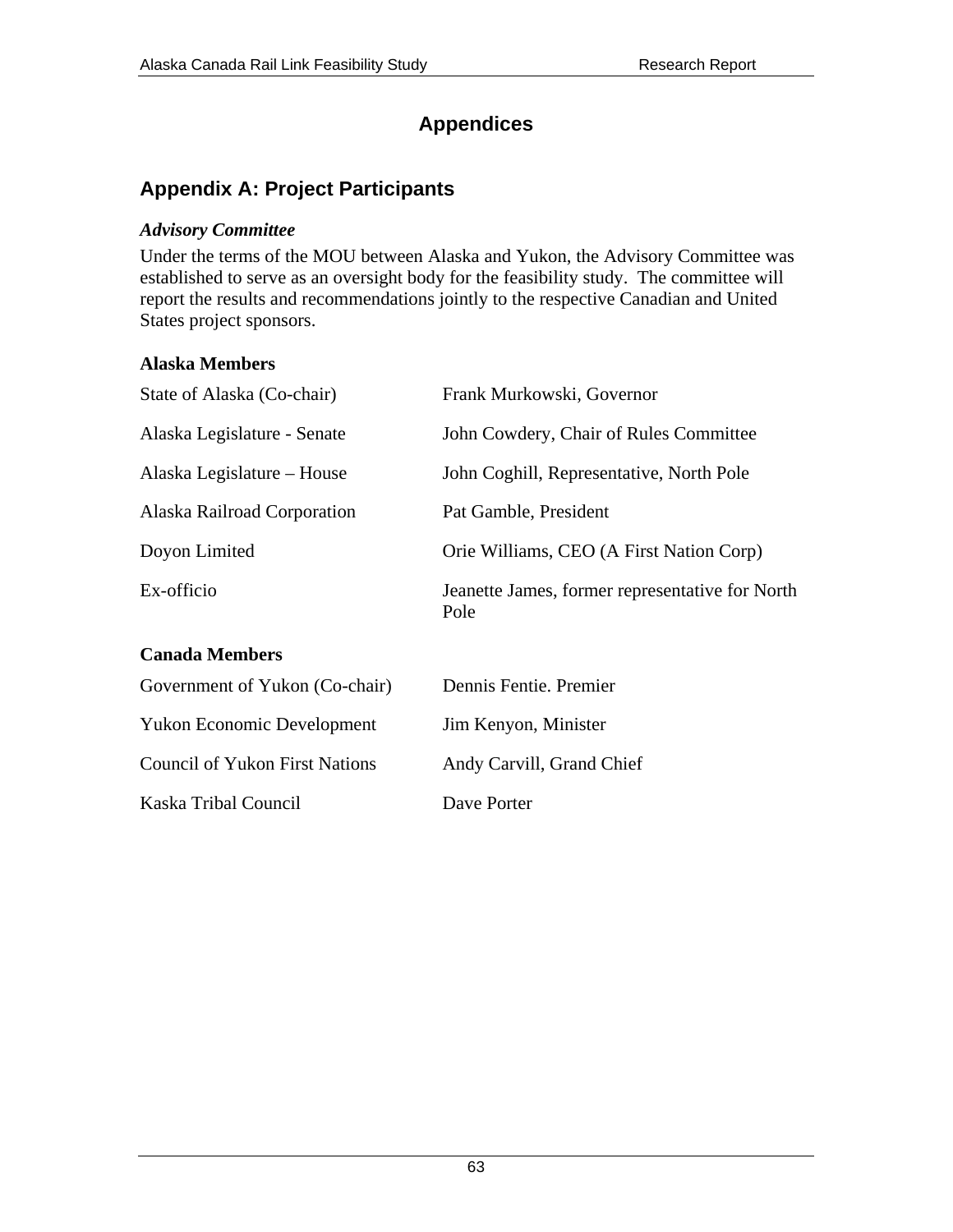# Appendices

## Appendix A: Project Participants

### *Advisory Committee*

Under the terms of the MOU between Alaska and Yukon, the Advisory Committee was established to serve as an oversight body for the feasibility study. The committee will report the results and recommendations jointly to the respective Canadian and United States project sponsors.

**Alaska Members**

| | |
|---|---|
| State of Alaska (Co-chair) | Frank Murkowski, Governor |
| Alaska Legislature - Senate | John Cowdery, Chair of Rules Committee |
| Alaska Legislature – House | John Coghill, Representative, North Pole |
| Alaska Railroad Corporation | Pat Gamble, President |
| Doyon Limited | Orie Williams, CEO (A First Nation Corp) |
| Ex-officio | Jeanette James, former representative for North Pole |

**Canada Members**

| | |
|---|---|
| Government of Yukon (Co-chair) | Dennis Fentie. Premier |
| Yukon Economic Development | Jim Kenyon, Minister |
| Council of Yukon First Nations | Andy Carvill, Grand Chief |
| Kaska Tribal Council | Dave Porter |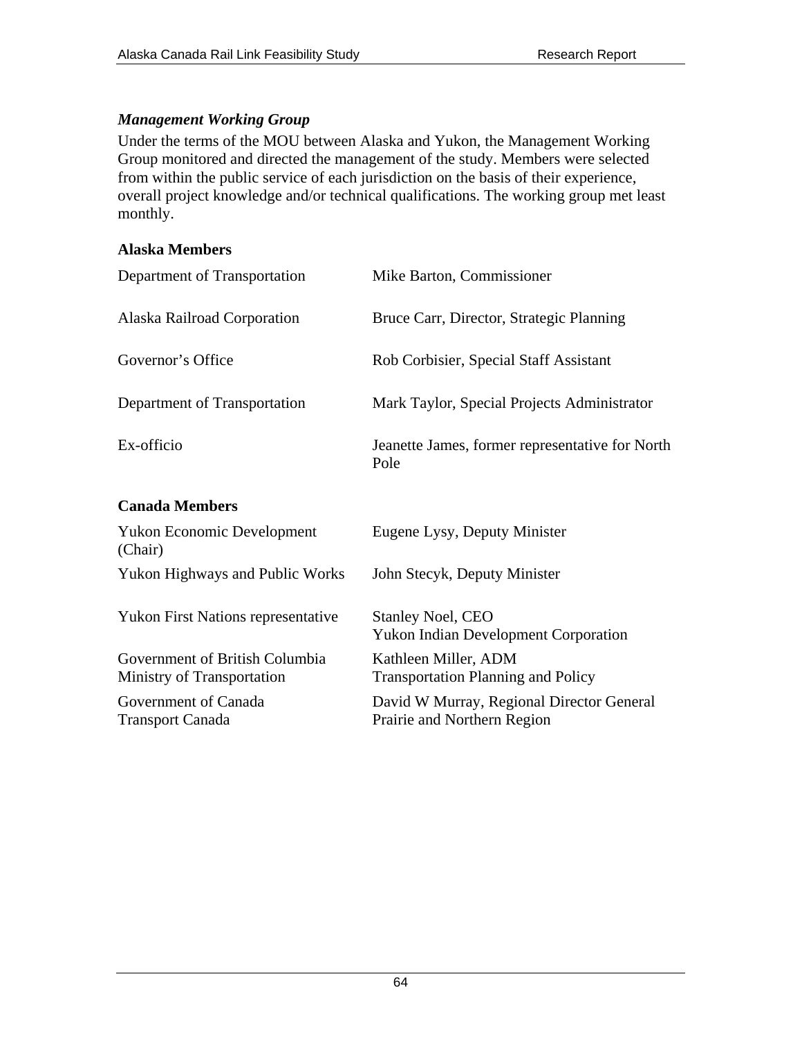### *Management Working Group*

Under the terms of the MOU between Alaska and Yukon, the Management Working Group monitored and directed the management of the study. Members were selected from within the public service of each jurisdiction on the basis of their experience, overall project knowledge and/or technical qualifications. The working group met least monthly.

**Alaska Members**

| | |
|---|---|
| Department of Transportation | Mike Barton, Commissioner |
| Alaska Railroad Corporation | Bruce Carr, Director, Strategic Planning |
| Governor's Office | Rob Corbisier, Special Staff Assistant |
| Department of Transportation | Mark Taylor, Special Projects Administrator |
| Ex-officio | Jeanette James, former representative for North Pole |

**Canada Members**

| | |
|---|---|
| Yukon Economic Development (Chair) | Eugene Lysy, Deputy Minister |
| Yukon Highways and Public Works | John Stecyk, Deputy Minister |
| Yukon First Nations representative | Stanley Noel, CEO<br>Yukon Indian Development Corporation |
| Government of British Columbia<br>Ministry of Transportation | Kathleen Miller, ADM<br>Transportation Planning and Policy |
| Government of Canada<br>Transport Canada | David W Murray, Regional Director General<br>Prairie and Northern Region |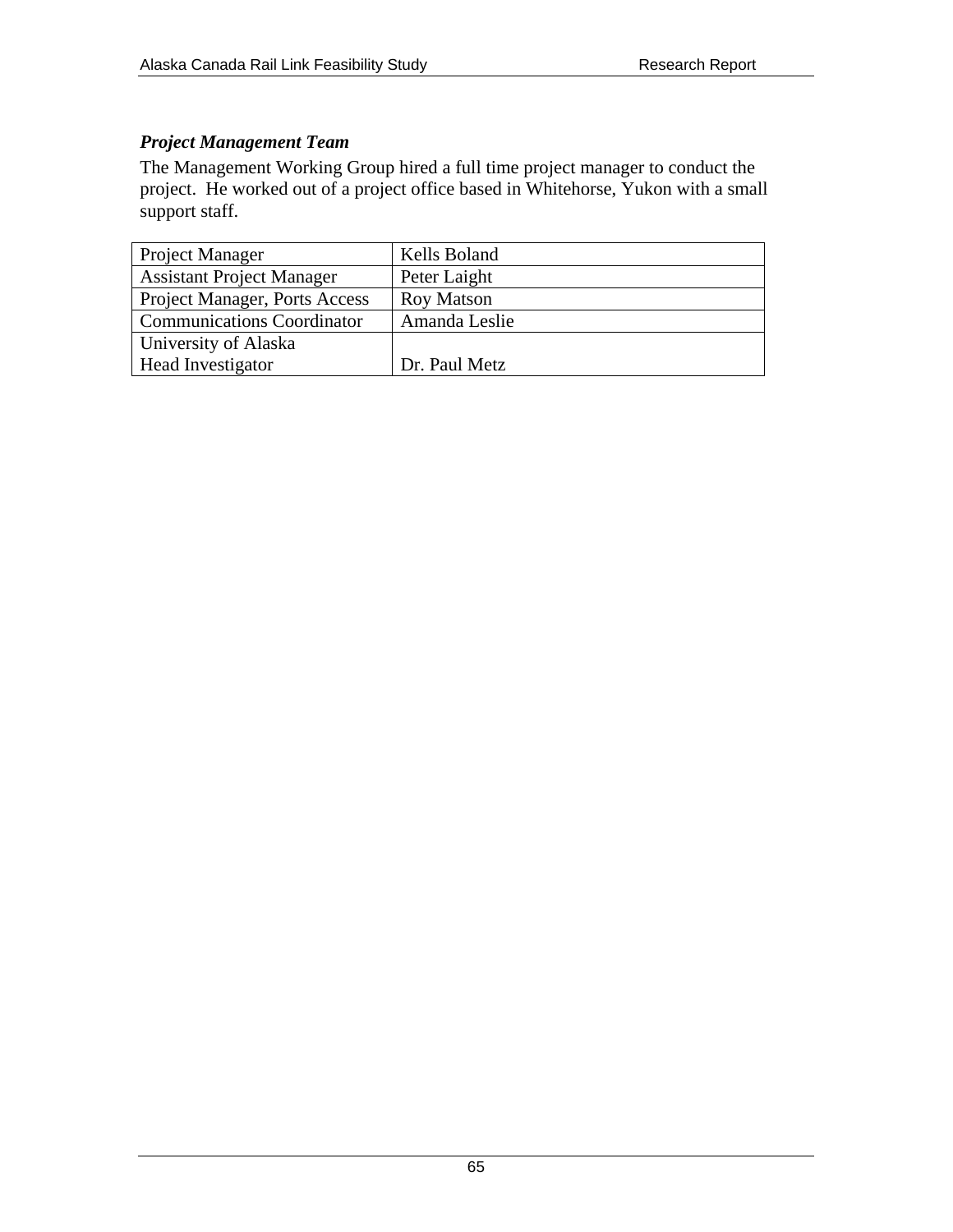### *Project Management Team*

The Management Working Group hired a full time project manager to conduct the project. He worked out of a project office based in Whitehorse, Yukon with a small support staff.

| | |
|---|---|
| Project Manager | Kells Boland |
| Assistant Project Manager | Peter Laight |
| Project Manager, Ports Access | Roy Matson |
| Communications Coordinator | Amanda Leslie |
| University of Alaska Head Investigator | Dr. Paul Metz |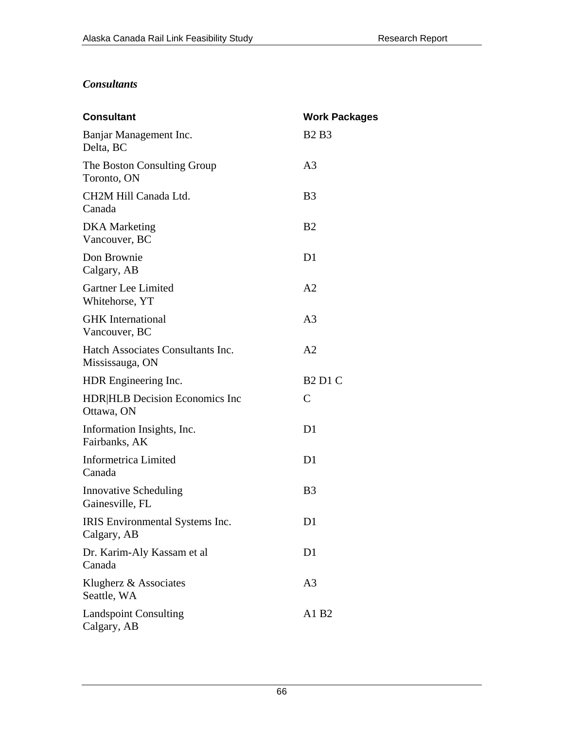### *Consultants*

| Consultant | Work Packages |
|---|---|
| Banjar Management Inc.<br>Delta, BC | B2 B3 |
| The Boston Consulting Group<br>Toronto, ON | A3 |
| CH2M Hill Canada Ltd.<br>Canada | B3 |
| DKA Marketing<br>Vancouver, BC | B2 |
| Don Brownie<br>Calgary, AB | D1 |
| Gartner Lee Limited<br>Whitehorse, YT | A2 |
| GHK International<br>Vancouver, BC | A3 |
| Hatch Associates Consultants Inc.<br>Mississauga, ON | A2 |
| HDR Engineering Inc. | B2 D1 C |
| HDR\|HLB Decision Economics Inc<br>Ottawa, ON | C |
| Information Insights, Inc.<br>Fairbanks, AK | D1 |
| Informetrica Limited<br>Canada | D1 |
| Innovative Scheduling<br>Gainesville, FL | B3 |
| IRIS Environmental Systems Inc.<br>Calgary, AB | D1 |
| Dr. Karim-Aly Kassam et al<br>Canada | D1 |
| Klugherz & Associates<br>Seattle, WA | A3 |
| Landspoint Consulting<br>Calgary, AB | A1 B2 |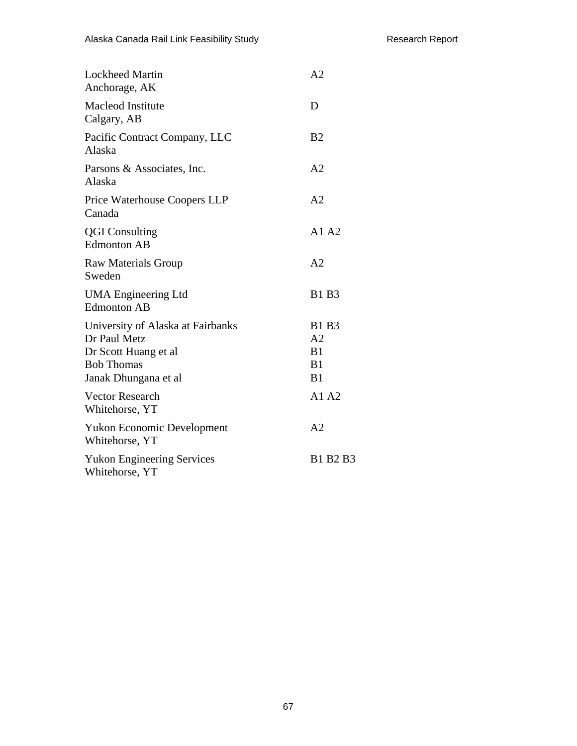| | |
|---|---|
| Lockheed Martin<br>Anchorage, AK | A2 |
| Macleod Institute<br>Calgary, AB | D |
| Pacific Contract Company, LLC<br>Alaska | B2 |
| Parsons & Associates, Inc.<br>Alaska | A2 |
| Price Waterhouse Coopers LLP<br>Canada | A2 |
| QGI Consulting<br>Edmonton AB | A1 A2 |
| Raw Materials Group<br>Sweden | A2 |
| UMA Engineering Ltd<br>Edmonton AB | B1 B3 |
| University of Alaska at Fairbanks | B1 B3 |
| Dr Paul Metz | A2 |
| Dr Scott Huang et al | B1 |
| Bob Thomas | B1 |
| Janak Dhungana et al | B1 |
| Vector Research<br>Whitehorse, YT | A1 A2 |
| Yukon Economic Development<br>Whitehorse, YT | A2 |
| Yukon Engineering Services<br>Whitehorse, YT | B1 B2 B3 |